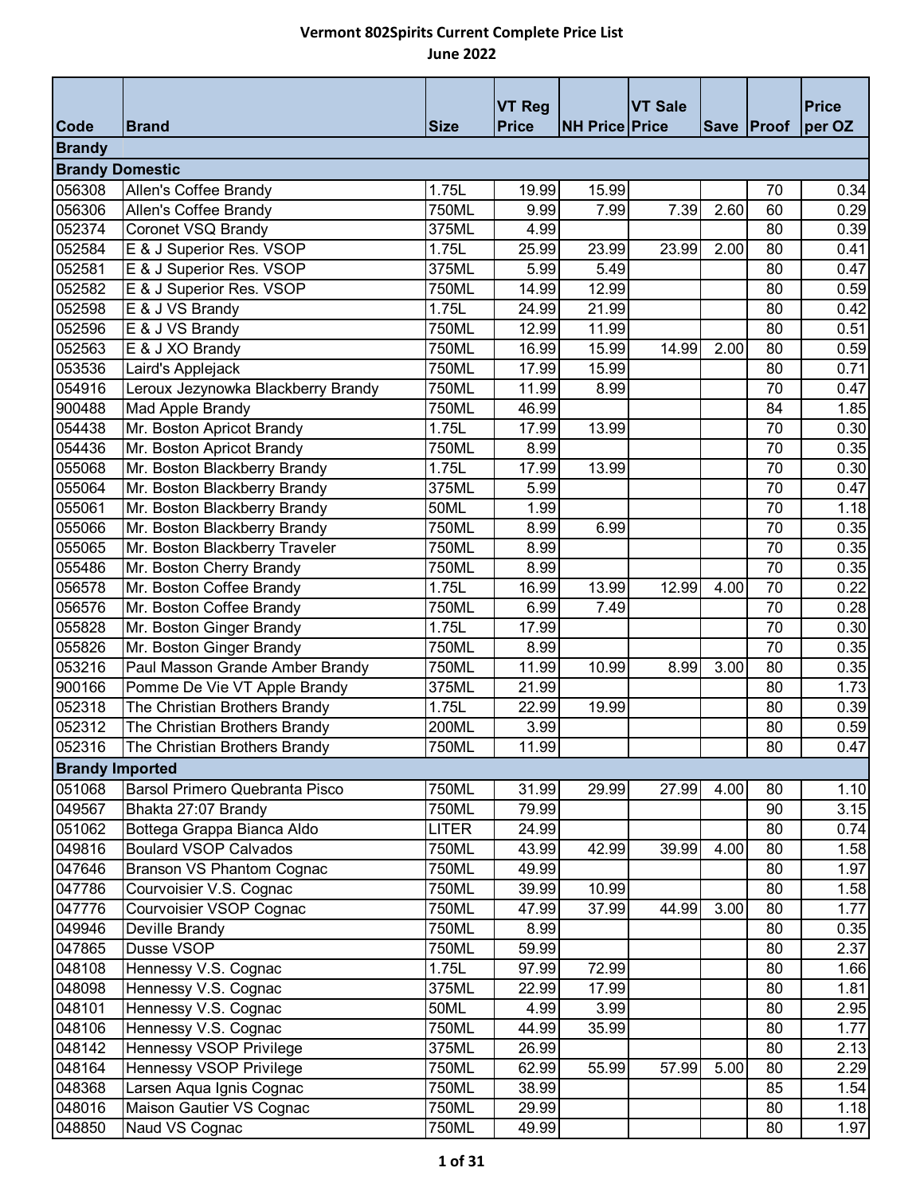# Vermont 802Spirits Current Complete Price List

## June 2022

| Code | Brand | Size | VT Reg Price | NH Price | VT Sale Price | Save | Proof | Price per OZ |
|---|---|---|---|---|---|---|---|---|
| **Brandy** | | | | | | | | |
| **Brandy Domestic** | | | | | | | | |
| 056308 | Allen's Coffee Brandy | 1.75L | 19.99 | 15.99 | | | 70 | 0.34 |
| 056306 | Allen's Coffee Brandy | 750ML | 9.99 | 7.99 | 7.39 | 2.60 | 60 | 0.29 |
| 052374 | Coronet VSQ Brandy | 375ML | 4.99 | | | | 80 | 0.39 |
| 052584 | E & J Superior Res. VSOP | 1.75L | 25.99 | 23.99 | 23.99 | 2.00 | 80 | 0.41 |
| 052581 | E & J Superior Res. VSOP | 375ML | 5.99 | 5.49 | | | 80 | 0.47 |
| 052582 | E & J Superior Res. VSOP | 750ML | 14.99 | 12.99 | | | 80 | 0.59 |
| 052598 | E & J VS Brandy | 1.75L | 24.99 | 21.99 | | | 80 | 0.42 |
| 052596 | E & J VS Brandy | 750ML | 12.99 | 11.99 | | | 80 | 0.51 |
| 052563 | E & J XO Brandy | 750ML | 16.99 | 15.99 | 14.99 | 2.00 | 80 | 0.59 |
| 053536 | Laird's Applejack | 750ML | 17.99 | 15.99 | | | 80 | 0.71 |
| 054916 | Leroux Jezynowka Blackberry Brandy | 750ML | 11.99 | 8.99 | | | 70 | 0.47 |
| 900488 | Mad Apple Brandy | 750ML | 46.99 | | | | 84 | 1.85 |
| 054438 | Mr. Boston Apricot Brandy | 1.75L | 17.99 | 13.99 | | | 70 | 0.30 |
| 054436 | Mr. Boston Apricot Brandy | 750ML | 8.99 | | | | 70 | 0.35 |
| 055068 | Mr. Boston Blackberry Brandy | 1.75L | 17.99 | 13.99 | | | 70 | 0.30 |
| 055064 | Mr. Boston Blackberry Brandy | 375ML | 5.99 | | | | 70 | 0.47 |
| 055061 | Mr. Boston Blackberry Brandy | 50ML | 1.99 | | | | 70 | 1.18 |
| 055066 | Mr. Boston Blackberry Brandy | 750ML | 8.99 | 6.99 | | | 70 | 0.35 |
| 055065 | Mr. Boston Blackberry Traveler | 750ML | 8.99 | | | | 70 | 0.35 |
| 055486 | Mr. Boston Cherry Brandy | 750ML | 8.99 | | | | 70 | 0.35 |
| 056578 | Mr. Boston Coffee Brandy | 1.75L | 16.99 | 13.99 | 12.99 | 4.00 | 70 | 0.22 |
| 056576 | Mr. Boston Coffee Brandy | 750ML | 6.99 | 7.49 | | | 70 | 0.28 |
| 055828 | Mr. Boston Ginger Brandy | 1.75L | 17.99 | | | | 70 | 0.30 |
| 055826 | Mr. Boston Ginger Brandy | 750ML | 8.99 | | | | 70 | 0.35 |
| 053216 | Paul Masson Grande Amber Brandy | 750ML | 11.99 | 10.99 | 8.99 | 3.00 | 80 | 0.35 |
| 900166 | Pomme De Vie VT Apple Brandy | 375ML | 21.99 | | | | 80 | 1.73 |
| 052318 | The Christian Brothers Brandy | 1.75L | 22.99 | 19.99 | | | 80 | 0.39 |
| 052312 | The Christian Brothers Brandy | 200ML | 3.99 | | | | 80 | 0.59 |
| 052316 | The Christian Brothers Brandy | 750ML | 11.99 | | | | 80 | 0.47 |
| **Brandy Imported** | | | | | | | | |
| 051068 | Barsol Primero Quebranta Pisco | 750ML | 31.99 | 29.99 | 27.99 | 4.00 | 80 | 1.10 |
| 049567 | Bhakta 27:07 Brandy | 750ML | 79.99 | | | | 90 | 3.15 |
| 051062 | Bottega Grappa Bianca Aldo | LITER | 24.99 | | | | 80 | 0.74 |
| 049816 | Boulard VSOP Calvados | 750ML | 43.99 | 42.99 | 39.99 | 4.00 | 80 | 1.58 |
| 047646 | Branson VS Phantom Cognac | 750ML | 49.99 | | | | 80 | 1.97 |
| 047786 | Courvoisier V.S. Cognac | 750ML | 39.99 | 10.99 | | | 80 | 1.58 |
| 047776 | Courvoisier VSOP Cognac | 750ML | 47.99 | 37.99 | 44.99 | 3.00 | 80 | 1.77 |
| 049946 | Deville Brandy | 750ML | 8.99 | | | | 80 | 0.35 |
| 047865 | Dusse VSOP | 750ML | 59.99 | | | | 80 | 2.37 |
| 048108 | Hennessy V.S. Cognac | 1.75L | 97.99 | 72.99 | | | 80 | 1.66 |
| 048098 | Hennessy V.S. Cognac | 375ML | 22.99 | 17.99 | | | 80 | 1.81 |
| 048101 | Hennessy V.S. Cognac | 50ML | 4.99 | 3.99 | | | 80 | 2.95 |
| 048106 | Hennessy V.S. Cognac | 750ML | 44.99 | 35.99 | | | 80 | 1.77 |
| 048142 | Hennessy VSOP Privilege | 375ML | 26.99 | | | | 80 | 2.13 |
| 048164 | Hennessy VSOP Privilege | 750ML | 62.99 | 55.99 | 57.99 | 5.00 | 80 | 2.29 |
| 048368 | Larsen Aqua Ignis Cognac | 750ML | 38.99 | | | | 85 | 1.54 |
| 048016 | Maison Gautier VS Cognac | 750ML | 29.99 | | | | 80 | 1.18 |
| 048850 | Naud VS Cognac | 750ML | 49.99 | | | | 80 | 1.97 |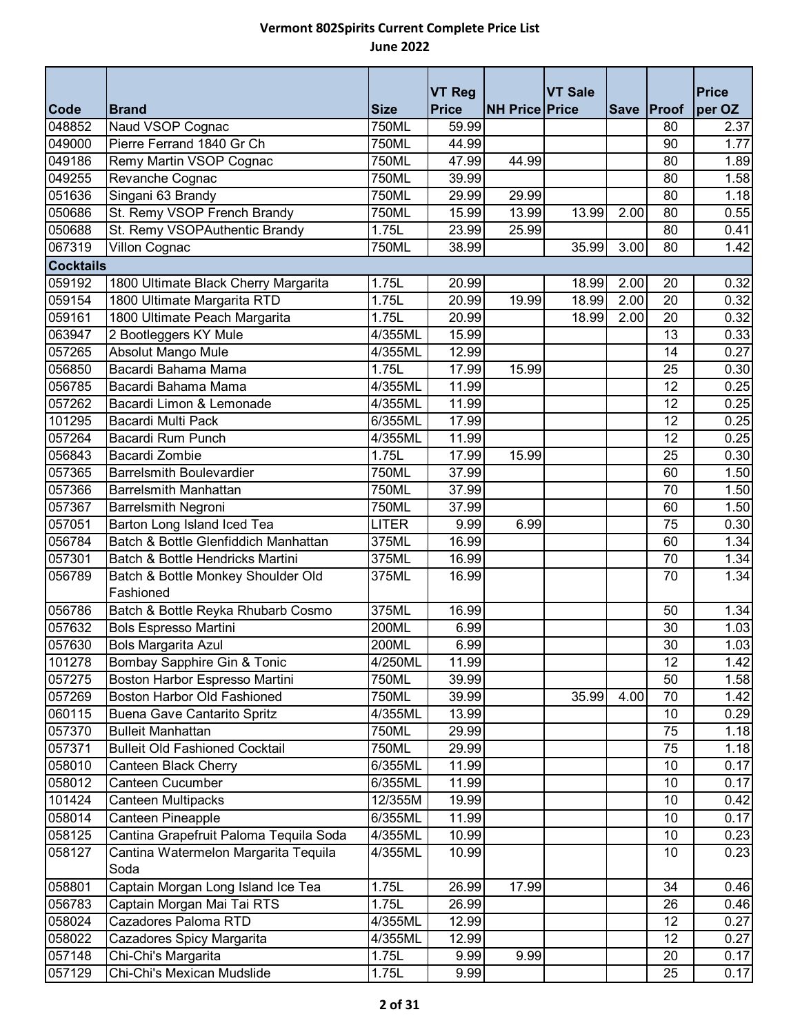# Vermont 802Spirits Current Complete Price List

## June 2022

| Code | Brand | Size | VT Reg Price | NH Price | VT Sale Price | Save | Proof | Price per OZ |
|---|---|---|---|---|---|---|---|---|
| 048852 | Naud VSOP Cognac | 750ML | 59.99 | | | | 80 | 2.37 |
| 049000 | Pierre Ferrand 1840 Gr Ch | 750ML | 44.99 | | | | 90 | 1.77 |
| 049186 | Remy Martin VSOP Cognac | 750ML | 47.99 | 44.99 | | | 80 | 1.89 |
| 049255 | Revanche Cognac | 750ML | 39.99 | | | | 80 | 1.58 |
| 051636 | Singani 63 Brandy | 750ML | 29.99 | 29.99 | | | 80 | 1.18 |
| 050686 | St. Remy VSOP French Brandy | 750ML | 15.99 | 13.99 | 13.99 | 2.00 | 80 | 0.55 |
| 050688 | St. Remy VSOPAuthentic Brandy | 1.75L | 23.99 | 25.99 | | | 80 | 0.41 |
| 067319 | Villon Cognac | 750ML | 38.99 | | 35.99 | 3.00 | 80 | 1.42 |
| **Cocktails** | | | | | | | | |
| 059192 | 1800 Ultimate Black Cherry Margarita | 1.75L | 20.99 | | 18.99 | 2.00 | 20 | 0.32 |
| 059154 | 1800 Ultimate Margarita RTD | 1.75L | 20.99 | 19.99 | 18.99 | 2.00 | 20 | 0.32 |
| 059161 | 1800 Ultimate Peach Margarita | 1.75L | 20.99 | | 18.99 | 2.00 | 20 | 0.32 |
| 063947 | 2 Bootleggers KY Mule | 4/355ML | 15.99 | | | | 13 | 0.33 |
| 057265 | Absolut Mango Mule | 4/355ML | 12.99 | | | | 14 | 0.27 |
| 056850 | Bacardi Bahama Mama | 1.75L | 17.99 | 15.99 | | | 25 | 0.30 |
| 056785 | Bacardi Bahama Mama | 4/355ML | 11.99 | | | | 12 | 0.25 |
| 057262 | Bacardi Limon & Lemonade | 4/355ML | 11.99 | | | | 12 | 0.25 |
| 101295 | Bacardi Multi Pack | 6/355ML | 17.99 | | | | 12 | 0.25 |
| 057264 | Bacardi Rum Punch | 4/355ML | 11.99 | | | | 12 | 0.25 |
| 056843 | Bacardi Zombie | 1.75L | 17.99 | 15.99 | | | 25 | 0.30 |
| 057365 | Barrelsmith Boulevardier | 750ML | 37.99 | | | | 60 | 1.50 |
| 057366 | Barrelsmith Manhattan | 750ML | 37.99 | | | | 70 | 1.50 |
| 057367 | Barrelsmith Negroni | 750ML | 37.99 | | | | 60 | 1.50 |
| 057051 | Barton Long Island Iced Tea | LITER | 9.99 | 6.99 | | | 75 | 0.30 |
| 056784 | Batch & Bottle Glenfiddich Manhattan | 375ML | 16.99 | | | | 60 | 1.34 |
| 057301 | Batch & Bottle Hendricks Martini | 375ML | 16.99 | | | | 70 | 1.34 |
| 056789 | Batch & Bottle Monkey Shoulder Old Fashioned | 375ML | 16.99 | | | | 70 | 1.34 |
| 056786 | Batch & Bottle Reyka Rhubarb Cosmo | 375ML | 16.99 | | | | 50 | 1.34 |
| 057632 | Bols Espresso Martini | 200ML | 6.99 | | | | 30 | 1.03 |
| 057630 | Bols Margarita Azul | 200ML | 6.99 | | | | 30 | 1.03 |
| 101278 | Bombay Sapphire Gin & Tonic | 4/250ML | 11.99 | | | | 12 | 1.42 |
| 057275 | Boston Harbor Espresso Martini | 750ML | 39.99 | | | | 50 | 1.58 |
| 057269 | Boston Harbor Old Fashioned | 750ML | 39.99 | | 35.99 | 4.00 | 70 | 1.42 |
| 060115 | Buena Gave Cantarito Spritz | 4/355ML | 13.99 | | | | 10 | 0.29 |
| 057370 | Bulleit Manhattan | 750ML | 29.99 | | | | 75 | 1.18 |
| 057371 | Bulleit Old Fashioned Cocktail | 750ML | 29.99 | | | | 75 | 1.18 |
| 058010 | Canteen Black Cherry | 6/355ML | 11.99 | | | | 10 | 0.17 |
| 058012 | Canteen Cucumber | 6/355ML | 11.99 | | | | 10 | 0.17 |
| 101424 | Canteen Multipacks | 12/355M | 19.99 | | | | 10 | 0.42 |
| 058014 | Canteen Pineapple | 6/355ML | 11.99 | | | | 10 | 0.17 |
| 058125 | Cantina Grapefruit Paloma Tequila Soda | 4/355ML | 10.99 | | | | 10 | 0.23 |
| 058127 | Cantina Watermelon Margarita Tequila Soda | 4/355ML | 10.99 | | | | 10 | 0.23 |
| 058801 | Captain Morgan Long Island Ice Tea | 1.75L | 26.99 | 17.99 | | | 34 | 0.46 |
| 056783 | Captain Morgan Mai Tai RTS | 1.75L | 26.99 | | | | 26 | 0.46 |
| 058024 | Cazadores Paloma RTD | 4/355ML | 12.99 | | | | 12 | 0.27 |
| 058022 | Cazadores Spicy Margarita | 4/355ML | 12.99 | | | | 12 | 0.27 |
| 057148 | Chi-Chi's Margarita | 1.75L | 9.99 | 9.99 | | | 20 | 0.17 |
| 057129 | Chi-Chi's Mexican Mudslide | 1.75L | 9.99 | | | | 25 | 0.17 |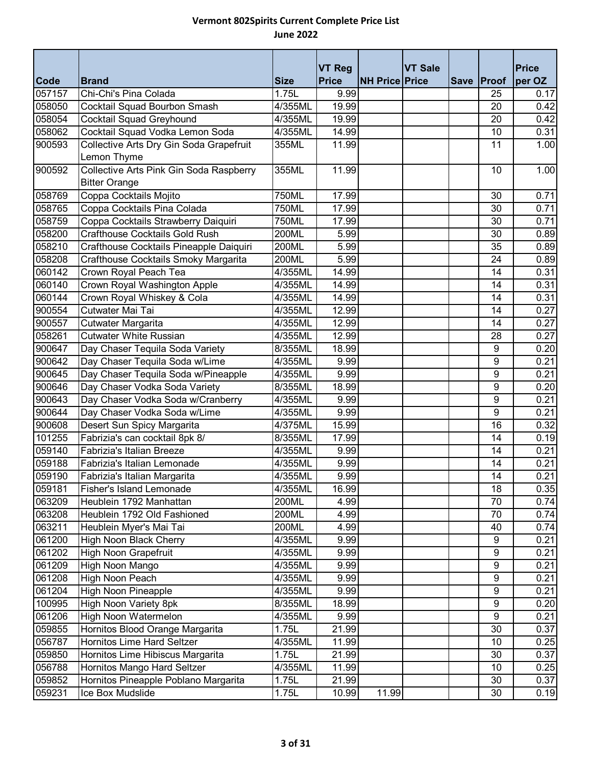# Vermont 802Spirits Current Complete Price List

## June 2022

| Code | Brand | Size | VT Reg Price | NH Price | VT Sale Price | Save | Proof | Price per OZ |
|---|---|---|---|---|---|---|---|---|
| 057157 | Chi-Chi's Pina Colada | 1.75L | 9.99 | | | | 25 | 0.17 |
| 058050 | Cocktail Squad Bourbon Smash | 4/355ML | 19.99 | | | | 20 | 0.42 |
| 058054 | Cocktail Squad Greyhound | 4/355ML | 19.99 | | | | 20 | 0.42 |
| 058062 | Cocktail Squad Vodka Lemon Soda | 4/355ML | 14.99 | | | | 10 | 0.31 |
| 900593 | Collective Arts Dry Gin Soda Grapefruit Lemon Thyme | 355ML | 11.99 | | | | 11 | 1.00 |
| 900592 | Collective Arts Pink Gin Soda Raspberry Bitter Orange | 355ML | 11.99 | | | | 10 | 1.00 |
| 058769 | Coppa Cocktails Mojito | 750ML | 17.99 | | | | 30 | 0.71 |
| 058765 | Coppa Cocktails Pina Colada | 750ML | 17.99 | | | | 30 | 0.71 |
| 058759 | Coppa Cocktails Strawberry Daiquiri | 750ML | 17.99 | | | | 30 | 0.71 |
| 058200 | Crafthouse Cocktails Gold Rush | 200ML | 5.99 | | | | 30 | 0.89 |
| 058210 | Crafthouse Cocktails Pineapple Daiquiri | 200ML | 5.99 | | | | 35 | 0.89 |
| 058208 | Crafthouse Cocktails Smoky Margarita | 200ML | 5.99 | | | | 24 | 0.89 |
| 060142 | Crown Royal Peach Tea | 4/355ML | 14.99 | | | | 14 | 0.31 |
| 060140 | Crown Royal Washington Apple | 4/355ML | 14.99 | | | | 14 | 0.31 |
| 060144 | Crown Royal Whiskey & Cola | 4/355ML | 14.99 | | | | 14 | 0.31 |
| 900554 | Cutwater Mai Tai | 4/355ML | 12.99 | | | | 14 | 0.27 |
| 900557 | Cutwater Margarita | 4/355ML | 12.99 | | | | 14 | 0.27 |
| 058261 | Cutwater White Russian | 4/355ML | 12.99 | | | | 28 | 0.27 |
| 900647 | Day Chaser Tequila Soda Variety | 8/355ML | 18.99 | | | | 9 | 0.20 |
| 900642 | Day Chaser Tequila Soda w/Lime | 4/355ML | 9.99 | | | | 9 | 0.21 |
| 900645 | Day Chaser Tequila Soda w/Pineapple | 4/355ML | 9.99 | | | | 9 | 0.21 |
| 900646 | Day Chaser Vodka Soda Variety | 8/355ML | 18.99 | | | | 9 | 0.20 |
| 900643 | Day Chaser Vodka Soda w/Cranberry | 4/355ML | 9.99 | | | | 9 | 0.21 |
| 900644 | Day Chaser Vodka Soda w/Lime | 4/355ML | 9.99 | | | | 9 | 0.21 |
| 900608 | Desert Sun Spicy Margarita | 4/375ML | 15.99 | | | | 16 | 0.32 |
| 101255 | Fabrizia's can cocktail 8pk 8/ | 8/355ML | 17.99 | | | | 14 | 0.19 |
| 059140 | Fabrizia's Italian Breeze | 4/355ML | 9.99 | | | | 14 | 0.21 |
| 059188 | Fabrizia's Italian Lemonade | 4/355ML | 9.99 | | | | 14 | 0.21 |
| 059190 | Fabrizia's Italian Margarita | 4/355ML | 9.99 | | | | 14 | 0.21 |
| 059181 | Fisher's Island Lemonade | 4/355ML | 16.99 | | | | 18 | 0.35 |
| 063209 | Heublein 1792 Manhattan | 200ML | 4.99 | | | | 70 | 0.74 |
| 063208 | Heublein 1792 Old Fashioned | 200ML | 4.99 | | | | 70 | 0.74 |
| 063211 | Heublein Myer's Mai Tai | 200ML | 4.99 | | | | 40 | 0.74 |
| 061200 | High Noon Black Cherry | 4/355ML | 9.99 | | | | 9 | 0.21 |
| 061202 | High Noon Grapefruit | 4/355ML | 9.99 | | | | 9 | 0.21 |
| 061209 | High Noon Mango | 4/355ML | 9.99 | | | | 9 | 0.21 |
| 061208 | High Noon Peach | 4/355ML | 9.99 | | | | 9 | 0.21 |
| 061204 | High Noon Pineapple | 4/355ML | 9.99 | | | | 9 | 0.21 |
| 100995 | High Noon Variety 8pk | 8/355ML | 18.99 | | | | 9 | 0.20 |
| 061206 | High Noon Watermelon | 4/355ML | 9.99 | | | | 9 | 0.21 |
| 059855 | Hornitos Blood Orange Margarita | 1.75L | 21.99 | | | | 30 | 0.37 |
| 056787 | Hornitos Lime Hard Seltzer | 4/355ML | 11.99 | | | | 10 | 0.25 |
| 059850 | Hornitos Lime Hibiscus Margarita | 1.75L | 21.99 | | | | 30 | 0.37 |
| 056788 | Hornitos Mango Hard Seltzer | 4/355ML | 11.99 | | | | 10 | 0.25 |
| 059852 | Hornitos Pineapple Poblano Margarita | 1.75L | 21.99 | | | | 30 | 0.37 |
| 059231 | Ice Box Mudslide | 1.75L | 10.99 | 11.99 | | | 30 | 0.19 |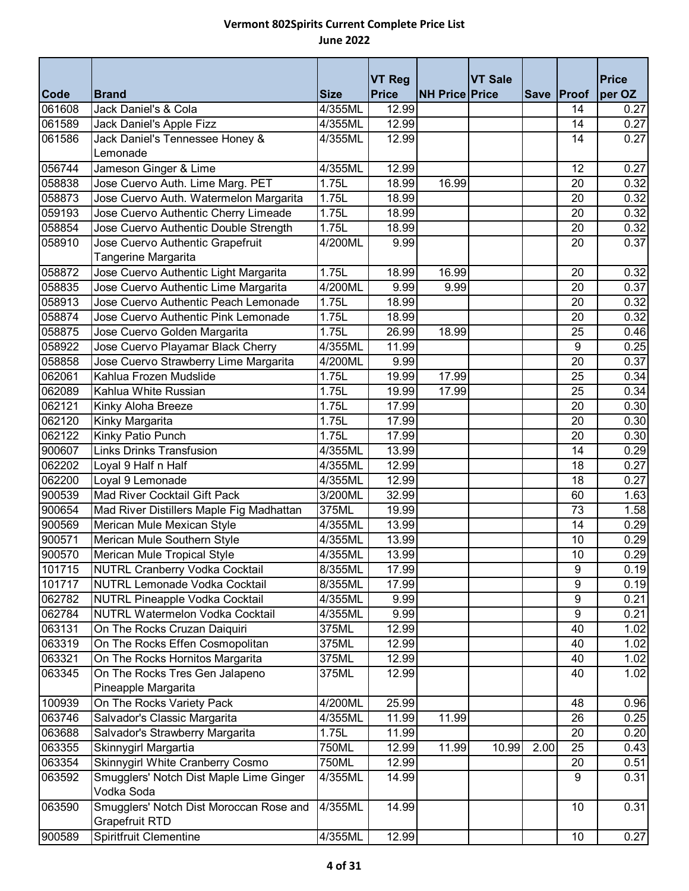# Vermont 802Spirits Current Complete Price List

## June 2022

| Code | Brand | Size | VT Reg Price | NH Price | VT Sale Price | Save | Proof | Price per OZ |
|---|---|---|---|---|---|---|---|---|
| 061608 | Jack Daniel's & Cola | 4/355ML | 12.99 | | | | 14 | 0.27 |
| 061589 | Jack Daniel's Apple Fizz | 4/355ML | 12.99 | | | | 14 | 0.27 |
| 061586 | Jack Daniel's Tennessee Honey & Lemonade | 4/355ML | 12.99 | | | | 14 | 0.27 |
| 056744 | Jameson Ginger & Lime | 4/355ML | 12.99 | | | | 12 | 0.27 |
| 058838 | Jose Cuervo Auth. Lime Marg. PET | 1.75L | 18.99 | 16.99 | | | 20 | 0.32 |
| 058873 | Jose Cuervo Auth. Watermelon Margarita | 1.75L | 18.99 | | | | 20 | 0.32 |
| 059193 | Jose Cuervo Authentic Cherry Limeade | 1.75L | 18.99 | | | | 20 | 0.32 |
| 058854 | Jose Cuervo Authentic Double Strength | 1.75L | 18.99 | | | | 20 | 0.32 |
| 058910 | Jose Cuervo Authentic Grapefruit Tangerine Margarita | 4/200ML | 9.99 | | | | 20 | 0.37 |
| 058872 | Jose Cuervo Authentic Light Margarita | 1.75L | 18.99 | 16.99 | | | 20 | 0.32 |
| 058835 | Jose Cuervo Authentic Lime Margarita | 4/200ML | 9.99 | 9.99 | | | 20 | 0.37 |
| 058913 | Jose Cuervo Authentic Peach Lemonade | 1.75L | 18.99 | | | | 20 | 0.32 |
| 058874 | Jose Cuervo Authentic Pink Lemonade | 1.75L | 18.99 | | | | 20 | 0.32 |
| 058875 | Jose Cuervo Golden Margarita | 1.75L | 26.99 | 18.99 | | | 25 | 0.46 |
| 058922 | Jose Cuervo Playamar Black Cherry | 4/355ML | 11.99 | | | | 9 | 0.25 |
| 058858 | Jose Cuervo Strawberry Lime Margarita | 4/200ML | 9.99 | | | | 20 | 0.37 |
| 062061 | Kahlua Frozen Mudslide | 1.75L | 19.99 | 17.99 | | | 25 | 0.34 |
| 062089 | Kahlua White Russian | 1.75L | 19.99 | 17.99 | | | 25 | 0.34 |
| 062121 | Kinky Aloha Breeze | 1.75L | 17.99 | | | | 20 | 0.30 |
| 062120 | Kinky Margarita | 1.75L | 17.99 | | | | 20 | 0.30 |
| 062122 | Kinky Patio Punch | 1.75L | 17.99 | | | | 20 | 0.30 |
| 900607 | Links Drinks Transfusion | 4/355ML | 13.99 | | | | 14 | 0.29 |
| 062202 | Loyal 9 Half n Half | 4/355ML | 12.99 | | | | 18 | 0.27 |
| 062200 | Loyal 9 Lemonade | 4/355ML | 12.99 | | | | 18 | 0.27 |
| 900539 | Mad River Cocktail Gift Pack | 3/200ML | 32.99 | | | | 60 | 1.63 |
| 900654 | Mad River Distillers Maple Fig Madhattan | 375ML | 19.99 | | | | 73 | 1.58 |
| 900569 | Merican Mule Mexican Style | 4/355ML | 13.99 | | | | 14 | 0.29 |
| 900571 | Merican Mule Southern Style | 4/355ML | 13.99 | | | | 10 | 0.29 |
| 900570 | Merican Mule Tropical Style | 4/355ML | 13.99 | | | | 10 | 0.29 |
| 101715 | NUTRL Cranberry Vodka Cocktail | 8/355ML | 17.99 | | | | 9 | 0.19 |
| 101717 | NUTRL Lemonade Vodka Cocktail | 8/355ML | 17.99 | | | | 9 | 0.19 |
| 062782 | NUTRL Pineapple Vodka Cocktail | 4/355ML | 9.99 | | | | 9 | 0.21 |
| 062784 | NUTRL Watermelon Vodka Cocktail | 4/355ML | 9.99 | | | | 9 | 0.21 |
| 063131 | On The Rocks Cruzan Daiquiri | 375ML | 12.99 | | | | 40 | 1.02 |
| 063319 | On The Rocks Effen Cosmopolitan | 375ML | 12.99 | | | | 40 | 1.02 |
| 063321 | On The Rocks Hornitos Margarita | 375ML | 12.99 | | | | 40 | 1.02 |
| 063345 | On The Rocks Tres Gen Jalapeno Pineapple Margarita | 375ML | 12.99 | | | | 40 | 1.02 |
| 100939 | On The Rocks Variety Pack | 4/200ML | 25.99 | | | | 48 | 0.96 |
| 063746 | Salvador's Classic Margarita | 4/355ML | 11.99 | 11.99 | | | 26 | 0.25 |
| 063688 | Salvador's Strawberry Margarita | 1.75L | 11.99 | | | | 20 | 0.20 |
| 063355 | Skinnygirl Margartia | 750ML | 12.99 | 11.99 | 10.99 | 2.00 | 25 | 0.43 |
| 063354 | Skinnygirl White Cranberry Cosmo | 750ML | 12.99 | | | | 20 | 0.51 |
| 063592 | Smugglers' Notch Dist Maple Lime Ginger Vodka Soda | 4/355ML | 14.99 | | | | 9 | 0.31 |
| 063590 | Smugglers' Notch Dist Moroccan Rose and Grapefruit RTD | 4/355ML | 14.99 | | | | 10 | 0.31 |
| 900589 | Spiritfruit Clementine | 4/355ML | 12.99 | | | | 10 | 0.27 |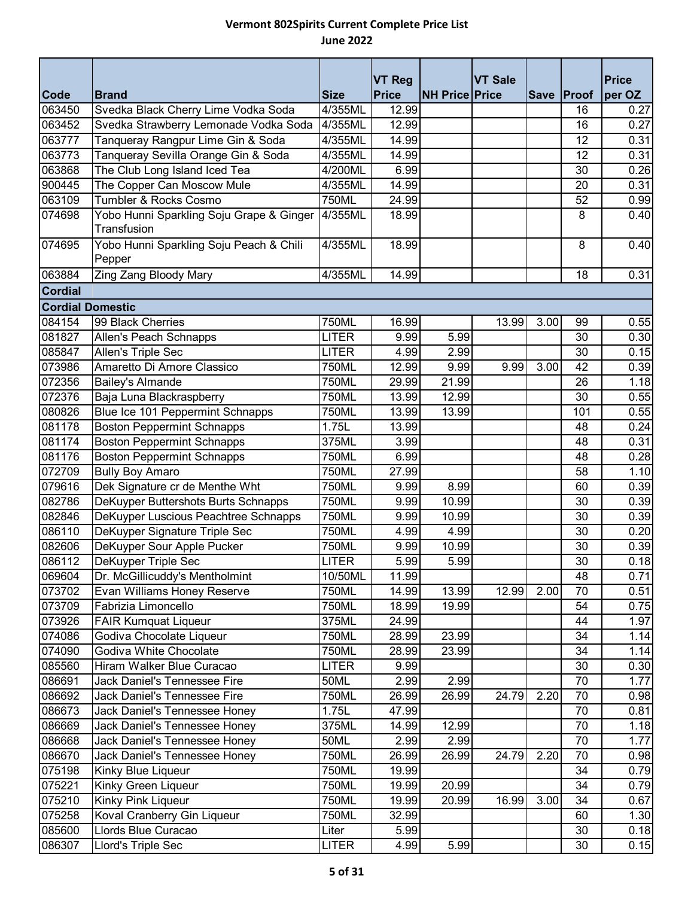# Vermont 802Spirits Current Complete Price List

## June 2022

| Code | Brand | Size | VT Reg Price | NH Price | VT Sale Price | Save | Proof | Price per OZ |
|---|---|---|---|---|---|---|---|---|
| 063450 | Svedka Black Cherry Lime Vodka Soda | 4/355ML | 12.99 | | | | 16 | 0.27 |
| 063452 | Svedka Strawberry Lemonade Vodka Soda | 4/355ML | 12.99 | | | | 16 | 0.27 |
| 063777 | Tanqueray Rangpur Lime Gin & Soda | 4/355ML | 14.99 | | | | 12 | 0.31 |
| 063773 | Tanqueray Sevilla Orange Gin & Soda | 4/355ML | 14.99 | | | | 12 | 0.31 |
| 063868 | The Club Long Island Iced Tea | 4/200ML | 6.99 | | | | 30 | 0.26 |
| 900445 | The Copper Can Moscow Mule | 4/355ML | 14.99 | | | | 20 | 0.31 |
| 063109 | Tumbler & Rocks Cosmo | 750ML | 24.99 | | | | 52 | 0.99 |
| 074698 | Yobo Hunni Sparkling Soju Grape & Ginger Transfusion | 4/355ML | 18.99 | | | | 8 | 0.40 |
| 074695 | Yobo Hunni Sparkling Soju Peach & Chili Pepper | 4/355ML | 18.99 | | | | 8 | 0.40 |
| 063884 | Zing Zang Bloody Mary | 4/355ML | 14.99 | | | | 18 | 0.31 |
| **Cordial** | | | | | | | | |
| **Cordial Domestic** | | | | | | | | |
| 084154 | 99 Black Cherries | 750ML | 16.99 | | 13.99 | 3.00 | 99 | 0.55 |
| 081827 | Allen's Peach Schnapps | LITER | 9.99 | 5.99 | | | 30 | 0.30 |
| 085847 | Allen's Triple Sec | LITER | 4.99 | 2.99 | | | 30 | 0.15 |
| 073986 | Amaretto Di Amore Classico | 750ML | 12.99 | 9.99 | 9.99 | 3.00 | 42 | 0.39 |
| 072356 | Bailey's Almande | 750ML | 29.99 | 21.99 | | | 26 | 1.18 |
| 072376 | Baja Luna Blackraspberry | 750ML | 13.99 | 12.99 | | | 30 | 0.55 |
| 080826 | Blue Ice 101 Peppermint Schnapps | 750ML | 13.99 | 13.99 | | | 101 | 0.55 |
| 081178 | Boston Peppermint Schnapps | 1.75L | 13.99 | | | | 48 | 0.24 |
| 081174 | Boston Peppermint Schnapps | 375ML | 3.99 | | | | 48 | 0.31 |
| 081176 | Boston Peppermint Schnapps | 750ML | 6.99 | | | | 48 | 0.28 |
| 072709 | Bully Boy Amaro | 750ML | 27.99 | | | | 58 | 1.10 |
| 079616 | Dek Signature cr de Menthe Wht | 750ML | 9.99 | 8.99 | | | 60 | 0.39 |
| 082786 | DeKuyper Buttershots Burts Schnapps | 750ML | 9.99 | 10.99 | | | 30 | 0.39 |
| 082846 | DeKuyper Luscious Peachtree Schnapps | 750ML | 9.99 | 10.99 | | | 30 | 0.39 |
| 086110 | DeKuyper Signature Triple Sec | 750ML | 4.99 | 4.99 | | | 30 | 0.20 |
| 082606 | DeKuyper Sour Apple Pucker | 750ML | 9.99 | 10.99 | | | 30 | 0.39 |
| 086112 | DeKuyper Triple Sec | LITER | 5.99 | 5.99 | | | 30 | 0.18 |
| 069604 | Dr. McGillicuddy's Mentholmint | 10/50ML | 11.99 | | | | 48 | 0.71 |
| 073702 | Evan Williams Honey Reserve | 750ML | 14.99 | 13.99 | 12.99 | 2.00 | 70 | 0.51 |
| 073709 | Fabrizia Limoncello | 750ML | 18.99 | 19.99 | | | 54 | 0.75 |
| 073926 | FAIR Kumquat Liqueur | 375ML | 24.99 | | | | 44 | 1.97 |
| 074086 | Godiva Chocolate Liqueur | 750ML | 28.99 | 23.99 | | | 34 | 1.14 |
| 074090 | Godiva White Chocolate | 750ML | 28.99 | 23.99 | | | 34 | 1.14 |
| 085560 | Hiram Walker Blue Curacao | LITER | 9.99 | | | | 30 | 0.30 |
| 086691 | Jack Daniel's Tennessee Fire | 50ML | 2.99 | 2.99 | | | 70 | 1.77 |
| 086692 | Jack Daniel's Tennessee Fire | 750ML | 26.99 | 26.99 | 24.79 | 2.20 | 70 | 0.98 |
| 086673 | Jack Daniel's Tennessee Honey | 1.75L | 47.99 | | | | 70 | 0.81 |
| 086669 | Jack Daniel's Tennessee Honey | 375ML | 14.99 | 12.99 | | | 70 | 1.18 |
| 086668 | Jack Daniel's Tennessee Honey | 50ML | 2.99 | 2.99 | | | 70 | 1.77 |
| 086670 | Jack Daniel's Tennessee Honey | 750ML | 26.99 | 26.99 | 24.79 | 2.20 | 70 | 0.98 |
| 075198 | Kinky Blue Liqueur | 750ML | 19.99 | | | | 34 | 0.79 |
| 075221 | Kinky Green Liqueur | 750ML | 19.99 | 20.99 | | | 34 | 0.79 |
| 075210 | Kinky Pink Liqueur | 750ML | 19.99 | 20.99 | 16.99 | 3.00 | 34 | 0.67 |
| 075258 | Koval Cranberry Gin Liqueur | 750ML | 32.99 | | | | 60 | 1.30 |
| 085600 | Llords Blue Curacao | Liter | 5.99 | | | | 30 | 0.18 |
| 086307 | Llord's Triple Sec | LITER | 4.99 | 5.99 | | | 30 | 0.15 |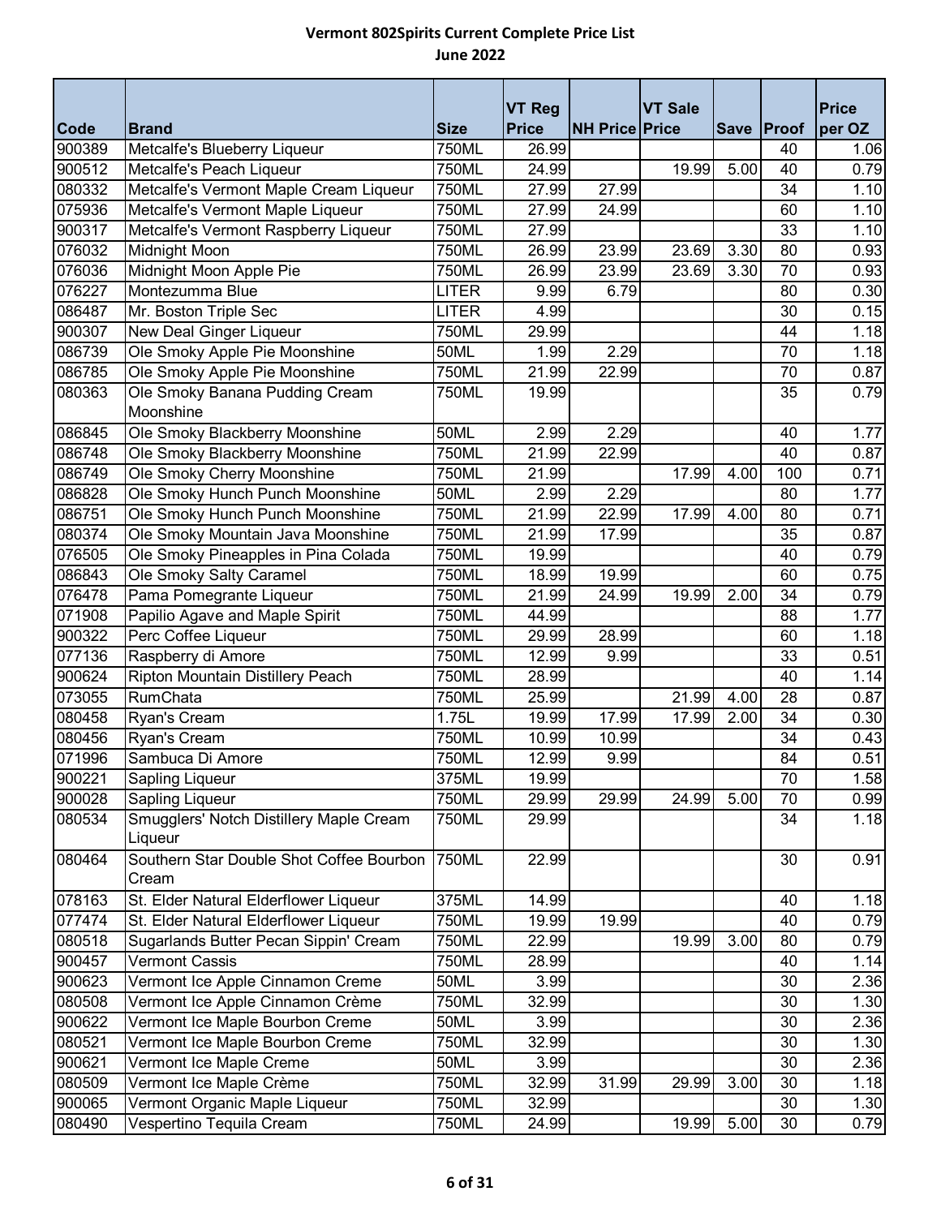# Vermont 802Spirits Current Complete Price List

## June 2022

| Code | Brand | Size | VT Reg Price | NH Price | VT Sale Price | Save | Proof | Price per OZ |
|---|---|---|---|---|---|---|---|---|
| 900389 | Metcalfe's Blueberry Liqueur | 750ML | 26.99 | | | | 40 | 1.06 |
| 900512 | Metcalfe's Peach Liqueur | 750ML | 24.99 | | 19.99 | 5.00 | 40 | 0.79 |
| 080332 | Metcalfe's Vermont Maple Cream Liqueur | 750ML | 27.99 | 27.99 | | | 34 | 1.10 |
| 075936 | Metcalfe's Vermont Maple Liqueur | 750ML | 27.99 | 24.99 | | | 60 | 1.10 |
| 900317 | Metcalfe's Vermont Raspberry Liqueur | 750ML | 27.99 | | | | 33 | 1.10 |
| 076032 | Midnight Moon | 750ML | 26.99 | 23.99 | 23.69 | 3.30 | 80 | 0.93 |
| 076036 | Midnight Moon Apple Pie | 750ML | 26.99 | 23.99 | 23.69 | 3.30 | 70 | 0.93 |
| 076227 | Montezumma Blue | LITER | 9.99 | 6.79 | | | 80 | 0.30 |
| 086487 | Mr. Boston Triple Sec | LITER | 4.99 | | | | 30 | 0.15 |
| 900307 | New Deal Ginger Liqueur | 750ML | 29.99 | | | | 44 | 1.18 |
| 086739 | Ole Smoky Apple Pie Moonshine | 50ML | 1.99 | 2.29 | | | 70 | 1.18 |
| 086785 | Ole Smoky Apple Pie Moonshine | 750ML | 21.99 | 22.99 | | | 70 | 0.87 |
| 080363 | Ole Smoky Banana Pudding Cream Moonshine | 750ML | 19.99 | | | | 35 | 0.79 |
| 086845 | Ole Smoky Blackberry Moonshine | 50ML | 2.99 | 2.29 | | | 40 | 1.77 |
| 086748 | Ole Smoky Blackberry Moonshine | 750ML | 21.99 | 22.99 | | | 40 | 0.87 |
| 086749 | Ole Smoky Cherry Moonshine | 750ML | 21.99 | | 17.99 | 4.00 | 100 | 0.71 |
| 086828 | Ole Smoky Hunch Punch Moonshine | 50ML | 2.99 | 2.29 | | | 80 | 1.77 |
| 086751 | Ole Smoky Hunch Punch Moonshine | 750ML | 21.99 | 22.99 | 17.99 | 4.00 | 80 | 0.71 |
| 080374 | Ole Smoky Mountain Java Moonshine | 750ML | 21.99 | 17.99 | | | 35 | 0.87 |
| 076505 | Ole Smoky Pineapples in Pina Colada | 750ML | 19.99 | | | | 40 | 0.79 |
| 086843 | Ole Smoky Salty Caramel | 750ML | 18.99 | 19.99 | | | 60 | 0.75 |
| 076478 | Pama Pomegrante Liqueur | 750ML | 21.99 | 24.99 | 19.99 | 2.00 | 34 | 0.79 |
| 071908 | Papilio Agave and Maple Spirit | 750ML | 44.99 | | | | 88 | 1.77 |
| 900322 | Perc Coffee Liqueur | 750ML | 29.99 | 28.99 | | | 60 | 1.18 |
| 077136 | Raspberry di Amore | 750ML | 12.99 | 9.99 | | | 33 | 0.51 |
| 900624 | Ripton Mountain Distillery Peach | 750ML | 28.99 | | | | 40 | 1.14 |
| 073055 | RumChata | 750ML | 25.99 | | 21.99 | 4.00 | 28 | 0.87 |
| 080458 | Ryan's Cream | 1.75L | 19.99 | 17.99 | 17.99 | 2.00 | 34 | 0.30 |
| 080456 | Ryan's Cream | 750ML | 10.99 | 10.99 | | | 34 | 0.43 |
| 071996 | Sambuca Di Amore | 750ML | 12.99 | 9.99 | | | 84 | 0.51 |
| 900221 | Sapling Liqueur | 375ML | 19.99 | | | | 70 | 1.58 |
| 900028 | Sapling Liqueur | 750ML | 29.99 | 29.99 | 24.99 | 5.00 | 70 | 0.99 |
| 080534 | Smugglers' Notch Distillery Maple Cream Liqueur | 750ML | 29.99 | | | | 34 | 1.18 |
| 080464 | Southern Star Double Shot Coffee Bourbon Cream | 750ML | 22.99 | | | | 30 | 0.91 |
| 078163 | St. Elder Natural Elderflower Liqueur | 375ML | 14.99 | | | | 40 | 1.18 |
| 077474 | St. Elder Natural Elderflower Liqueur | 750ML | 19.99 | 19.99 | | | 40 | 0.79 |
| 080518 | Sugarlands Butter Pecan Sippin' Cream | 750ML | 22.99 | | 19.99 | 3.00 | 80 | 0.79 |
| 900457 | Vermont Cassis | 750ML | 28.99 | | | | 40 | 1.14 |
| 900623 | Vermont Ice Apple Cinnamon Creme | 50ML | 3.99 | | | | 30 | 2.36 |
| 080508 | Vermont Ice Apple Cinnamon Crème | 750ML | 32.99 | | | | 30 | 1.30 |
| 900622 | Vermont Ice Maple Bourbon Creme | 50ML | 3.99 | | | | 30 | 2.36 |
| 080521 | Vermont Ice Maple Bourbon Creme | 750ML | 32.99 | | | | 30 | 1.30 |
| 900621 | Vermont Ice Maple Creme | 50ML | 3.99 | | | | 30 | 2.36 |
| 080509 | Vermont Ice Maple Crème | 750ML | 32.99 | 31.99 | 29.99 | 3.00 | 30 | 1.18 |
| 900065 | Vermont Organic Maple Liqueur | 750ML | 32.99 | | | | 30 | 1.30 |
| 080490 | Vespertino Tequila Cream | 750ML | 24.99 | | 19.99 | 5.00 | 30 | 0.79 |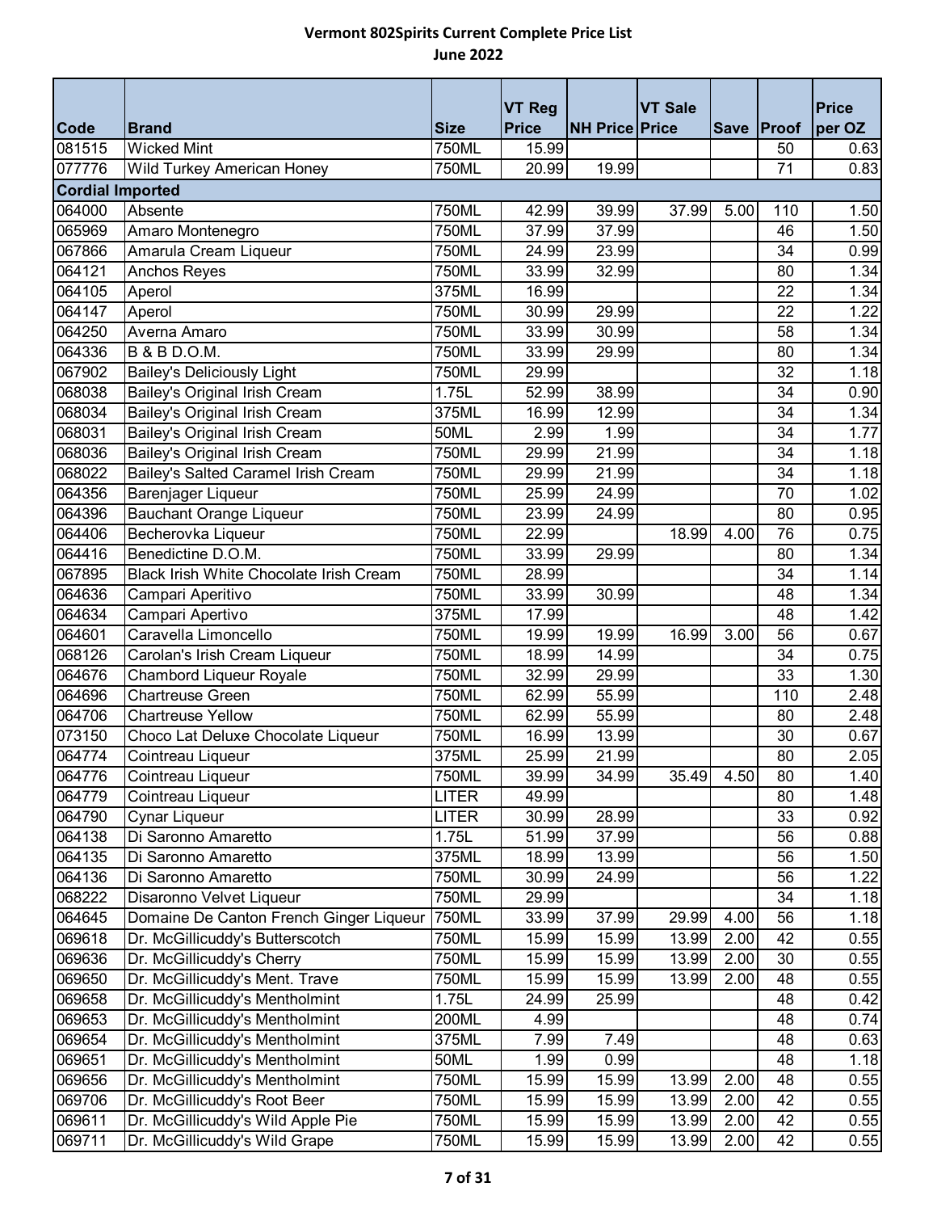**Vermont 802Spirits Current Complete Price List**
**June 2022**

| Code | Brand | Size | VT Reg Price | NH Price | VT Sale Price | Save | Proof | Price per OZ |
|---|---|---|---|---|---|---|---|---|
| 081515 | Wicked Mint | 750ML | 15.99 | | | | 50 | 0.63 |
| 077776 | Wild Turkey American Honey | 750ML | 20.99 | 19.99 | | | 71 | 0.83 |
| **Cordial Imported** | | | | | | | | |
| 064000 | Absente | 750ML | 42.99 | 39.99 | 37.99 | 5.00 | 110 | 1.50 |
| 065969 | Amaro Montenegro | 750ML | 37.99 | 37.99 | | | 46 | 1.50 |
| 067866 | Amarula Cream Liqueur | 750ML | 24.99 | 23.99 | | | 34 | 0.99 |
| 064121 | Anchos Reyes | 750ML | 33.99 | 32.99 | | | 80 | 1.34 |
| 064105 | Aperol | 375ML | 16.99 | | | | 22 | 1.34 |
| 064147 | Aperol | 750ML | 30.99 | 29.99 | | | 22 | 1.22 |
| 064250 | Averna Amaro | 750ML | 33.99 | 30.99 | | | 58 | 1.34 |
| 064336 | B & B D.O.M. | 750ML | 33.99 | 29.99 | | | 80 | 1.34 |
| 067902 | Bailey's Deliciously Light | 750ML | 29.99 | | | | 32 | 1.18 |
| 068038 | Bailey's Original Irish Cream | 1.75L | 52.99 | 38.99 | | | 34 | 0.90 |
| 068034 | Bailey's Original Irish Cream | 375ML | 16.99 | 12.99 | | | 34 | 1.34 |
| 068031 | Bailey's Original Irish Cream | 50ML | 2.99 | 1.99 | | | 34 | 1.77 |
| 068036 | Bailey's Original Irish Cream | 750ML | 29.99 | 21.99 | | | 34 | 1.18 |
| 068022 | Bailey's Salted Caramel Irish Cream | 750ML | 29.99 | 21.99 | | | 34 | 1.18 |
| 064356 | Barenjager Liqueur | 750ML | 25.99 | 24.99 | | | 70 | 1.02 |
| 064396 | Bauchant Orange Liqueur | 750ML | 23.99 | 24.99 | | | 80 | 0.95 |
| 064406 | Becherovka Liqueur | 750ML | 22.99 | | 18.99 | 4.00 | 76 | 0.75 |
| 064416 | Benedictine D.O.M. | 750ML | 33.99 | 29.99 | | | 80 | 1.34 |
| 067895 | Black Irish White Chocolate Irish Cream | 750ML | 28.99 | | | | 34 | 1.14 |
| 064636 | Campari Aperitivo | 750ML | 33.99 | 30.99 | | | 48 | 1.34 |
| 064634 | Campari Apertivo | 375ML | 17.99 | | | | 48 | 1.42 |
| 064601 | Caravella Limoncello | 750ML | 19.99 | 19.99 | 16.99 | 3.00 | 56 | 0.67 |
| 068126 | Carolan's Irish Cream Liqueur | 750ML | 18.99 | 14.99 | | | 34 | 0.75 |
| 064676 | Chambord Liqueur Royale | 750ML | 32.99 | 29.99 | | | 33 | 1.30 |
| 064696 | Chartreuse Green | 750ML | 62.99 | 55.99 | | | 110 | 2.48 |
| 064706 | Chartreuse Yellow | 750ML | 62.99 | 55.99 | | | 80 | 2.48 |
| 073150 | Choco Lat Deluxe Chocolate Liqueur | 750ML | 16.99 | 13.99 | | | 30 | 0.67 |
| 064774 | Cointreau Liqueur | 375ML | 25.99 | 21.99 | | | 80 | 2.05 |
| 064776 | Cointreau Liqueur | 750ML | 39.99 | 34.99 | 35.49 | 4.50 | 80 | 1.40 |
| 064779 | Cointreau Liqueur | LITER | 49.99 | | | | 80 | 1.48 |
| 064790 | Cynar Liqueur | LITER | 30.99 | 28.99 | | | 33 | 0.92 |
| 064138 | Di Saronno Amaretto | 1.75L | 51.99 | 37.99 | | | 56 | 0.88 |
| 064135 | Di Saronno Amaretto | 375ML | 18.99 | 13.99 | | | 56 | 1.50 |
| 064136 | Di Saronno Amaretto | 750ML | 30.99 | 24.99 | | | 56 | 1.22 |
| 068222 | Disaronno Velvet Liqueur | 750ML | 29.99 | | | | 34 | 1.18 |
| 064645 | Domaine De Canton French Ginger Liqueur | 750ML | 33.99 | 37.99 | 29.99 | 4.00 | 56 | 1.18 |
| 069618 | Dr. McGillicuddy's Butterscotch | 750ML | 15.99 | 15.99 | 13.99 | 2.00 | 42 | 0.55 |
| 069636 | Dr. McGillicuddy's Cherry | 750ML | 15.99 | 15.99 | 13.99 | 2.00 | 30 | 0.55 |
| 069650 | Dr. McGillicuddy's Ment. Trave | 750ML | 15.99 | 15.99 | 13.99 | 2.00 | 48 | 0.55 |
| 069658 | Dr. McGillicuddy's Mentholmint | 1.75L | 24.99 | 25.99 | | | 48 | 0.42 |
| 069653 | Dr. McGillicuddy's Mentholmint | 200ML | 4.99 | | | | 48 | 0.74 |
| 069654 | Dr. McGillicuddy's Mentholmint | 375ML | 7.99 | 7.49 | | | 48 | 0.63 |
| 069651 | Dr. McGillicuddy's Mentholmint | 50ML | 1.99 | 0.99 | | | 48 | 1.18 |
| 069656 | Dr. McGillicuddy's Mentholmint | 750ML | 15.99 | 15.99 | 13.99 | 2.00 | 48 | 0.55 |
| 069706 | Dr. McGillicuddy's Root Beer | 750ML | 15.99 | 15.99 | 13.99 | 2.00 | 42 | 0.55 |
| 069611 | Dr. McGillicuddy's Wild Apple Pie | 750ML | 15.99 | 15.99 | 13.99 | 2.00 | 42 | 0.55 |
| 069711 | Dr. McGillicuddy's Wild Grape | 750ML | 15.99 | 15.99 | 13.99 | 2.00 | 42 | 0.55 |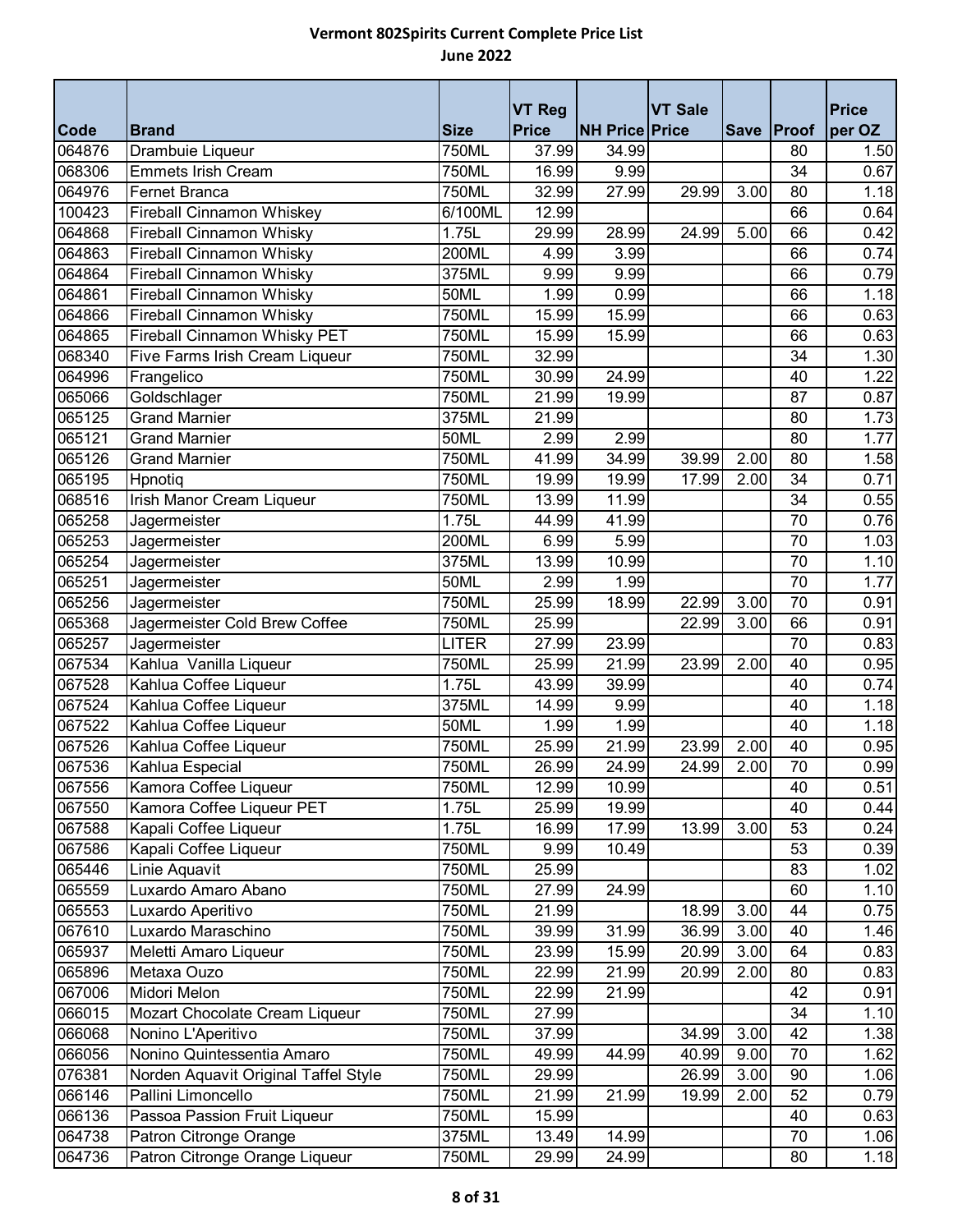# Vermont 802Spirits Current Complete Price List

## June 2022

| Code | Brand | Size | VT Reg Price | NH Price | VT Sale Price | Save | Proof | Price per OZ |
|---|---|---|---|---|---|---|---|---|
| 064876 | Drambuie Liqueur | 750ML | 37.99 | 34.99 | | | 80 | 1.50 |
| 068306 | Emmets Irish Cream | 750ML | 16.99 | 9.99 | | | 34 | 0.67 |
| 064976 | Fernet Branca | 750ML | 32.99 | 27.99 | 29.99 | 3.00 | 80 | 1.18 |
| 100423 | Fireball Cinnamon Whiskey | 6/100ML | 12.99 | | | | 66 | 0.64 |
| 064868 | Fireball Cinnamon Whisky | 1.75L | 29.99 | 28.99 | 24.99 | 5.00 | 66 | 0.42 |
| 064863 | Fireball Cinnamon Whisky | 200ML | 4.99 | 3.99 | | | 66 | 0.74 |
| 064864 | Fireball Cinnamon Whisky | 375ML | 9.99 | 9.99 | | | 66 | 0.79 |
| 064861 | Fireball Cinnamon Whisky | 50ML | 1.99 | 0.99 | | | 66 | 1.18 |
| 064866 | Fireball Cinnamon Whisky | 750ML | 15.99 | 15.99 | | | 66 | 0.63 |
| 064865 | Fireball Cinnamon Whisky PET | 750ML | 15.99 | 15.99 | | | 66 | 0.63 |
| 068340 | Five Farms Irish Cream Liqueur | 750ML | 32.99 | | | | 34 | 1.30 |
| 064996 | Frangelico | 750ML | 30.99 | 24.99 | | | 40 | 1.22 |
| 065066 | Goldschlager | 750ML | 21.99 | 19.99 | | | 87 | 0.87 |
| 065125 | Grand Marnier | 375ML | 21.99 | | | | 80 | 1.73 |
| 065121 | Grand Marnier | 50ML | 2.99 | 2.99 | | | 80 | 1.77 |
| 065126 | Grand Marnier | 750ML | 41.99 | 34.99 | 39.99 | 2.00 | 80 | 1.58 |
| 065195 | Hpnotiq | 750ML | 19.99 | 19.99 | 17.99 | 2.00 | 34 | 0.71 |
| 068516 | Irish Manor Cream Liqueur | 750ML | 13.99 | 11.99 | | | 34 | 0.55 |
| 065258 | Jagermeister | 1.75L | 44.99 | 41.99 | | | 70 | 0.76 |
| 065253 | Jagermeister | 200ML | 6.99 | 5.99 | | | 70 | 1.03 |
| 065254 | Jagermeister | 375ML | 13.99 | 10.99 | | | 70 | 1.10 |
| 065251 | Jagermeister | 50ML | 2.99 | 1.99 | | | 70 | 1.77 |
| 065256 | Jagermeister | 750ML | 25.99 | 18.99 | 22.99 | 3.00 | 70 | 0.91 |
| 065368 | Jagermeister Cold Brew Coffee | 750ML | 25.99 | | 22.99 | 3.00 | 66 | 0.91 |
| 065257 | Jagermeister | LITER | 27.99 | 23.99 | | | 70 | 0.83 |
| 067534 | Kahlua  Vanilla Liqueur | 750ML | 25.99 | 21.99 | 23.99 | 2.00 | 40 | 0.95 |
| 067528 | Kahlua Coffee Liqueur | 1.75L | 43.99 | 39.99 | | | 40 | 0.74 |
| 067524 | Kahlua Coffee Liqueur | 375ML | 14.99 | 9.99 | | | 40 | 1.18 |
| 067522 | Kahlua Coffee Liqueur | 50ML | 1.99 | 1.99 | | | 40 | 1.18 |
| 067526 | Kahlua Coffee Liqueur | 750ML | 25.99 | 21.99 | 23.99 | 2.00 | 40 | 0.95 |
| 067536 | Kahlua Especial | 750ML | 26.99 | 24.99 | 24.99 | 2.00 | 70 | 0.99 |
| 067556 | Kamora Coffee Liqueur | 750ML | 12.99 | 10.99 | | | 40 | 0.51 |
| 067550 | Kamora Coffee Liqueur PET | 1.75L | 25.99 | 19.99 | | | 40 | 0.44 |
| 067588 | Kapali Coffee Liqueur | 1.75L | 16.99 | 17.99 | 13.99 | 3.00 | 53 | 0.24 |
| 067586 | Kapali Coffee Liqueur | 750ML | 9.99 | 10.49 | | | 53 | 0.39 |
| 065446 | Linie Aquavit | 750ML | 25.99 | | | | 83 | 1.02 |
| 065559 | Luxardo Amaro Abano | 750ML | 27.99 | 24.99 | | | 60 | 1.10 |
| 065553 | Luxardo Aperitivo | 750ML | 21.99 | | 18.99 | 3.00 | 44 | 0.75 |
| 067610 | Luxardo Maraschino | 750ML | 39.99 | 31.99 | 36.99 | 3.00 | 40 | 1.46 |
| 065937 | Meletti Amaro Liqueur | 750ML | 23.99 | 15.99 | 20.99 | 3.00 | 64 | 0.83 |
| 065896 | Metaxa Ouzo | 750ML | 22.99 | 21.99 | 20.99 | 2.00 | 80 | 0.83 |
| 067006 | Midori Melon | 750ML | 22.99 | 21.99 | | | 42 | 0.91 |
| 066015 | Mozart Chocolate Cream Liqueur | 750ML | 27.99 | | | | 34 | 1.10 |
| 066068 | Nonino L'Aperitivo | 750ML | 37.99 | | 34.99 | 3.00 | 42 | 1.38 |
| 066056 | Nonino Quintessentia Amaro | 750ML | 49.99 | 44.99 | 40.99 | 9.00 | 70 | 1.62 |
| 076381 | Norden Aquavit Original Taffel Style | 750ML | 29.99 | | 26.99 | 3.00 | 90 | 1.06 |
| 066146 | Pallini Limoncello | 750ML | 21.99 | 21.99 | 19.99 | 2.00 | 52 | 0.79 |
| 066136 | Passoa Passion Fruit Liqueur | 750ML | 15.99 | | | | 40 | 0.63 |
| 064738 | Patron Citronge Orange | 375ML | 13.49 | 14.99 | | | 70 | 1.06 |
| 064736 | Patron Citronge Orange Liqueur | 750ML | 29.99 | 24.99 | | | 80 | 1.18 |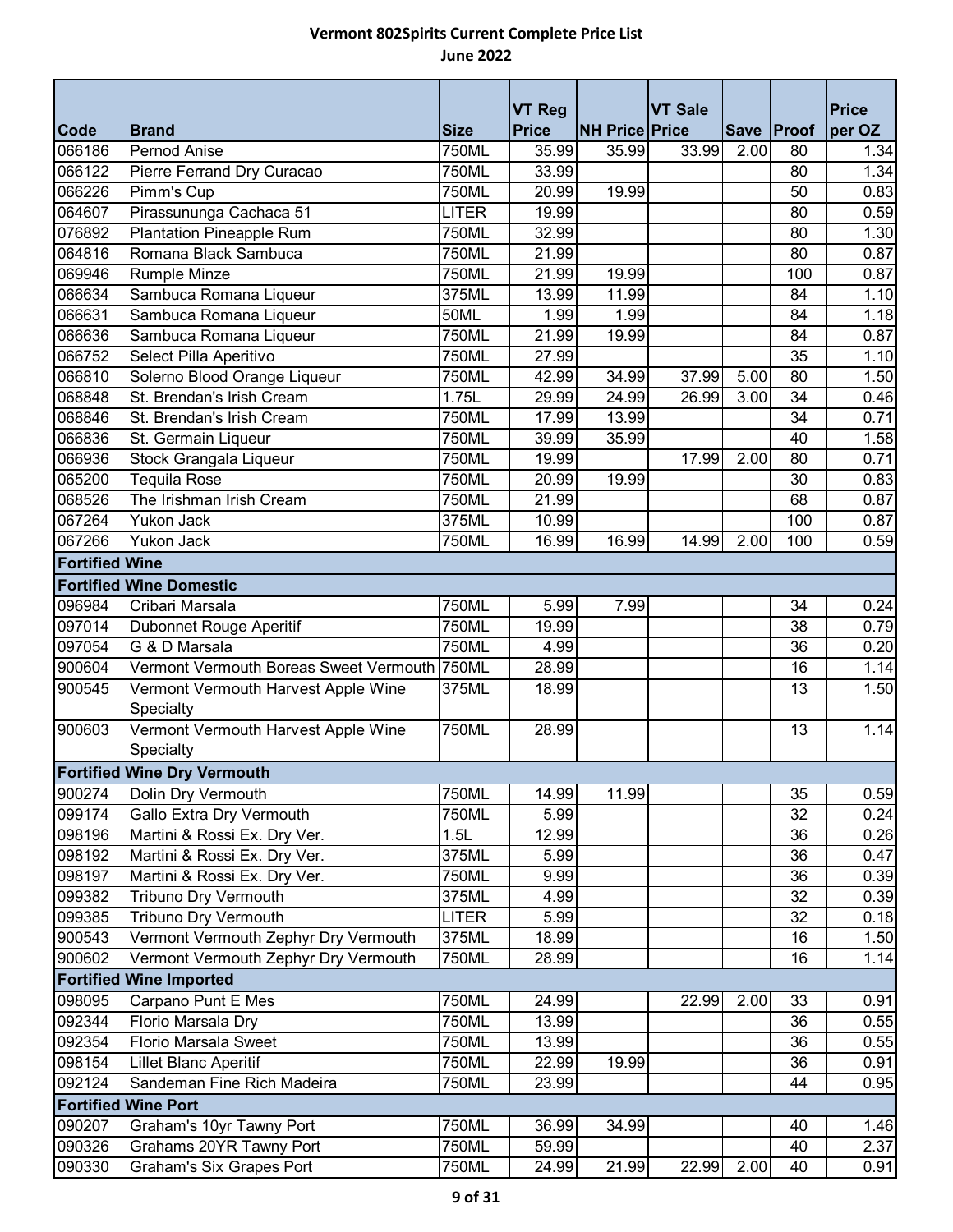# Vermont 802Spirits Current Complete Price List

## June 2022

| Code | Brand | Size | VT Reg Price | NH Price | VT Sale Price | Save | Proof | Price per OZ |
|---|---|---|---|---|---|---|---|---|
| 066186 | Pernod Anise | 750ML | 35.99 | 35.99 | 33.99 | 2.00 | 80 | 1.34 |
| 066122 | Pierre Ferrand Dry Curacao | 750ML | 33.99 | | | | 80 | 1.34 |
| 066226 | Pimm's Cup | 750ML | 20.99 | 19.99 | | | 50 | 0.83 |
| 064607 | Pirassununga Cachaca 51 | LITER | 19.99 | | | | 80 | 0.59 |
| 076892 | Plantation Pineapple Rum | 750ML | 32.99 | | | | 80 | 1.30 |
| 064816 | Romana Black Sambuca | 750ML | 21.99 | | | | 80 | 0.87 |
| 069946 | Rumple Minze | 750ML | 21.99 | 19.99 | | | 100 | 0.87 |
| 066634 | Sambuca Romana Liqueur | 375ML | 13.99 | 11.99 | | | 84 | 1.10 |
| 066631 | Sambuca Romana Liqueur | 50ML | 1.99 | 1.99 | | | 84 | 1.18 |
| 066636 | Sambuca Romana Liqueur | 750ML | 21.99 | 19.99 | | | 84 | 0.87 |
| 066752 | Select Pilla Aperitivo | 750ML | 27.99 | | | | 35 | 1.10 |
| 066810 | Solerno Blood Orange Liqueur | 750ML | 42.99 | 34.99 | 37.99 | 5.00 | 80 | 1.50 |
| 068848 | St. Brendan's Irish Cream | 1.75L | 29.99 | 24.99 | 26.99 | 3.00 | 34 | 0.46 |
| 068846 | St. Brendan's Irish Cream | 750ML | 17.99 | 13.99 | | | 34 | 0.71 |
| 066836 | St. Germain Liqueur | 750ML | 39.99 | 35.99 | | | 40 | 1.58 |
| 066936 | Stock Grangala Liqueur | 750ML | 19.99 | | 17.99 | 2.00 | 80 | 0.71 |
| 065200 | Tequila Rose | 750ML | 20.99 | 19.99 | | | 30 | 0.83 |
| 068526 | The Irishman Irish Cream | 750ML | 21.99 | | | | 68 | 0.87 |
| 067264 | Yukon Jack | 375ML | 10.99 | | | | 100 | 0.87 |
| 067266 | Yukon Jack | 750ML | 16.99 | 16.99 | 14.99 | 2.00 | 100 | 0.59 |
| **Fortified Wine** | | | | | | | | |
| **Fortified Wine Domestic** | | | | | | | | |
| 096984 | Cribari Marsala | 750ML | 5.99 | 7.99 | | | 34 | 0.24 |
| 097014 | Dubonnet Rouge Aperitif | 750ML | 19.99 | | | | 38 | 0.79 |
| 097054 | G & D Marsala | 750ML | 4.99 | | | | 36 | 0.20 |
| 900604 | Vermont Vermouth Boreas Sweet Vermouth | 750ML | 28.99 | | | | 16 | 1.14 |
| 900545 | Vermont Vermouth Harvest Apple Wine Specialty | 375ML | 18.99 | | | | 13 | 1.50 |
| 900603 | Vermont Vermouth Harvest Apple Wine Specialty | 750ML | 28.99 | | | | 13 | 1.14 |
| **Fortified Wine Dry Vermouth** | | | | | | | | |
| 900274 | Dolin Dry Vermouth | 750ML | 14.99 | 11.99 | | | 35 | 0.59 |
| 099174 | Gallo Extra Dry Vermouth | 750ML | 5.99 | | | | 32 | 0.24 |
| 098196 | Martini & Rossi Ex. Dry Ver. | 1.5L | 12.99 | | | | 36 | 0.26 |
| 098192 | Martini & Rossi Ex. Dry Ver. | 375ML | 5.99 | | | | 36 | 0.47 |
| 098197 | Martini & Rossi Ex. Dry Ver. | 750ML | 9.99 | | | | 36 | 0.39 |
| 099382 | Tribuno Dry Vermouth | 375ML | 4.99 | | | | 32 | 0.39 |
| 099385 | Tribuno Dry Vermouth | LITER | 5.99 | | | | 32 | 0.18 |
| 900543 | Vermont Vermouth Zephyr Dry Vermouth | 375ML | 18.99 | | | | 16 | 1.50 |
| 900602 | Vermont Vermouth Zephyr Dry Vermouth | 750ML | 28.99 | | | | 16 | 1.14 |
| **Fortified Wine Imported** | | | | | | | | |
| 098095 | Carpano Punt E Mes | 750ML | 24.99 | | 22.99 | 2.00 | 33 | 0.91 |
| 092344 | Florio Marsala Dry | 750ML | 13.99 | | | | 36 | 0.55 |
| 092354 | Florio Marsala Sweet | 750ML | 13.99 | | | | 36 | 0.55 |
| 098154 | Lillet Blanc Aperitif | 750ML | 22.99 | 19.99 | | | 36 | 0.91 |
| 092124 | Sandeman Fine Rich Madeira | 750ML | 23.99 | | | | 44 | 0.95 |
| **Fortified Wine Port** | | | | | | | | |
| 090207 | Graham's 10yr Tawny Port | 750ML | 36.99 | 34.99 | | | 40 | 1.46 |
| 090326 | Grahams 20YR Tawny Port | 750ML | 59.99 | | | | 40 | 2.37 |
| 090330 | Graham's Six Grapes Port | 750ML | 24.99 | 21.99 | 22.99 | 2.00 | 40 | 0.91 |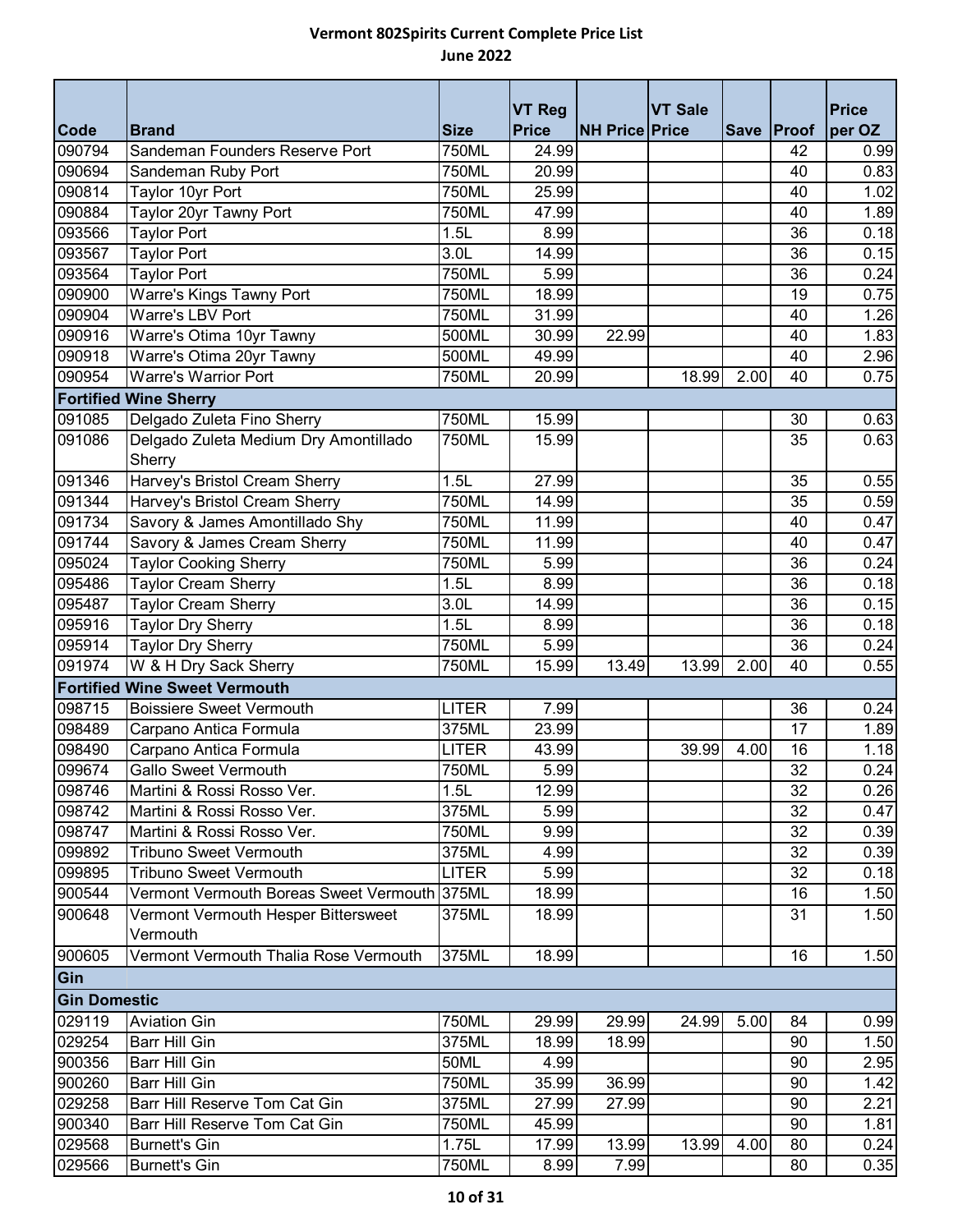# Vermont 802Spirits Current Complete Price List

## June 2022

| Code | Brand | Size | VT Reg Price | NH Price | VT Sale Price | Save | Proof | Price per OZ |
|---|---|---|---|---|---|---|---|---|
| 090794 | Sandeman Founders Reserve Port | 750ML | 24.99 | | | | 42 | 0.99 |
| 090694 | Sandeman Ruby Port | 750ML | 20.99 | | | | 40 | 0.83 |
| 090814 | Taylor 10yr Port | 750ML | 25.99 | | | | 40 | 1.02 |
| 090884 | Taylor 20yr Tawny Port | 750ML | 47.99 | | | | 40 | 1.89 |
| 093566 | Taylor Port | 1.5L | 8.99 | | | | 36 | 0.18 |
| 093567 | Taylor Port | 3.0L | 14.99 | | | | 36 | 0.15 |
| 093564 | Taylor Port | 750ML | 5.99 | | | | 36 | 0.24 |
| 090900 | Warre's Kings Tawny Port | 750ML | 18.99 | | | | 19 | 0.75 |
| 090904 | Warre's LBV Port | 750ML | 31.99 | | | | 40 | 1.26 |
| 090916 | Warre's Otima 10yr Tawny | 500ML | 30.99 | 22.99 | | | 40 | 1.83 |
| 090918 | Warre's Otima 20yr Tawny | 500ML | 49.99 | | | | 40 | 2.96 |
| 090954 | Warre's Warrior Port | 750ML | 20.99 | | 18.99 | 2.00 | 40 | 0.75 |
| **Fortified Wine Sherry** | | | | | | | | |
| 091085 | Delgado Zuleta Fino Sherry | 750ML | 15.99 | | | | 30 | 0.63 |
| 091086 | Delgado Zuleta Medium Dry Amontillado Sherry | 750ML | 15.99 | | | | 35 | 0.63 |
| 091346 | Harvey's Bristol Cream Sherry | 1.5L | 27.99 | | | | 35 | 0.55 |
| 091344 | Harvey's Bristol Cream Sherry | 750ML | 14.99 | | | | 35 | 0.59 |
| 091734 | Savory & James Amontillado Shy | 750ML | 11.99 | | | | 40 | 0.47 |
| 091744 | Savory & James Cream Sherry | 750ML | 11.99 | | | | 40 | 0.47 |
| 095024 | Taylor Cooking Sherry | 750ML | 5.99 | | | | 36 | 0.24 |
| 095486 | Taylor Cream Sherry | 1.5L | 8.99 | | | | 36 | 0.18 |
| 095487 | Taylor Cream Sherry | 3.0L | 14.99 | | | | 36 | 0.15 |
| 095916 | Taylor Dry Sherry | 1.5L | 8.99 | | | | 36 | 0.18 |
| 095914 | Taylor Dry Sherry | 750ML | 5.99 | | | | 36 | 0.24 |
| 091974 | W & H Dry Sack Sherry | 750ML | 15.99 | 13.49 | 13.99 | 2.00 | 40 | 0.55 |
| **Fortified Wine Sweet Vermouth** | | | | | | | | |
| 098715 | Boissiere Sweet Vermouth | LITER | 7.99 | | | | 36 | 0.24 |
| 098489 | Carpano Antica Formula | 375ML | 23.99 | | | | 17 | 1.89 |
| 098490 | Carpano Antica Formula | LITER | 43.99 | | 39.99 | 4.00 | 16 | 1.18 |
| 099674 | Gallo Sweet Vermouth | 750ML | 5.99 | | | | 32 | 0.24 |
| 098746 | Martini & Rossi Rosso Ver. | 1.5L | 12.99 | | | | 32 | 0.26 |
| 098742 | Martini & Rossi Rosso Ver. | 375ML | 5.99 | | | | 32 | 0.47 |
| 098747 | Martini & Rossi Rosso Ver. | 750ML | 9.99 | | | | 32 | 0.39 |
| 099892 | Tribuno Sweet Vermouth | 375ML | 4.99 | | | | 32 | 0.39 |
| 099895 | Tribuno Sweet Vermouth | LITER | 5.99 | | | | 32 | 0.18 |
| 900544 | Vermont Vermouth Boreas Sweet Vermouth | 375ML | 18.99 | | | | 16 | 1.50 |
| 900648 | Vermont Vermouth Hesper Bittersweet Vermouth | 375ML | 18.99 | | | | 31 | 1.50 |
| 900605 | Vermont Vermouth Thalia Rose Vermouth | 375ML | 18.99 | | | | 16 | 1.50 |
| **Gin** | | | | | | | | |
| **Gin Domestic** | | | | | | | | |
| 029119 | Aviation Gin | 750ML | 29.99 | 29.99 | 24.99 | 5.00 | 84 | 0.99 |
| 029254 | Barr Hill Gin | 375ML | 18.99 | 18.99 | | | 90 | 1.50 |
| 900356 | Barr Hill Gin | 50ML | 4.99 | | | | 90 | 2.95 |
| 900260 | Barr Hill Gin | 750ML | 35.99 | 36.99 | | | 90 | 1.42 |
| 029258 | Barr Hill Reserve Tom Cat Gin | 375ML | 27.99 | 27.99 | | | 90 | 2.21 |
| 900340 | Barr Hill Reserve Tom Cat Gin | 750ML | 45.99 | | | | 90 | 1.81 |
| 029568 | Burnett's Gin | 1.75L | 17.99 | 13.99 | 13.99 | 4.00 | 80 | 0.24 |
| 029566 | Burnett's Gin | 750ML | 8.99 | 7.99 | | | 80 | 0.35 |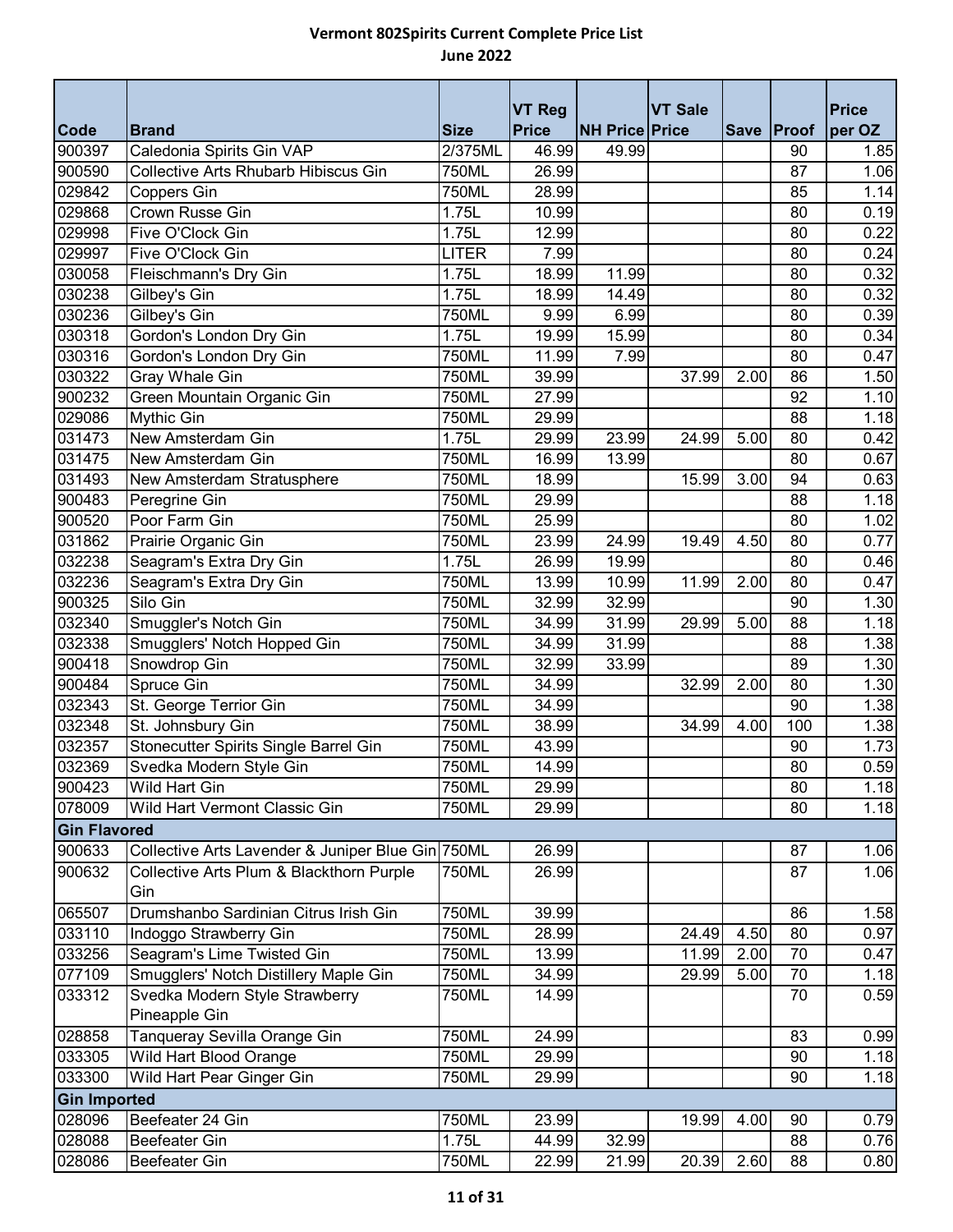# Vermont 802Spirits Current Complete Price List

## June 2022

| Code | Brand | Size | VT Reg Price | NH Price | VT Sale Price | Save | Proof | Price per OZ |
|---|---|---|---|---|---|---|---|---|
| 900397 | Caledonia Spirits Gin VAP | 2/375ML | 46.99 | 49.99 | | | 90 | 1.85 |
| 900590 | Collective Arts Rhubarb Hibiscus Gin | 750ML | 26.99 | | | | 87 | 1.06 |
| 029842 | Coppers Gin | 750ML | 28.99 | | | | 85 | 1.14 |
| 029868 | Crown Russe Gin | 1.75L | 10.99 | | | | 80 | 0.19 |
| 029998 | Five O'Clock Gin | 1.75L | 12.99 | | | | 80 | 0.22 |
| 029997 | Five O'Clock Gin | LITER | 7.99 | | | | 80 | 0.24 |
| 030058 | Fleischmann's Dry Gin | 1.75L | 18.99 | 11.99 | | | 80 | 0.32 |
| 030238 | Gilbey's Gin | 1.75L | 18.99 | 14.49 | | | 80 | 0.32 |
| 030236 | Gilbey's Gin | 750ML | 9.99 | 6.99 | | | 80 | 0.39 |
| 030318 | Gordon's London Dry Gin | 1.75L | 19.99 | 15.99 | | | 80 | 0.34 |
| 030316 | Gordon's London Dry Gin | 750ML | 11.99 | 7.99 | | | 80 | 0.47 |
| 030322 | Gray Whale Gin | 750ML | 39.99 | | 37.99 | 2.00 | 86 | 1.50 |
| 900232 | Green Mountain Organic Gin | 750ML | 27.99 | | | | 92 | 1.10 |
| 029086 | Mythic Gin | 750ML | 29.99 | | | | 88 | 1.18 |
| 031473 | New Amsterdam Gin | 1.75L | 29.99 | 23.99 | 24.99 | 5.00 | 80 | 0.42 |
| 031475 | New Amsterdam Gin | 750ML | 16.99 | 13.99 | | | 80 | 0.67 |
| 031493 | New Amsterdam Stratusphere | 750ML | 18.99 | | 15.99 | 3.00 | 94 | 0.63 |
| 900483 | Peregrine Gin | 750ML | 29.99 | | | | 88 | 1.18 |
| 900520 | Poor Farm Gin | 750ML | 25.99 | | | | 80 | 1.02 |
| 031862 | Prairie Organic Gin | 750ML | 23.99 | 24.99 | 19.49 | 4.50 | 80 | 0.77 |
| 032238 | Seagram's Extra Dry Gin | 1.75L | 26.99 | 19.99 | | | 80 | 0.46 |
| 032236 | Seagram's Extra Dry Gin | 750ML | 13.99 | 10.99 | 11.99 | 2.00 | 80 | 0.47 |
| 900325 | Silo Gin | 750ML | 32.99 | 32.99 | | | 90 | 1.30 |
| 032340 | Smuggler's Notch Gin | 750ML | 34.99 | 31.99 | 29.99 | 5.00 | 88 | 1.18 |
| 032338 | Smugglers' Notch Hopped Gin | 750ML | 34.99 | 31.99 | | | 88 | 1.38 |
| 900418 | Snowdrop Gin | 750ML | 32.99 | 33.99 | | | 89 | 1.30 |
| 900484 | Spruce Gin | 750ML | 34.99 | | 32.99 | 2.00 | 80 | 1.30 |
| 032343 | St. George Terrior Gin | 750ML | 34.99 | | | | 90 | 1.38 |
| 032348 | St. Johnsbury Gin | 750ML | 38.99 | | 34.99 | 4.00 | 100 | 1.38 |
| 032357 | Stonecutter Spirits Single Barrel Gin | 750ML | 43.99 | | | | 90 | 1.73 |
| 032369 | Svedka Modern Style Gin | 750ML | 14.99 | | | | 80 | 0.59 |
| 900423 | Wild Hart Gin | 750ML | 29.99 | | | | 80 | 1.18 |
| 078009 | Wild Hart Vermont Classic Gin | 750ML | 29.99 | | | | 80 | 1.18 |
| **Gin Flavored** | | | | | | | | |
| 900633 | Collective Arts Lavender & Juniper Blue Gin | 750ML | 26.99 | | | | 87 | 1.06 |
| 900632 | Collective Arts Plum & Blackthorn Purple Gin | 750ML | 26.99 | | | | 87 | 1.06 |
| 065507 | Drumshanbo Sardinian Citrus Irish Gin | 750ML | 39.99 | | | | 86 | 1.58 |
| 033110 | Indoggo Strawberry Gin | 750ML | 28.99 | | 24.49 | 4.50 | 80 | 0.97 |
| 033256 | Seagram's Lime Twisted Gin | 750ML | 13.99 | | 11.99 | 2.00 | 70 | 0.47 |
| 077109 | Smugglers' Notch Distillery Maple Gin | 750ML | 34.99 | | 29.99 | 5.00 | 70 | 1.18 |
| 033312 | Svedka Modern Style Strawberry Pineapple Gin | 750ML | 14.99 | | | | 70 | 0.59 |
| 028858 | Tanqueray Sevilla Orange Gin | 750ML | 24.99 | | | | 83 | 0.99 |
| 033305 | Wild Hart Blood Orange | 750ML | 29.99 | | | | 90 | 1.18 |
| 033300 | Wild Hart Pear Ginger Gin | 750ML | 29.99 | | | | 90 | 1.18 |
| **Gin Imported** | | | | | | | | |
| 028096 | Beefeater 24 Gin | 750ML | 23.99 | | 19.99 | 4.00 | 90 | 0.79 |
| 028088 | Beefeater Gin | 1.75L | 44.99 | 32.99 | | | 88 | 0.76 |
| 028086 | Beefeater Gin | 750ML | 22.99 | 21.99 | 20.39 | 2.60 | 88 | 0.80 |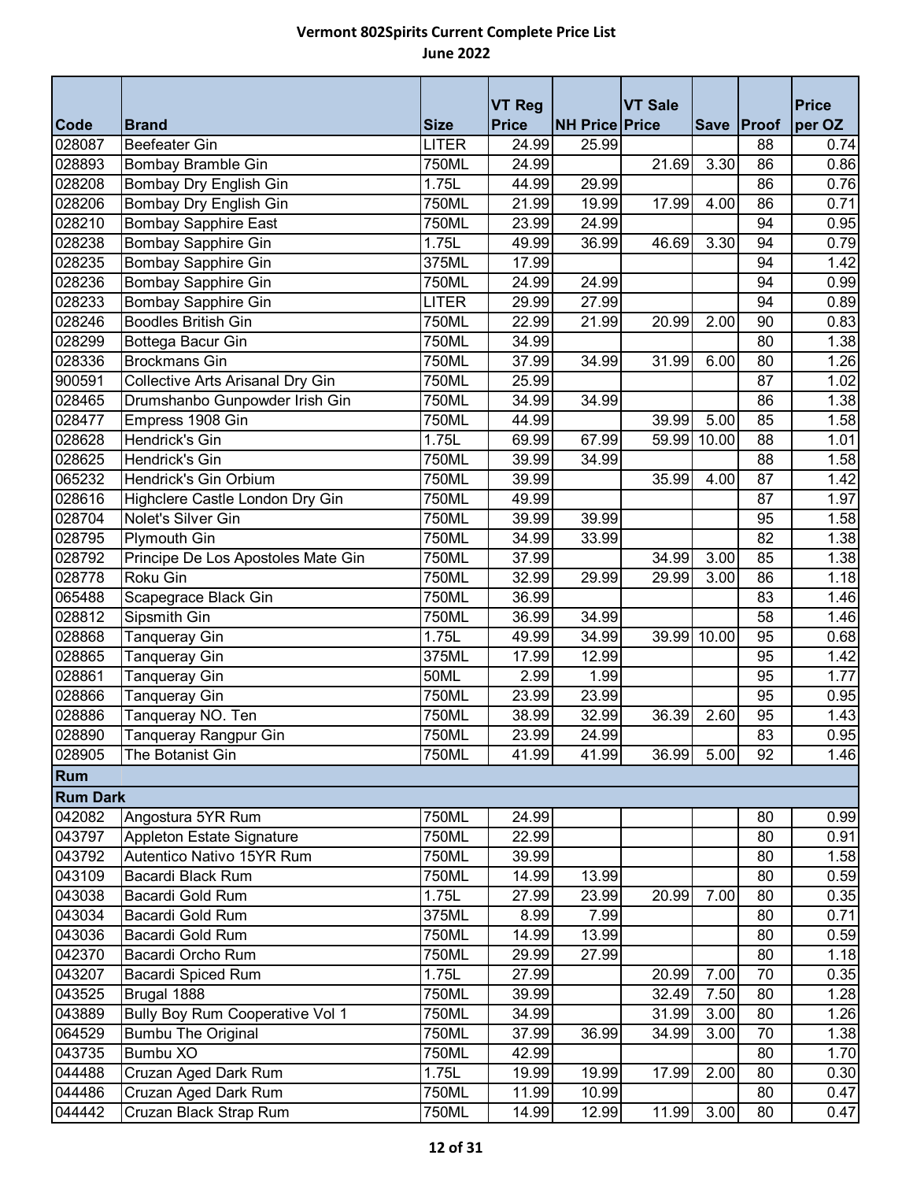# Vermont 802Spirits Current Complete Price List

## June 2022

| Code | Brand | Size | VT Reg Price | NH Price | VT Sale Price | Save | Proof | Price per OZ |
|---|---|---|---|---|---|---|---|---|
| 028087 | Beefeater Gin | LITER | 24.99 | 25.99 | | | 88 | 0.74 |
| 028893 | Bombay Bramble Gin | 750ML | 24.99 | | 21.69 | 3.30 | 86 | 0.86 |
| 028208 | Bombay Dry English Gin | 1.75L | 44.99 | 29.99 | | | 86 | 0.76 |
| 028206 | Bombay Dry English Gin | 750ML | 21.99 | 19.99 | 17.99 | 4.00 | 86 | 0.71 |
| 028210 | Bombay Sapphire East | 750ML | 23.99 | 24.99 | | | 94 | 0.95 |
| 028238 | Bombay Sapphire Gin | 1.75L | 49.99 | 36.99 | 46.69 | 3.30 | 94 | 0.79 |
| 028235 | Bombay Sapphire Gin | 375ML | 17.99 | | | | 94 | 1.42 |
| 028236 | Bombay Sapphire Gin | 750ML | 24.99 | 24.99 | | | 94 | 0.99 |
| 028233 | Bombay Sapphire Gin | LITER | 29.99 | 27.99 | | | 94 | 0.89 |
| 028246 | Boodles British Gin | 750ML | 22.99 | 21.99 | 20.99 | 2.00 | 90 | 0.83 |
| 028299 | Bottega Bacur Gin | 750ML | 34.99 | | | | 80 | 1.38 |
| 028336 | Brockmans Gin | 750ML | 37.99 | 34.99 | 31.99 | 6.00 | 80 | 1.26 |
| 900591 | Collective Arts Arisanal Dry Gin | 750ML | 25.99 | | | | 87 | 1.02 |
| 028465 | Drumshanbo Gunpowder Irish Gin | 750ML | 34.99 | 34.99 | | | 86 | 1.38 |
| 028477 | Empress 1908 Gin | 750ML | 44.99 | | 39.99 | 5.00 | 85 | 1.58 |
| 028628 | Hendrick's Gin | 1.75L | 69.99 | 67.99 | 59.99 | 10.00 | 88 | 1.01 |
| 028625 | Hendrick's Gin | 750ML | 39.99 | 34.99 | | | 88 | 1.58 |
| 065232 | Hendrick's Gin Orbium | 750ML | 39.99 | | 35.99 | 4.00 | 87 | 1.42 |
| 028616 | Highclere Castle London Dry Gin | 750ML | 49.99 | | | | 87 | 1.97 |
| 028704 | Nolet's Silver Gin | 750ML | 39.99 | 39.99 | | | 95 | 1.58 |
| 028795 | Plymouth Gin | 750ML | 34.99 | 33.99 | | | 82 | 1.38 |
| 028792 | Principe De Los Apostoles Mate Gin | 750ML | 37.99 | | 34.99 | 3.00 | 85 | 1.38 |
| 028778 | Roku Gin | 750ML | 32.99 | 29.99 | 29.99 | 3.00 | 86 | 1.18 |
| 065488 | Scapegrace Black Gin | 750ML | 36.99 | | | | 83 | 1.46 |
| 028812 | Sipsmith Gin | 750ML | 36.99 | 34.99 | | | 58 | 1.46 |
| 028868 | Tanqueray Gin | 1.75L | 49.99 | 34.99 | 39.99 | 10.00 | 95 | 0.68 |
| 028865 | Tanqueray Gin | 375ML | 17.99 | 12.99 | | | 95 | 1.42 |
| 028861 | Tanqueray Gin | 50ML | 2.99 | 1.99 | | | 95 | 1.77 |
| 028866 | Tanqueray Gin | 750ML | 23.99 | 23.99 | | | 95 | 0.95 |
| 028886 | Tanqueray NO. Ten | 750ML | 38.99 | 32.99 | 36.39 | 2.60 | 95 | 1.43 |
| 028890 | Tanqueray Rangpur Gin | 750ML | 23.99 | 24.99 | | | 83 | 0.95 |
| 028905 | The Botanist Gin | 750ML | 41.99 | 41.99 | 36.99 | 5.00 | 92 | 1.46 |
| **Rum** | | | | | | | | |
| **Rum Dark** | | | | | | | | |
| 042082 | Angostura 5YR Rum | 750ML | 24.99 | | | | 80 | 0.99 |
| 043797 | Appleton Estate Signature | 750ML | 22.99 | | | | 80 | 0.91 |
| 043792 | Autentico Nativo 15YR Rum | 750ML | 39.99 | | | | 80 | 1.58 |
| 043109 | Bacardi Black Rum | 750ML | 14.99 | 13.99 | | | 80 | 0.59 |
| 043038 | Bacardi Gold Rum | 1.75L | 27.99 | 23.99 | 20.99 | 7.00 | 80 | 0.35 |
| 043034 | Bacardi Gold Rum | 375ML | 8.99 | 7.99 | | | 80 | 0.71 |
| 043036 | Bacardi Gold Rum | 750ML | 14.99 | 13.99 | | | 80 | 0.59 |
| 042370 | Bacardi Orcho Rum | 750ML | 29.99 | 27.99 | | | 80 | 1.18 |
| 043207 | Bacardi Spiced Rum | 1.75L | 27.99 | | 20.99 | 7.00 | 70 | 0.35 |
| 043525 | Brugal 1888 | 750ML | 39.99 | | 32.49 | 7.50 | 80 | 1.28 |
| 043889 | Bully Boy Rum Cooperative Vol 1 | 750ML | 34.99 | | 31.99 | 3.00 | 80 | 1.26 |
| 064529 | Bumbu The Original | 750ML | 37.99 | 36.99 | 34.99 | 3.00 | 70 | 1.38 |
| 043735 | Bumbu XO | 750ML | 42.99 | | | | 80 | 1.70 |
| 044488 | Cruzan Aged Dark Rum | 1.75L | 19.99 | 19.99 | 17.99 | 2.00 | 80 | 0.30 |
| 044486 | Cruzan Aged Dark Rum | 750ML | 11.99 | 10.99 | | | 80 | 0.47 |
| 044442 | Cruzan Black Strap Rum | 750ML | 14.99 | 12.99 | 11.99 | 3.00 | 80 | 0.47 |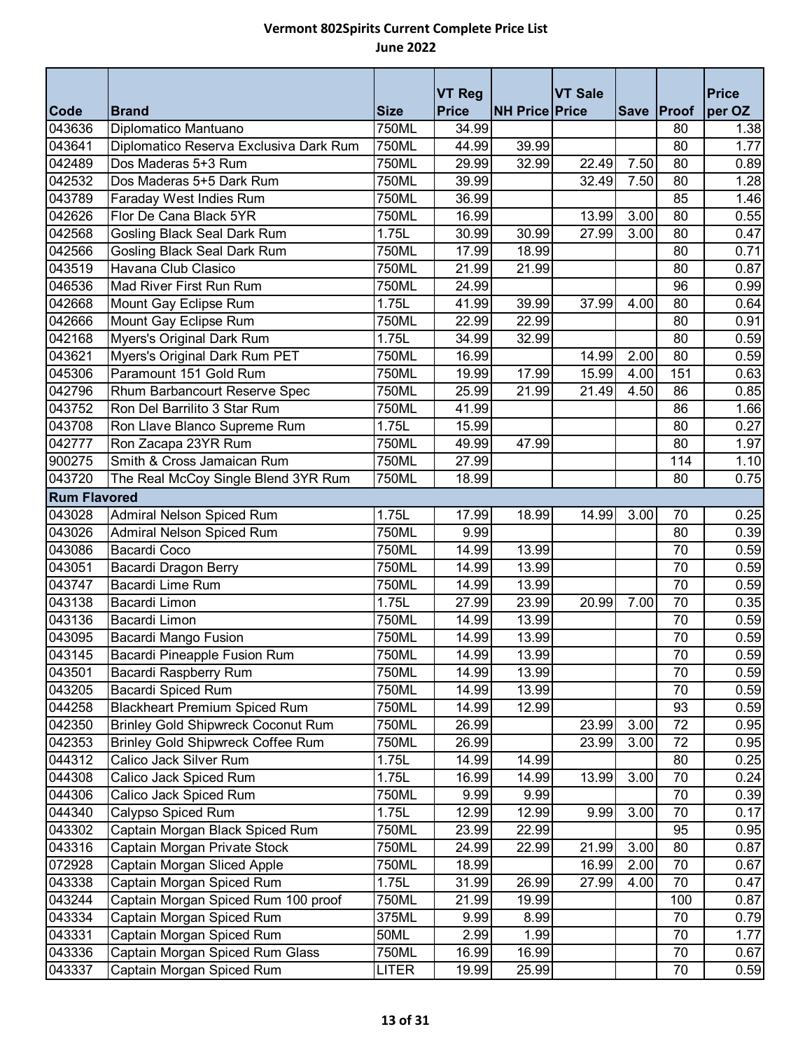# Vermont 802Spirits Current Complete Price List

## June 2022

| Code | Brand | Size | VT Reg Price | NH Price | VT Sale Price | Save | Proof | Price per OZ |
|---|---|---|---|---|---|---|---|---|
| 043636 | Diplomatico Mantuano | 750ML | 34.99 | | | | 80 | 1.38 |
| 043641 | Diplomatico Reserva Exclusiva Dark Rum | 750ML | 44.99 | 39.99 | | | 80 | 1.77 |
| 042489 | Dos Maderas 5+3 Rum | 750ML | 29.99 | 32.99 | 22.49 | 7.50 | 80 | 0.89 |
| 042532 | Dos Maderas 5+5 Dark Rum | 750ML | 39.99 | | 32.49 | 7.50 | 80 | 1.28 |
| 043789 | Faraday West Indies Rum | 750ML | 36.99 | | | | 85 | 1.46 |
| 042626 | Flor De Cana Black 5YR | 750ML | 16.99 | | 13.99 | 3.00 | 80 | 0.55 |
| 042568 | Gosling Black Seal Dark Rum | 1.75L | 30.99 | 30.99 | 27.99 | 3.00 | 80 | 0.47 |
| 042566 | Gosling Black Seal Dark Rum | 750ML | 17.99 | 18.99 | | | 80 | 0.71 |
| 043519 | Havana Club Clasico | 750ML | 21.99 | 21.99 | | | 80 | 0.87 |
| 046536 | Mad River First Run Rum | 750ML | 24.99 | | | | 96 | 0.99 |
| 042668 | Mount Gay Eclipse Rum | 1.75L | 41.99 | 39.99 | 37.99 | 4.00 | 80 | 0.64 |
| 042666 | Mount Gay Eclipse Rum | 750ML | 22.99 | 22.99 | | | 80 | 0.91 |
| 042168 | Myers's Original Dark Rum | 1.75L | 34.99 | 32.99 | | | 80 | 0.59 |
| 043621 | Myers's Original Dark Rum PET | 750ML | 16.99 | | 14.99 | 2.00 | 80 | 0.59 |
| 045306 | Paramount 151 Gold Rum | 750ML | 19.99 | 17.99 | 15.99 | 4.00 | 151 | 0.63 |
| 042796 | Rhum Barbancourt Reserve Spec | 750ML | 25.99 | 21.99 | 21.49 | 4.50 | 86 | 0.85 |
| 043752 | Ron Del Barrilito 3 Star Rum | 750ML | 41.99 | | | | 86 | 1.66 |
| 043708 | Ron Llave Blanco Supreme Rum | 1.75L | 15.99 | | | | 80 | 0.27 |
| 042777 | Ron Zacapa 23YR Rum | 750ML | 49.99 | 47.99 | | | 80 | 1.97 |
| 900275 | Smith & Cross Jamaican Rum | 750ML | 27.99 | | | | 114 | 1.10 |
| 043720 | The Real McCoy Single Blend 3YR Rum | 750ML | 18.99 | | | | 80 | 0.75 |
| **Rum Flavored** | | | | | | | | |
| 043028 | Admiral Nelson Spiced Rum | 1.75L | 17.99 | 18.99 | 14.99 | 3.00 | 70 | 0.25 |
| 043026 | Admiral Nelson Spiced Rum | 750ML | 9.99 | | | | 80 | 0.39 |
| 043086 | Bacardi Coco | 750ML | 14.99 | 13.99 | | | 70 | 0.59 |
| 043051 | Bacardi Dragon Berry | 750ML | 14.99 | 13.99 | | | 70 | 0.59 |
| 043747 | Bacardi Lime Rum | 750ML | 14.99 | 13.99 | | | 70 | 0.59 |
| 043138 | Bacardi Limon | 1.75L | 27.99 | 23.99 | 20.99 | 7.00 | 70 | 0.35 |
| 043136 | Bacardi Limon | 750ML | 14.99 | 13.99 | | | 70 | 0.59 |
| 043095 | Bacardi Mango Fusion | 750ML | 14.99 | 13.99 | | | 70 | 0.59 |
| 043145 | Bacardi Pineapple Fusion Rum | 750ML | 14.99 | 13.99 | | | 70 | 0.59 |
| 043501 | Bacardi Raspberry Rum | 750ML | 14.99 | 13.99 | | | 70 | 0.59 |
| 043205 | Bacardi Spiced Rum | 750ML | 14.99 | 13.99 | | | 70 | 0.59 |
| 044258 | Blackheart Premium Spiced Rum | 750ML | 14.99 | 12.99 | | | 93 | 0.59 |
| 042350 | Brinley Gold Shipwreck Coconut Rum | 750ML | 26.99 | | 23.99 | 3.00 | 72 | 0.95 |
| 042353 | Brinley Gold Shipwreck Coffee Rum | 750ML | 26.99 | | 23.99 | 3.00 | 72 | 0.95 |
| 044312 | Calico Jack Silver Rum | 1.75L | 14.99 | 14.99 | | | 80 | 0.25 |
| 044308 | Calico Jack Spiced Rum | 1.75L | 16.99 | 14.99 | 13.99 | 3.00 | 70 | 0.24 |
| 044306 | Calico Jack Spiced Rum | 750ML | 9.99 | 9.99 | | | 70 | 0.39 |
| 044340 | Calypso Spiced Rum | 1.75L | 12.99 | 12.99 | 9.99 | 3.00 | 70 | 0.17 |
| 043302 | Captain Morgan Black Spiced Rum | 750ML | 23.99 | 22.99 | | | 95 | 0.95 |
| 043316 | Captain Morgan Private Stock | 750ML | 24.99 | 22.99 | 21.99 | 3.00 | 80 | 0.87 |
| 072928 | Captain Morgan Sliced Apple | 750ML | 18.99 | | 16.99 | 2.00 | 70 | 0.67 |
| 043338 | Captain Morgan Spiced Rum | 1.75L | 31.99 | 26.99 | 27.99 | 4.00 | 70 | 0.47 |
| 043244 | Captain Morgan Spiced Rum 100 proof | 750ML | 21.99 | 19.99 | | | 100 | 0.87 |
| 043334 | Captain Morgan Spiced Rum | 375ML | 9.99 | 8.99 | | | 70 | 0.79 |
| 043331 | Captain Morgan Spiced Rum | 50ML | 2.99 | 1.99 | | | 70 | 1.77 |
| 043336 | Captain Morgan Spiced Rum Glass | 750ML | 16.99 | 16.99 | | | 70 | 0.67 |
| 043337 | Captain Morgan Spiced Rum | LITER | 19.99 | 25.99 | | | 70 | 0.59 |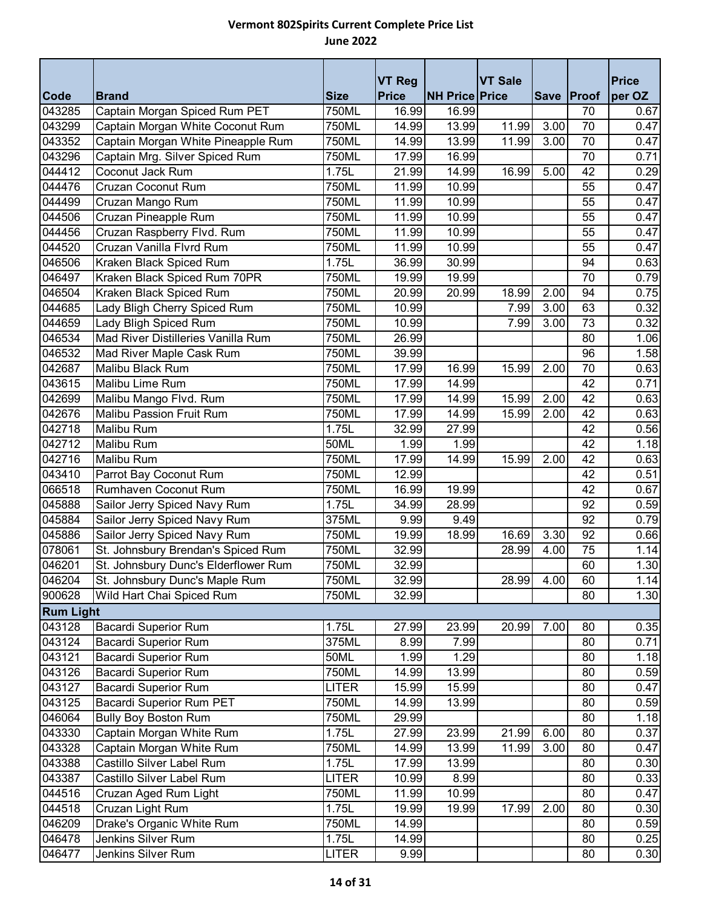# Vermont 802Spirits Current Complete Price List

## June 2022

| Code | Brand | Size | VT Reg Price | NH Price | VT Sale Price | Save | Proof | Price per OZ |
|---|---|---|---|---|---|---|---|---|
| 043285 | Captain Morgan Spiced Rum PET | 750ML | 16.99 | 16.99 | | | 70 | 0.67 |
| 043299 | Captain Morgan White Coconut Rum | 750ML | 14.99 | 13.99 | 11.99 | 3.00 | 70 | 0.47 |
| 043352 | Captain Morgan White Pineapple Rum | 750ML | 14.99 | 13.99 | 11.99 | 3.00 | 70 | 0.47 |
| 043296 | Captain Mrg. Silver Spiced Rum | 750ML | 17.99 | 16.99 | | | 70 | 0.71 |
| 044412 | Coconut Jack Rum | 1.75L | 21.99 | 14.99 | 16.99 | 5.00 | 42 | 0.29 |
| 044476 | Cruzan Coconut Rum | 750ML | 11.99 | 10.99 | | | 55 | 0.47 |
| 044499 | Cruzan Mango Rum | 750ML | 11.99 | 10.99 | | | 55 | 0.47 |
| 044506 | Cruzan Pineapple Rum | 750ML | 11.99 | 10.99 | | | 55 | 0.47 |
| 044456 | Cruzan Raspberry Flvd. Rum | 750ML | 11.99 | 10.99 | | | 55 | 0.47 |
| 044520 | Cruzan Vanilla Flvrd Rum | 750ML | 11.99 | 10.99 | | | 55 | 0.47 |
| 046506 | Kraken Black Spiced Rum | 1.75L | 36.99 | 30.99 | | | 94 | 0.63 |
| 046497 | Kraken Black Spiced Rum 70PR | 750ML | 19.99 | 19.99 | | | 70 | 0.79 |
| 046504 | Kraken Black Spiced Rum | 750ML | 20.99 | 20.99 | 18.99 | 2.00 | 94 | 0.75 |
| 044685 | Lady Bligh Cherry Spiced Rum | 750ML | 10.99 | | 7.99 | 3.00 | 63 | 0.32 |
| 044659 | Lady Bligh Spiced Rum | 750ML | 10.99 | | 7.99 | 3.00 | 73 | 0.32 |
| 046534 | Mad River Distilleries Vanilla Rum | 750ML | 26.99 | | | | 80 | 1.06 |
| 046532 | Mad River Maple Cask Rum | 750ML | 39.99 | | | | 96 | 1.58 |
| 042687 | Malibu Black Rum | 750ML | 17.99 | 16.99 | 15.99 | 2.00 | 70 | 0.63 |
| 043615 | Malibu Lime Rum | 750ML | 17.99 | 14.99 | | | 42 | 0.71 |
| 042699 | Malibu Mango Flvd. Rum | 750ML | 17.99 | 14.99 | 15.99 | 2.00 | 42 | 0.63 |
| 042676 | Malibu Passion Fruit Rum | 750ML | 17.99 | 14.99 | 15.99 | 2.00 | 42 | 0.63 |
| 042718 | Malibu Rum | 1.75L | 32.99 | 27.99 | | | 42 | 0.56 |
| 042712 | Malibu Rum | 50ML | 1.99 | 1.99 | | | 42 | 1.18 |
| 042716 | Malibu Rum | 750ML | 17.99 | 14.99 | 15.99 | 2.00 | 42 | 0.63 |
| 043410 | Parrot Bay Coconut Rum | 750ML | 12.99 | | | | 42 | 0.51 |
| 066518 | Rumhaven Coconut Rum | 750ML | 16.99 | 19.99 | | | 42 | 0.67 |
| 045888 | Sailor Jerry Spiced Navy Rum | 1.75L | 34.99 | 28.99 | | | 92 | 0.59 |
| 045884 | Sailor Jerry Spiced Navy Rum | 375ML | 9.99 | 9.49 | | | 92 | 0.79 |
| 045886 | Sailor Jerry Spiced Navy Rum | 750ML | 19.99 | 18.99 | 16.69 | 3.30 | 92 | 0.66 |
| 078061 | St. Johnsbury Brendan's Spiced Rum | 750ML | 32.99 | | 28.99 | 4.00 | 75 | 1.14 |
| 046201 | St. Johnsbury Dunc's Elderflower Rum | 750ML | 32.99 | | | | 60 | 1.30 |
| 046204 | St. Johnsbury Dunc's Maple Rum | 750ML | 32.99 | | 28.99 | 4.00 | 60 | 1.14 |
| 900628 | Wild Hart Chai Spiced Rum | 750ML | 32.99 | | | | 80 | 1.30 |
| **Rum Light** | | | | | | | | |
| 043128 | Bacardi Superior Rum | 1.75L | 27.99 | 23.99 | 20.99 | 7.00 | 80 | 0.35 |
| 043124 | Bacardi Superior Rum | 375ML | 8.99 | 7.99 | | | 80 | 0.71 |
| 043121 | Bacardi Superior Rum | 50ML | 1.99 | 1.29 | | | 80 | 1.18 |
| 043126 | Bacardi Superior Rum | 750ML | 14.99 | 13.99 | | | 80 | 0.59 |
| 043127 | Bacardi Superior Rum | LITER | 15.99 | 15.99 | | | 80 | 0.47 |
| 043125 | Bacardi Superior Rum PET | 750ML | 14.99 | 13.99 | | | 80 | 0.59 |
| 046064 | Bully Boy Boston Rum | 750ML | 29.99 | | | | 80 | 1.18 |
| 043330 | Captain Morgan White Rum | 1.75L | 27.99 | 23.99 | 21.99 | 6.00 | 80 | 0.37 |
| 043328 | Captain Morgan White Rum | 750ML | 14.99 | 13.99 | 11.99 | 3.00 | 80 | 0.47 |
| 043388 | Castillo Silver Label Rum | 1.75L | 17.99 | 13.99 | | | 80 | 0.30 |
| 043387 | Castillo Silver Label Rum | LITER | 10.99 | 8.99 | | | 80 | 0.33 |
| 044516 | Cruzan Aged Rum Light | 750ML | 11.99 | 10.99 | | | 80 | 0.47 |
| 044518 | Cruzan Light Rum | 1.75L | 19.99 | 19.99 | 17.99 | 2.00 | 80 | 0.30 |
| 046209 | Drake's Organic White Rum | 750ML | 14.99 | | | | 80 | 0.59 |
| 046478 | Jenkins Silver Rum | 1.75L | 14.99 | | | | 80 | 0.25 |
| 046477 | Jenkins Silver Rum | LITER | 9.99 | | | | 80 | 0.30 |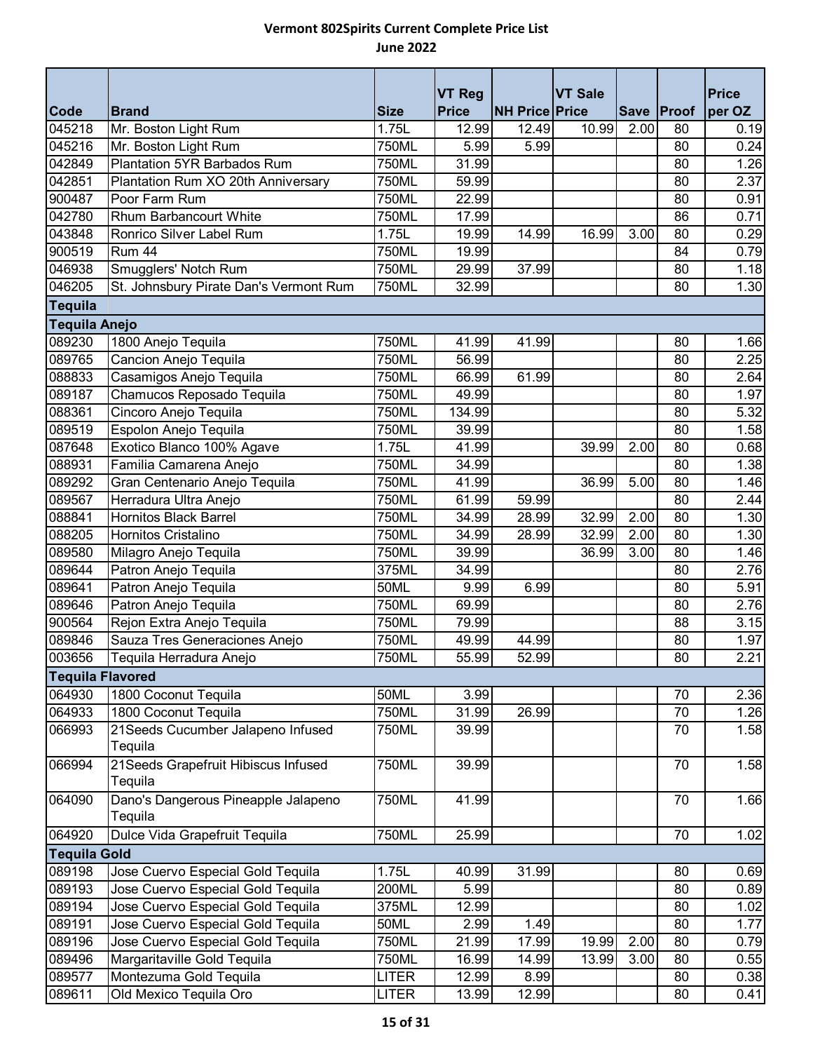**Vermont 802Spirits Current Complete Price List**
**June 2022**

| Code | Brand | Size | VT Reg Price | NH Price | VT Sale Price | Save | Proof | Price per OZ |
|---|---|---|---|---|---|---|---|---|
| 045218 | Mr. Boston Light Rum | 1.75L | 12.99 | 12.49 | 10.99 | 2.00 | 80 | 0.19 |
| 045216 | Mr. Boston Light Rum | 750ML | 5.99 | 5.99 | | | 80 | 0.24 |
| 042849 | Plantation 5YR Barbados Rum | 750ML | 31.99 | | | | 80 | 1.26 |
| 042851 | Plantation Rum XO 20th Anniversary | 750ML | 59.99 | | | | 80 | 2.37 |
| 900487 | Poor Farm Rum | 750ML | 22.99 | | | | 80 | 0.91 |
| 042780 | Rhum Barbancourt White | 750ML | 17.99 | | | | 86 | 0.71 |
| 043848 | Ronrico Silver Label Rum | 1.75L | 19.99 | 14.99 | 16.99 | 3.00 | 80 | 0.29 |
| 900519 | Rum 44 | 750ML | 19.99 | | | | 84 | 0.79 |
| 046938 | Smugglers' Notch Rum | 750ML | 29.99 | 37.99 | | | 80 | 1.18 |
| 046205 | St. Johnsbury Pirate Dan's Vermont Rum | 750ML | 32.99 | | | | 80 | 1.30 |
| **Tequila** | | | | | | | | |
| **Tequila Anejo** | | | | | | | | |
| 089230 | 1800 Anejo Tequila | 750ML | 41.99 | 41.99 | | | 80 | 1.66 |
| 089765 | Cancion Anejo Tequila | 750ML | 56.99 | | | | 80 | 2.25 |
| 088833 | Casamigos Anejo Tequila | 750ML | 66.99 | 61.99 | | | 80 | 2.64 |
| 089187 | Chamucos Reposado Tequila | 750ML | 49.99 | | | | 80 | 1.97 |
| 088361 | Cincoro Anejo Tequila | 750ML | 134.99 | | | | 80 | 5.32 |
| 089519 | Espolon Anejo Tequila | 750ML | 39.99 | | | | 80 | 1.58 |
| 087648 | Exotico Blanco 100% Agave | 1.75L | 41.99 | | 39.99 | 2.00 | 80 | 0.68 |
| 088931 | Familia Camarena Anejo | 750ML | 34.99 | | | | 80 | 1.38 |
| 089292 | Gran Centenario Anejo Tequila | 750ML | 41.99 | | 36.99 | 5.00 | 80 | 1.46 |
| 089567 | Herradura Ultra Anejo | 750ML | 61.99 | 59.99 | | | 80 | 2.44 |
| 088841 | Hornitos Black Barrel | 750ML | 34.99 | 28.99 | 32.99 | 2.00 | 80 | 1.30 |
| 088205 | Hornitos Cristalino | 750ML | 34.99 | 28.99 | 32.99 | 2.00 | 80 | 1.30 |
| 089580 | Milagro Anejo Tequila | 750ML | 39.99 | | 36.99 | 3.00 | 80 | 1.46 |
| 089644 | Patron Anejo Tequila | 375ML | 34.99 | | | | 80 | 2.76 |
| 089641 | Patron Anejo Tequila | 50ML | 9.99 | 6.99 | | | 80 | 5.91 |
| 089646 | Patron Anejo Tequila | 750ML | 69.99 | | | | 80 | 2.76 |
| 900564 | Rejon Extra Anejo Tequila | 750ML | 79.99 | | | | 88 | 3.15 |
| 089846 | Sauza Tres Generaciones Anejo | 750ML | 49.99 | 44.99 | | | 80 | 1.97 |
| 003656 | Tequila Herradura Anejo | 750ML | 55.99 | 52.99 | | | 80 | 2.21 |
| **Tequila Flavored** | | | | | | | | |
| 064930 | 1800 Coconut Tequila | 50ML | 3.99 | | | | 70 | 2.36 |
| 064933 | 1800 Coconut Tequila | 750ML | 31.99 | 26.99 | | | 70 | 1.26 |
| 066993 | 21Seeds Cucumber Jalapeno Infused Tequila | 750ML | 39.99 | | | | 70 | 1.58 |
| 066994 | 21Seeds Grapefruit Hibiscus Infused Tequila | 750ML | 39.99 | | | | 70 | 1.58 |
| 064090 | Dano's Dangerous Pineapple Jalapeno Tequila | 750ML | 41.99 | | | | 70 | 1.66 |
| 064920 | Dulce Vida Grapefruit Tequila | 750ML | 25.99 | | | | 70 | 1.02 |
| **Tequila Gold** | | | | | | | | |
| 089198 | Jose Cuervo Especial Gold Tequila | 1.75L | 40.99 | 31.99 | | | 80 | 0.69 |
| 089193 | Jose Cuervo Especial Gold Tequila | 200ML | 5.99 | | | | 80 | 0.89 |
| 089194 | Jose Cuervo Especial Gold Tequila | 375ML | 12.99 | | | | 80 | 1.02 |
| 089191 | Jose Cuervo Especial Gold Tequila | 50ML | 2.99 | 1.49 | | | 80 | 1.77 |
| 089196 | Jose Cuervo Especial Gold Tequila | 750ML | 21.99 | 17.99 | 19.99 | 2.00 | 80 | 0.79 |
| 089496 | Margaritaville Gold Tequila | 750ML | 16.99 | 14.99 | 13.99 | 3.00 | 80 | 0.55 |
| 089577 | Montezuma Gold Tequila | LITER | 12.99 | 8.99 | | | 80 | 0.38 |
| 089611 | Old Mexico Tequila Oro | LITER | 13.99 | 12.99 | | | 80 | 0.41 |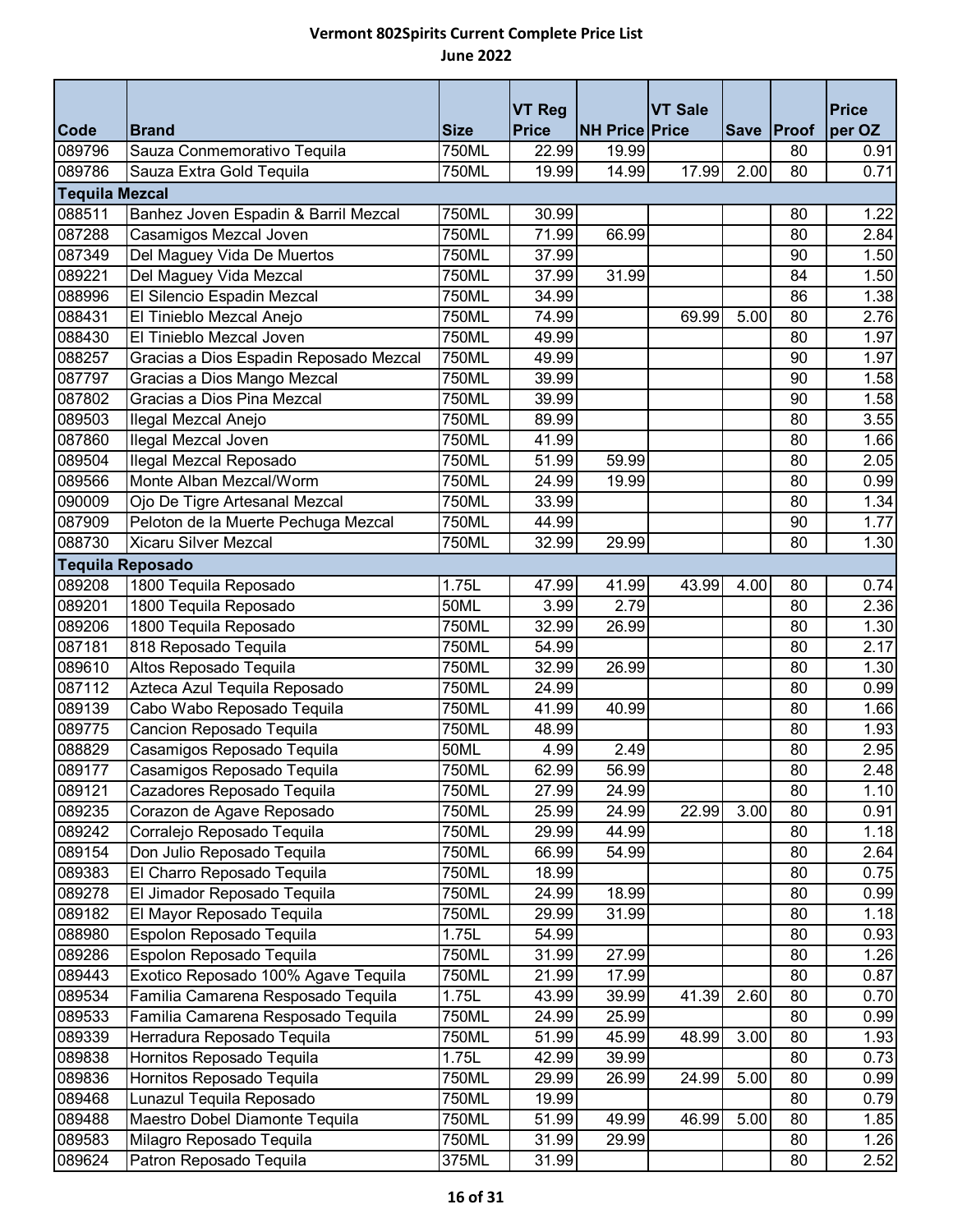# Vermont 802Spirits Current Complete Price List

## June 2022

| Code | Brand | Size | VT Reg Price | NH Price | VT Sale Price | Save | Proof | Price per OZ |
|---|---|---|---|---|---|---|---|---|
| 089796 | Sauza Conmemorativo Tequila | 750ML | 22.99 | 19.99 | | | 80 | 0.91 |
| 089786 | Sauza Extra Gold Tequila | 750ML | 19.99 | 14.99 | 17.99 | 2.00 | 80 | 0.71 |
| **Tequila Mezcal** | | | | | | | | |
| 088511 | Banhez Joven Espadin & Barril Mezcal | 750ML | 30.99 | | | | 80 | 1.22 |
| 087288 | Casamigos Mezcal Joven | 750ML | 71.99 | 66.99 | | | 80 | 2.84 |
| 087349 | Del Maguey Vida De Muertos | 750ML | 37.99 | | | | 90 | 1.50 |
| 089221 | Del Maguey Vida Mezcal | 750ML | 37.99 | 31.99 | | | 84 | 1.50 |
| 088996 | El Silencio Espadin Mezcal | 750ML | 34.99 | | | | 86 | 1.38 |
| 088431 | El Tinieblo Mezcal Anejo | 750ML | 74.99 | | 69.99 | 5.00 | 80 | 2.76 |
| 088430 | El Tinieblo Mezcal Joven | 750ML | 49.99 | | | | 80 | 1.97 |
| 088257 | Gracias a Dios Espadin Reposado Mezcal | 750ML | 49.99 | | | | 90 | 1.97 |
| 087797 | Gracias a Dios Mango Mezcal | 750ML | 39.99 | | | | 90 | 1.58 |
| 087802 | Gracias a Dios Pina Mezcal | 750ML | 39.99 | | | | 90 | 1.58 |
| 089503 | Ilegal Mezcal Anejo | 750ML | 89.99 | | | | 80 | 3.55 |
| 087860 | Ilegal Mezcal Joven | 750ML | 41.99 | | | | 80 | 1.66 |
| 089504 | Ilegal Mezcal Reposado | 750ML | 51.99 | 59.99 | | | 80 | 2.05 |
| 089566 | Monte Alban Mezcal/Worm | 750ML | 24.99 | 19.99 | | | 80 | 0.99 |
| 090009 | Ojo De Tigre Artesanal Mezcal | 750ML | 33.99 | | | | 80 | 1.34 |
| 087909 | Peloton de la Muerte Pechuga Mezcal | 750ML | 44.99 | | | | 90 | 1.77 |
| 088730 | Xicaru Silver Mezcal | 750ML | 32.99 | 29.99 | | | 80 | 1.30 |
| **Tequila Reposado** | | | | | | | | |
| 089208 | 1800 Tequila Reposado | 1.75L | 47.99 | 41.99 | 43.99 | 4.00 | 80 | 0.74 |
| 089201 | 1800 Tequila Reposado | 50ML | 3.99 | 2.79 | | | 80 | 2.36 |
| 089206 | 1800 Tequila Reposado | 750ML | 32.99 | 26.99 | | | 80 | 1.30 |
| 087181 | 818 Reposado Tequila | 750ML | 54.99 | | | | 80 | 2.17 |
| 089610 | Altos Reposado Tequila | 750ML | 32.99 | 26.99 | | | 80 | 1.30 |
| 087112 | Azteca Azul Tequila Reposado | 750ML | 24.99 | | | | 80 | 0.99 |
| 089139 | Cabo Wabo Reposado Tequila | 750ML | 41.99 | 40.99 | | | 80 | 1.66 |
| 089775 | Cancion Reposado Tequila | 750ML | 48.99 | | | | 80 | 1.93 |
| 088829 | Casamigos Reposado Tequila | 50ML | 4.99 | 2.49 | | | 80 | 2.95 |
| 089177 | Casamigos Reposado Tequila | 750ML | 62.99 | 56.99 | | | 80 | 2.48 |
| 089121 | Cazadores Reposado Tequila | 750ML | 27.99 | 24.99 | | | 80 | 1.10 |
| 089235 | Corazon de Agave Reposado | 750ML | 25.99 | 24.99 | 22.99 | 3.00 | 80 | 0.91 |
| 089242 | Corralejo Reposado Tequila | 750ML | 29.99 | 44.99 | | | 80 | 1.18 |
| 089154 | Don Julio Reposado Tequila | 750ML | 66.99 | 54.99 | | | 80 | 2.64 |
| 089383 | El Charro Reposado Tequila | 750ML | 18.99 | | | | 80 | 0.75 |
| 089278 | El Jimador Reposado Tequila | 750ML | 24.99 | 18.99 | | | 80 | 0.99 |
| 089182 | El Mayor Reposado Tequila | 750ML | 29.99 | 31.99 | | | 80 | 1.18 |
| 088980 | Espolon Reposado Tequila | 1.75L | 54.99 | | | | 80 | 0.93 |
| 089286 | Espolon Reposado Tequila | 750ML | 31.99 | 27.99 | | | 80 | 1.26 |
| 089443 | Exotico Reposado 100% Agave Tequila | 750ML | 21.99 | 17.99 | | | 80 | 0.87 |
| 089534 | Familia Camarena Resposado Tequila | 1.75L | 43.99 | 39.99 | 41.39 | 2.60 | 80 | 0.70 |
| 089533 | Familia Camarena Resposado Tequila | 750ML | 24.99 | 25.99 | | | 80 | 0.99 |
| 089339 | Herradura Reposado Tequila | 750ML | 51.99 | 45.99 | 48.99 | 3.00 | 80 | 1.93 |
| 089838 | Hornitos Reposado Tequila | 1.75L | 42.99 | 39.99 | | | 80 | 0.73 |
| 089836 | Hornitos Reposado Tequila | 750ML | 29.99 | 26.99 | 24.99 | 5.00 | 80 | 0.99 |
| 089468 | Lunazul Tequila Reposado | 750ML | 19.99 | | | | 80 | 0.79 |
| 089488 | Maestro Dobel Diamonte Tequila | 750ML | 51.99 | 49.99 | 46.99 | 5.00 | 80 | 1.85 |
| 089583 | Milagro Reposado Tequila | 750ML | 31.99 | 29.99 | | | 80 | 1.26 |
| 089624 | Patron Reposado Tequila | 375ML | 31.99 | | | | 80 | 2.52 |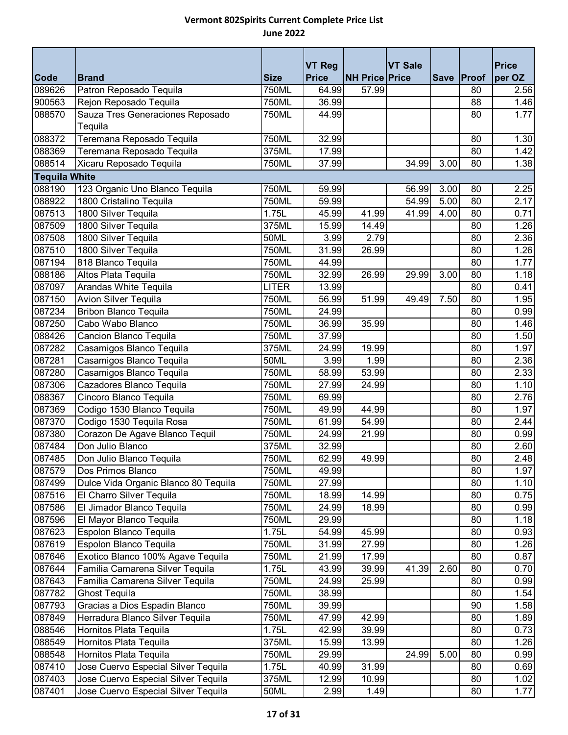# Vermont 802Spirits Current Complete Price List

## June 2022

| Code | Brand | Size | VT Reg Price | NH Price | VT Sale Price | Save | Proof | Price per OZ |
|---|---|---|---|---|---|---|---|---|
| 089626 | Patron Reposado Tequila | 750ML | 64.99 | 57.99 | | | 80 | 2.56 |
| 900563 | Rejon Reposado Tequila | 750ML | 36.99 | | | | 88 | 1.46 |
| 088570 | Sauza Tres Generaciones Reposado Tequila | 750ML | 44.99 | | | | 80 | 1.77 |
| 088372 | Teremana Reposado Tequila | 750ML | 32.99 | | | | 80 | 1.30 |
| 088369 | Teremana Reposado Tequila | 375ML | 17.99 | | | | 80 | 1.42 |
| 088514 | Xicaru Reposado Tequila | 750ML | 37.99 | | 34.99 | 3.00 | 80 | 1.38 |
| **Tequila White** | | | | | | | | |
| 088190 | 123 Organic Uno Blanco Tequila | 750ML | 59.99 | | 56.99 | 3.00 | 80 | 2.25 |
| 088922 | 1800 Cristalino Tequila | 750ML | 59.99 | | 54.99 | 5.00 | 80 | 2.17 |
| 087513 | 1800 Silver Tequila | 1.75L | 45.99 | 41.99 | 41.99 | 4.00 | 80 | 0.71 |
| 087509 | 1800 Silver Tequila | 375ML | 15.99 | 14.49 | | | 80 | 1.26 |
| 087508 | 1800 Silver Tequila | 50ML | 3.99 | 2.79 | | | 80 | 2.36 |
| 087510 | 1800 Silver Tequila | 750ML | 31.99 | 26.99 | | | 80 | 1.26 |
| 087194 | 818 Blanco Tequila | 750ML | 44.99 | | | | 80 | 1.77 |
| 088186 | Altos Plata Tequila | 750ML | 32.99 | 26.99 | 29.99 | 3.00 | 80 | 1.18 |
| 087097 | Arandas White Tequila | LITER | 13.99 | | | | 80 | 0.41 |
| 087150 | Avion Silver Tequila | 750ML | 56.99 | 51.99 | 49.49 | 7.50 | 80 | 1.95 |
| 087234 | Bribon Blanco Tequila | 750ML | 24.99 | | | | 80 | 0.99 |
| 087250 | Cabo Wabo Blanco | 750ML | 36.99 | 35.99 | | | 80 | 1.46 |
| 088426 | Cancion Blanco Tequila | 750ML | 37.99 | | | | 80 | 1.50 |
| 087282 | Casamigos Blanco Tequila | 375ML | 24.99 | 19.99 | | | 80 | 1.97 |
| 087281 | Casamigos Blanco Tequila | 50ML | 3.99 | 1.99 | | | 80 | 2.36 |
| 087280 | Casamigos Blanco Tequila | 750ML | 58.99 | 53.99 | | | 80 | 2.33 |
| 087306 | Cazadores Blanco Tequila | 750ML | 27.99 | 24.99 | | | 80 | 1.10 |
| 088367 | Cincoro Blanco Tequila | 750ML | 69.99 | | | | 80 | 2.76 |
| 087369 | Codigo 1530 Blanco Tequila | 750ML | 49.99 | 44.99 | | | 80 | 1.97 |
| 087370 | Codigo 1530 Tequila Rosa | 750ML | 61.99 | 54.99 | | | 80 | 2.44 |
| 087380 | Corazon De Agave Blanco Tequil | 750ML | 24.99 | 21.99 | | | 80 | 0.99 |
| 087484 | Don Julio Blanco | 375ML | 32.99 | | | | 80 | 2.60 |
| 087485 | Don Julio Blanco Tequila | 750ML | 62.99 | 49.99 | | | 80 | 2.48 |
| 087579 | Dos Primos Blanco | 750ML | 49.99 | | | | 80 | 1.97 |
| 087499 | Dulce Vida Organic Blanco 80 Tequila | 750ML | 27.99 | | | | 80 | 1.10 |
| 087516 | El Charro Silver Tequila | 750ML | 18.99 | 14.99 | | | 80 | 0.75 |
| 087586 | El Jimador Blanco Tequila | 750ML | 24.99 | 18.99 | | | 80 | 0.99 |
| 087596 | El Mayor Blanco Tequila | 750ML | 29.99 | | | | 80 | 1.18 |
| 087623 | Espolon Blanco Tequila | 1.75L | 54.99 | 45.99 | | | 80 | 0.93 |
| 087619 | Espolon Blanco Tequila | 750ML | 31.99 | 27.99 | | | 80 | 1.26 |
| 087646 | Exotico Blanco 100% Agave Tequila | 750ML | 21.99 | 17.99 | | | 80 | 0.87 |
| 087644 | Familia Camarena Silver Tequila | 1.75L | 43.99 | 39.99 | 41.39 | 2.60 | 80 | 0.70 |
| 087643 | Familia Camarena Silver Tequila | 750ML | 24.99 | 25.99 | | | 80 | 0.99 |
| 087782 | Ghost Tequila | 750ML | 38.99 | | | | 80 | 1.54 |
| 087793 | Gracias a Dios Espadin Blanco | 750ML | 39.99 | | | | 90 | 1.58 |
| 087849 | Herradura Blanco Silver Tequila | 750ML | 47.99 | 42.99 | | | 80 | 1.89 |
| 088546 | Hornitos Plata Tequila | 1.75L | 42.99 | 39.99 | | | 80 | 0.73 |
| 088549 | Hornitos Plata Tequila | 375ML | 15.99 | 13.99 | | | 80 | 1.26 |
| 088548 | Hornitos Plata Tequila | 750ML | 29.99 | | 24.99 | 5.00 | 80 | 0.99 |
| 087410 | Jose Cuervo Especial Silver Tequila | 1.75L | 40.99 | 31.99 | | | 80 | 0.69 |
| 087403 | Jose Cuervo Especial Silver Tequila | 375ML | 12.99 | 10.99 | | | 80 | 1.02 |
| 087401 | Jose Cuervo Especial Silver Tequila | 50ML | 2.99 | 1.49 | | | 80 | 1.77 |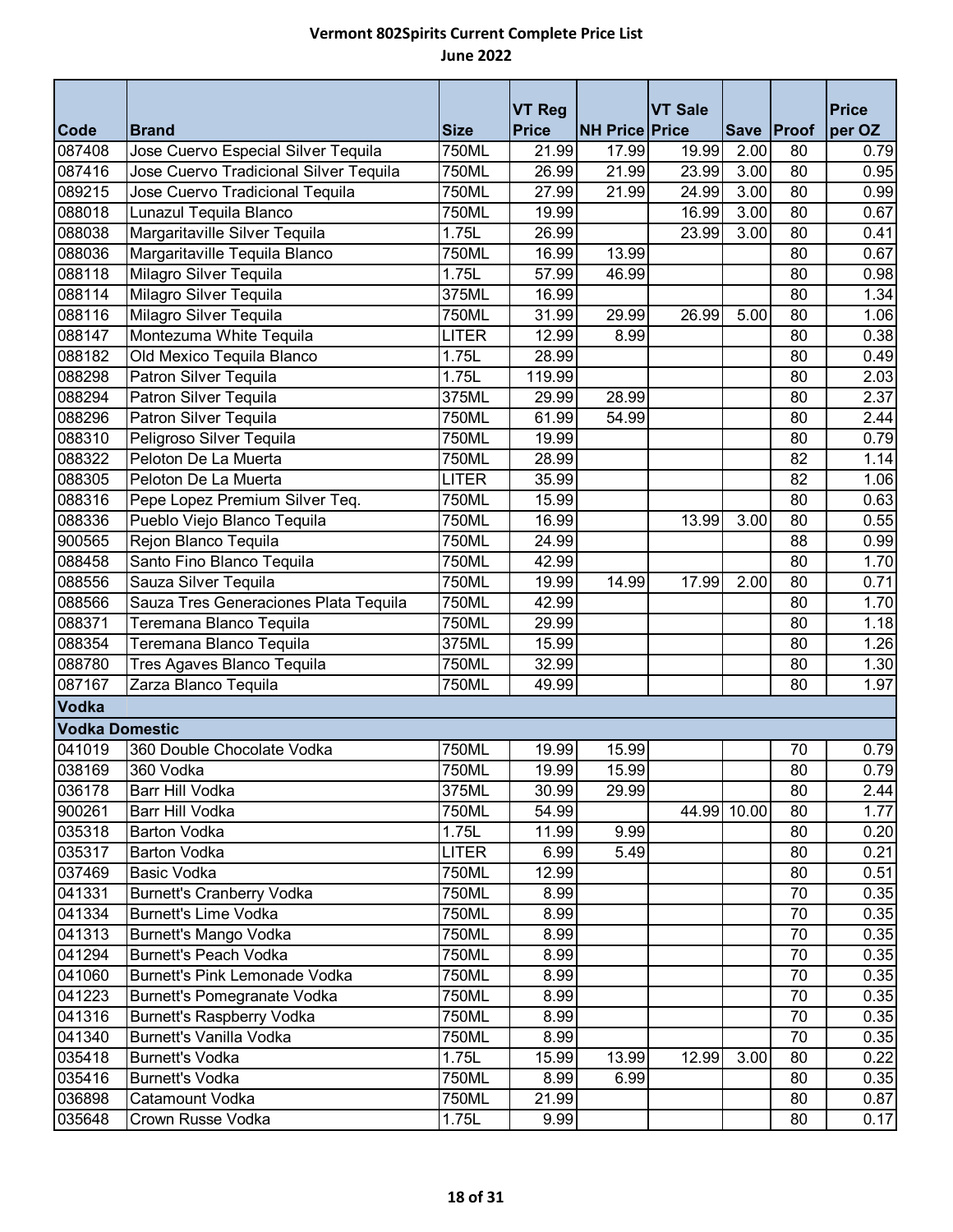# Vermont 802Spirits Current Complete Price List
## June 2022

| Code | Brand | Size | VT Reg Price | NH Price | VT Sale Price | Save | Proof | Price per OZ |
|---|---|---|---|---|---|---|---|---|
| 087408 | Jose Cuervo Especial Silver Tequila | 750ML | 21.99 | 17.99 | 19.99 | 2.00 | 80 | 0.79 |
| 087416 | Jose Cuervo Tradicional Silver Tequila | 750ML | 26.99 | 21.99 | 23.99 | 3.00 | 80 | 0.95 |
| 089215 | Jose Cuervo Tradicional Tequila | 750ML | 27.99 | 21.99 | 24.99 | 3.00 | 80 | 0.99 |
| 088018 | Lunazul Tequila Blanco | 750ML | 19.99 | | 16.99 | 3.00 | 80 | 0.67 |
| 088038 | Margaritaville Silver Tequila | 1.75L | 26.99 | | 23.99 | 3.00 | 80 | 0.41 |
| 088036 | Margaritaville Tequila Blanco | 750ML | 16.99 | 13.99 | | | 80 | 0.67 |
| 088118 | Milagro Silver Tequila | 1.75L | 57.99 | 46.99 | | | 80 | 0.98 |
| 088114 | Milagro Silver Tequila | 375ML | 16.99 | | | | 80 | 1.34 |
| 088116 | Milagro Silver Tequila | 750ML | 31.99 | 29.99 | 26.99 | 5.00 | 80 | 1.06 |
| 088147 | Montezuma White Tequila | LITER | 12.99 | 8.99 | | | 80 | 0.38 |
| 088182 | Old Mexico Tequila Blanco | 1.75L | 28.99 | | | | 80 | 0.49 |
| 088298 | Patron Silver Tequila | 1.75L | 119.99 | | | | 80 | 2.03 |
| 088294 | Patron Silver Tequila | 375ML | 29.99 | 28.99 | | | 80 | 2.37 |
| 088296 | Patron Silver Tequila | 750ML | 61.99 | 54.99 | | | 80 | 2.44 |
| 088310 | Peligroso Silver Tequila | 750ML | 19.99 | | | | 80 | 0.79 |
| 088322 | Peloton De La Muerta | 750ML | 28.99 | | | | 82 | 1.14 |
| 088305 | Peloton De La Muerta | LITER | 35.99 | | | | 82 | 1.06 |
| 088316 | Pepe Lopez Premium Silver Teq. | 750ML | 15.99 | | | | 80 | 0.63 |
| 088336 | Pueblo Viejo Blanco Tequila | 750ML | 16.99 | | 13.99 | 3.00 | 80 | 0.55 |
| 900565 | Rejon Blanco Tequila | 750ML | 24.99 | | | | 88 | 0.99 |
| 088458 | Santo Fino Blanco Tequila | 750ML | 42.99 | | | | 80 | 1.70 |
| 088556 | Sauza Silver Tequila | 750ML | 19.99 | 14.99 | 17.99 | 2.00 | 80 | 0.71 |
| 088566 | Sauza Tres Generaciones Plata Tequila | 750ML | 42.99 | | | | 80 | 1.70 |
| 088371 | Teremana Blanco Tequila | 750ML | 29.99 | | | | 80 | 1.18 |
| 088354 | Teremana Blanco Tequila | 375ML | 15.99 | | | | 80 | 1.26 |
| 088780 | Tres Agaves Blanco Tequila | 750ML | 32.99 | | | | 80 | 1.30 |
| 087167 | Zarza Blanco Tequila | 750ML | 49.99 | | | | 80 | 1.97 |
| **Vodka** | | | | | | | | |
| **Vodka Domestic** | | | | | | | | |
| 041019 | 360 Double Chocolate Vodka | 750ML | 19.99 | 15.99 | | | 70 | 0.79 |
| 038169 | 360 Vodka | 750ML | 19.99 | 15.99 | | | 80 | 0.79 |
| 036178 | Barr Hill Vodka | 375ML | 30.99 | 29.99 | | | 80 | 2.44 |
| 900261 | Barr Hill Vodka | 750ML | 54.99 | | 44.99 | 10.00 | 80 | 1.77 |
| 035318 | Barton Vodka | 1.75L | 11.99 | 9.99 | | | 80 | 0.20 |
| 035317 | Barton Vodka | LITER | 6.99 | 5.49 | | | 80 | 0.21 |
| 037469 | Basic Vodka | 750ML | 12.99 | | | | 80 | 0.51 |
| 041331 | Burnett's Cranberry Vodka | 750ML | 8.99 | | | | 70 | 0.35 |
| 041334 | Burnett's Lime Vodka | 750ML | 8.99 | | | | 70 | 0.35 |
| 041313 | Burnett's Mango Vodka | 750ML | 8.99 | | | | 70 | 0.35 |
| 041294 | Burnett's Peach Vodka | 750ML | 8.99 | | | | 70 | 0.35 |
| 041060 | Burnett's Pink Lemonade Vodka | 750ML | 8.99 | | | | 70 | 0.35 |
| 041223 | Burnett's Pomegranate Vodka | 750ML | 8.99 | | | | 70 | 0.35 |
| 041316 | Burnett's Raspberry Vodka | 750ML | 8.99 | | | | 70 | 0.35 |
| 041340 | Burnett's Vanilla Vodka | 750ML | 8.99 | | | | 70 | 0.35 |
| 035418 | Burnett's Vodka | 1.75L | 15.99 | 13.99 | 12.99 | 3.00 | 80 | 0.22 |
| 035416 | Burnett's Vodka | 750ML | 8.99 | 6.99 | | | 80 | 0.35 |
| 036898 | Catamount Vodka | 750ML | 21.99 | | | | 80 | 0.87 |
| 035648 | Crown Russe Vodka | 1.75L | 9.99 | | | | 80 | 0.17 |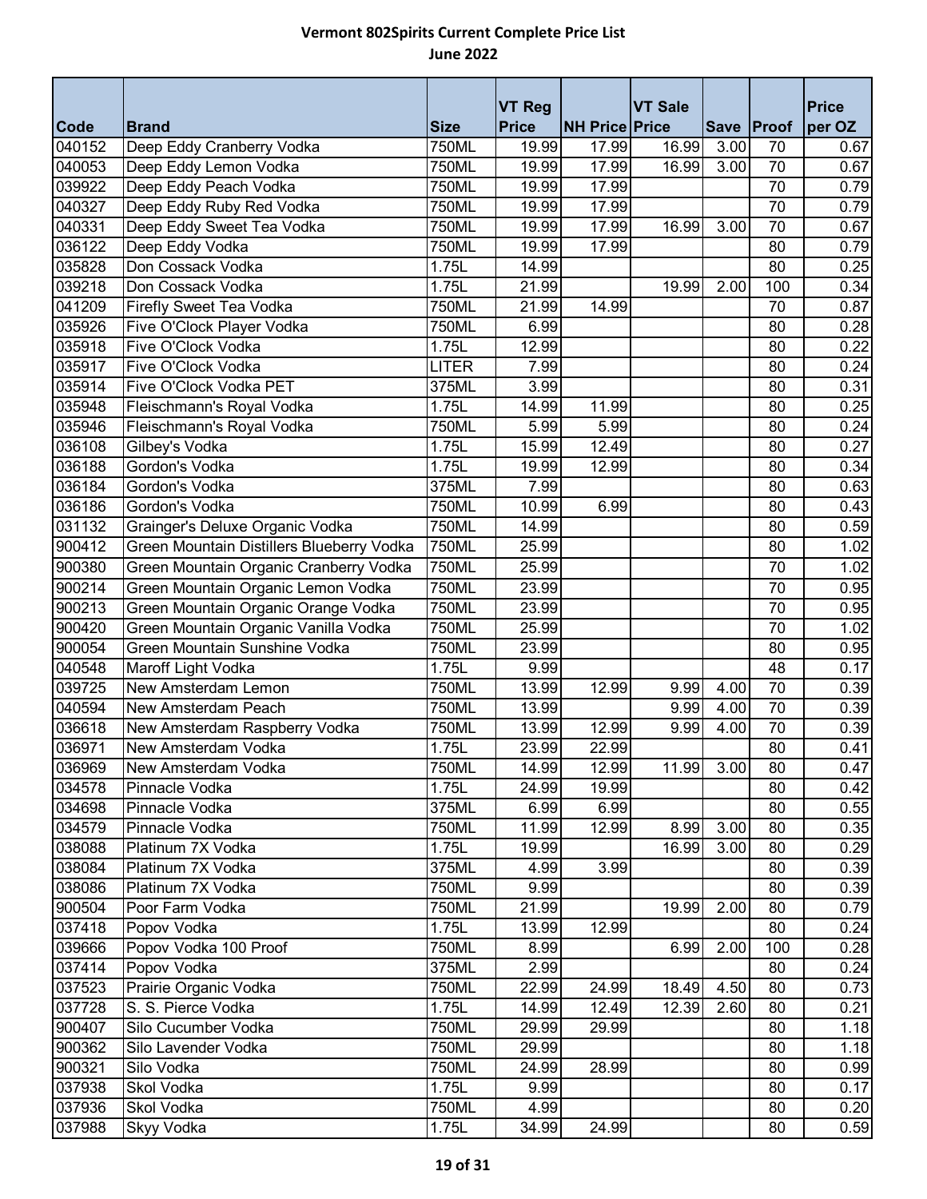# Vermont 802Spirits Current Complete Price List

## June 2022

| Code | Brand | Size | VT Reg Price | NH Price | VT Sale Price | Save | Proof | Price per OZ |
|---|---|---|---|---|---|---|---|---|
| 040152 | Deep Eddy Cranberry Vodka | 750ML | 19.99 | 17.99 | 16.99 | 3.00 | 70 | 0.67 |
| 040053 | Deep Eddy Lemon Vodka | 750ML | 19.99 | 17.99 | 16.99 | 3.00 | 70 | 0.67 |
| 039922 | Deep Eddy Peach Vodka | 750ML | 19.99 | 17.99 | | | 70 | 0.79 |
| 040327 | Deep Eddy Ruby Red Vodka | 750ML | 19.99 | 17.99 | | | 70 | 0.79 |
| 040331 | Deep Eddy Sweet Tea Vodka | 750ML | 19.99 | 17.99 | 16.99 | 3.00 | 70 | 0.67 |
| 036122 | Deep Eddy Vodka | 750ML | 19.99 | 17.99 | | | 80 | 0.79 |
| 035828 | Don Cossack Vodka | 1.75L | 14.99 | | | | 80 | 0.25 |
| 039218 | Don Cossack Vodka | 1.75L | 21.99 | | 19.99 | 2.00 | 100 | 0.34 |
| 041209 | Firefly Sweet Tea Vodka | 750ML | 21.99 | 14.99 | | | 70 | 0.87 |
| 035926 | Five O'Clock Player Vodka | 750ML | 6.99 | | | | 80 | 0.28 |
| 035918 | Five O'Clock Vodka | 1.75L | 12.99 | | | | 80 | 0.22 |
| 035917 | Five O'Clock Vodka | LITER | 7.99 | | | | 80 | 0.24 |
| 035914 | Five O'Clock Vodka PET | 375ML | 3.99 | | | | 80 | 0.31 |
| 035948 | Fleischmann's Royal Vodka | 1.75L | 14.99 | 11.99 | | | 80 | 0.25 |
| 035946 | Fleischmann's Royal Vodka | 750ML | 5.99 | 5.99 | | | 80 | 0.24 |
| 036108 | Gilbey's Vodka | 1.75L | 15.99 | 12.49 | | | 80 | 0.27 |
| 036188 | Gordon's Vodka | 1.75L | 19.99 | 12.99 | | | 80 | 0.34 |
| 036184 | Gordon's Vodka | 375ML | 7.99 | | | | 80 | 0.63 |
| 036186 | Gordon's Vodka | 750ML | 10.99 | 6.99 | | | 80 | 0.43 |
| 031132 | Grainger's Deluxe Organic Vodka | 750ML | 14.99 | | | | 80 | 0.59 |
| 900412 | Green Mountain Distillers Blueberry Vodka | 750ML | 25.99 | | | | 80 | 1.02 |
| 900380 | Green Mountain Organic Cranberry Vodka | 750ML | 25.99 | | | | 70 | 1.02 |
| 900214 | Green Mountain Organic Lemon Vodka | 750ML | 23.99 | | | | 70 | 0.95 |
| 900213 | Green Mountain Organic Orange Vodka | 750ML | 23.99 | | | | 70 | 0.95 |
| 900420 | Green Mountain Organic Vanilla Vodka | 750ML | 25.99 | | | | 70 | 1.02 |
| 900054 | Green Mountain Sunshine Vodka | 750ML | 23.99 | | | | 80 | 0.95 |
| 040548 | Maroff Light Vodka | 1.75L | 9.99 | | | | 48 | 0.17 |
| 039725 | New Amsterdam Lemon | 750ML | 13.99 | 12.99 | 9.99 | 4.00 | 70 | 0.39 |
| 040594 | New Amsterdam Peach | 750ML | 13.99 | | 9.99 | 4.00 | 70 | 0.39 |
| 036618 | New Amsterdam Raspberry Vodka | 750ML | 13.99 | 12.99 | 9.99 | 4.00 | 70 | 0.39 |
| 036971 | New Amsterdam Vodka | 1.75L | 23.99 | 22.99 | | | 80 | 0.41 |
| 036969 | New Amsterdam Vodka | 750ML | 14.99 | 12.99 | 11.99 | 3.00 | 80 | 0.47 |
| 034578 | Pinnacle Vodka | 1.75L | 24.99 | 19.99 | | | 80 | 0.42 |
| 034698 | Pinnacle Vodka | 375ML | 6.99 | 6.99 | | | 80 | 0.55 |
| 034579 | Pinnacle Vodka | 750ML | 11.99 | 12.99 | 8.99 | 3.00 | 80 | 0.35 |
| 038088 | Platinum 7X Vodka | 1.75L | 19.99 | | 16.99 | 3.00 | 80 | 0.29 |
| 038084 | Platinum 7X Vodka | 375ML | 4.99 | 3.99 | | | 80 | 0.39 |
| 038086 | Platinum 7X Vodka | 750ML | 9.99 | | | | 80 | 0.39 |
| 900504 | Poor Farm Vodka | 750ML | 21.99 | | 19.99 | 2.00 | 80 | 0.79 |
| 037418 | Popov Vodka | 1.75L | 13.99 | 12.99 | | | 80 | 0.24 |
| 039666 | Popov Vodka 100 Proof | 750ML | 8.99 | | 6.99 | 2.00 | 100 | 0.28 |
| 037414 | Popov Vodka | 375ML | 2.99 | | | | 80 | 0.24 |
| 037523 | Prairie Organic Vodka | 750ML | 22.99 | 24.99 | 18.49 | 4.50 | 80 | 0.73 |
| 037728 | S. S. Pierce Vodka | 1.75L | 14.99 | 12.49 | 12.39 | 2.60 | 80 | 0.21 |
| 900407 | Silo Cucumber Vodka | 750ML | 29.99 | 29.99 | | | 80 | 1.18 |
| 900362 | Silo Lavender Vodka | 750ML | 29.99 | | | | 80 | 1.18 |
| 900321 | Silo Vodka | 750ML | 24.99 | 28.99 | | | 80 | 0.99 |
| 037938 | Skol Vodka | 1.75L | 9.99 | | | | 80 | 0.17 |
| 037936 | Skol Vodka | 750ML | 4.99 | | | | 80 | 0.20 |
| 037988 | Skyy Vodka | 1.75L | 34.99 | 24.99 | | | 80 | 0.59 |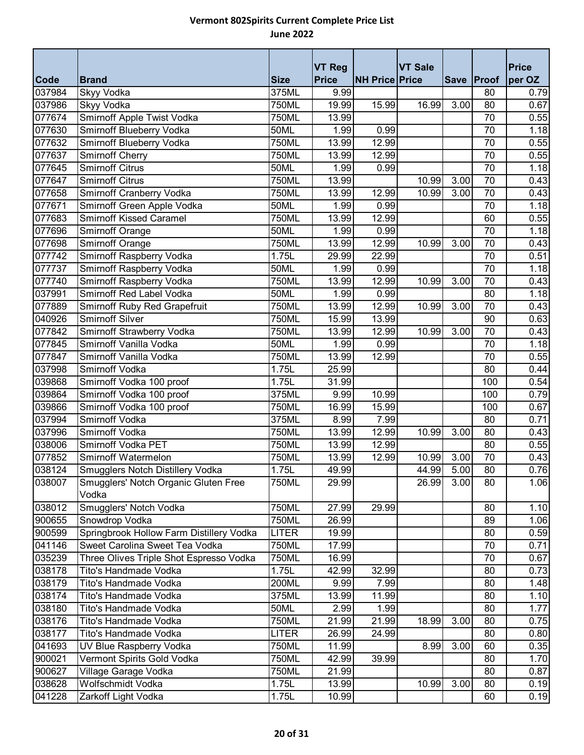# Vermont 802Spirits Current Complete Price List

## June 2022

| Code | Brand | Size | VT Reg Price | NH Price | VT Sale Price | Save | Proof | Price per OZ |
|---|---|---|---|---|---|---|---|---|
| 037984 | Skyy Vodka | 375ML | 9.99 | | | | 80 | 0.79 |
| 037986 | Skyy Vodka | 750ML | 19.99 | 15.99 | 16.99 | 3.00 | 80 | 0.67 |
| 077674 | Smirnoff Apple Twist Vodka | 750ML | 13.99 | | | | 70 | 0.55 |
| 077630 | Smirnoff Blueberry Vodka | 50ML | 1.99 | 0.99 | | | 70 | 1.18 |
| 077632 | Smirnoff Blueberry Vodka | 750ML | 13.99 | 12.99 | | | 70 | 0.55 |
| 077637 | Smirnoff Cherry | 750ML | 13.99 | 12.99 | | | 70 | 0.55 |
| 077645 | Smirnoff Citrus | 50ML | 1.99 | 0.99 | | | 70 | 1.18 |
| 077647 | Smirnoff Citrus | 750ML | 13.99 | | 10.99 | 3.00 | 70 | 0.43 |
| 077658 | Smirnoff Cranberry Vodka | 750ML | 13.99 | 12.99 | 10.99 | 3.00 | 70 | 0.43 |
| 077671 | Smirnoff Green Apple Vodka | 50ML | 1.99 | 0.99 | | | 70 | 1.18 |
| 077683 | Smirnoff Kissed Caramel | 750ML | 13.99 | 12.99 | | | 60 | 0.55 |
| 077696 | Smirnoff Orange | 50ML | 1.99 | 0.99 | | | 70 | 1.18 |
| 077698 | Smirnoff Orange | 750ML | 13.99 | 12.99 | 10.99 | 3.00 | 70 | 0.43 |
| 077742 | Smirnoff Raspberry Vodka | 1.75L | 29.99 | 22.99 | | | 70 | 0.51 |
| 077737 | Smirnoff Raspberry Vodka | 50ML | 1.99 | 0.99 | | | 70 | 1.18 |
| 077740 | Smirnoff Raspberry Vodka | 750ML | 13.99 | 12.99 | 10.99 | 3.00 | 70 | 0.43 |
| 037991 | Smirnoff Red Label Vodka | 50ML | 1.99 | 0.99 | | | 80 | 1.18 |
| 077889 | Smirnoff Ruby Red Grapefruit | 750ML | 13.99 | 12.99 | 10.99 | 3.00 | 70 | 0.43 |
| 040926 | Smirnoff Silver | 750ML | 15.99 | 13.99 | | | 90 | 0.63 |
| 077842 | Smirnoff Strawberry Vodka | 750ML | 13.99 | 12.99 | 10.99 | 3.00 | 70 | 0.43 |
| 077845 | Smirnoff Vanilla Vodka | 50ML | 1.99 | 0.99 | | | 70 | 1.18 |
| 077847 | Smirnoff Vanilla Vodka | 750ML | 13.99 | 12.99 | | | 70 | 0.55 |
| 037998 | Smirnoff Vodka | 1.75L | 25.99 | | | | 80 | 0.44 |
| 039868 | Smirnoff Vodka 100 proof | 1.75L | 31.99 | | | | 100 | 0.54 |
| 039864 | Smirnoff Vodka 100 proof | 375ML | 9.99 | 10.99 | | | 100 | 0.79 |
| 039866 | Smirnoff Vodka 100 proof | 750ML | 16.99 | 15.99 | | | 100 | 0.67 |
| 037994 | Smirnoff Vodka | 375ML | 8.99 | 7.99 | | | 80 | 0.71 |
| 037996 | Smirnoff Vodka | 750ML | 13.99 | 12.99 | 10.99 | 3.00 | 80 | 0.43 |
| 038006 | Smirnoff Vodka PET | 750ML | 13.99 | 12.99 | | | 80 | 0.55 |
| 077852 | Smirnoff Watermelon | 750ML | 13.99 | 12.99 | 10.99 | 3.00 | 70 | 0.43 |
| 038124 | Smugglers Notch Distillery Vodka | 1.75L | 49.99 | | 44.99 | 5.00 | 80 | 0.76 |
| 038007 | Smugglers' Notch Organic Gluten Free Vodka | 750ML | 29.99 | | 26.99 | 3.00 | 80 | 1.06 |
| 038012 | Smugglers' Notch Vodka | 750ML | 27.99 | 29.99 | | | 80 | 1.10 |
| 900655 | Snowdrop Vodka | 750ML | 26.99 | | | | 89 | 1.06 |
| 900599 | Springbrook Hollow Farm Distillery Vodka | LITER | 19.99 | | | | 80 | 0.59 |
| 041146 | Sweet Carolina Sweet Tea Vodka | 750ML | 17.99 | | | | 70 | 0.71 |
| 035239 | Three Olives Triple Shot Espresso Vodka | 750ML | 16.99 | | | | 70 | 0.67 |
| 038178 | Tito's Handmade Vodka | 1.75L | 42.99 | 32.99 | | | 80 | 0.73 |
| 038179 | Tito's Handmade Vodka | 200ML | 9.99 | 7.99 | | | 80 | 1.48 |
| 038174 | Tito's Handmade Vodka | 375ML | 13.99 | 11.99 | | | 80 | 1.10 |
| 038180 | Tito's Handmade Vodka | 50ML | 2.99 | 1.99 | | | 80 | 1.77 |
| 038176 | Tito's Handmade Vodka | 750ML | 21.99 | 21.99 | 18.99 | 3.00 | 80 | 0.75 |
| 038177 | Tito's Handmade Vodka | LITER | 26.99 | 24.99 | | | 80 | 0.80 |
| 041693 | UV Blue Raspberry Vodka | 750ML | 11.99 | | 8.99 | 3.00 | 60 | 0.35 |
| 900021 | Vermont Spirits Gold Vodka | 750ML | 42.99 | 39.99 | | | 80 | 1.70 |
| 900627 | Village Garage Vodka | 750ML | 21.99 | | | | 80 | 0.87 |
| 038628 | Wolfschmidt Vodka | 1.75L | 13.99 | | 10.99 | 3.00 | 80 | 0.19 |
| 041228 | Zarkoff Light Vodka | 1.75L | 10.99 | | | | 60 | 0.19 |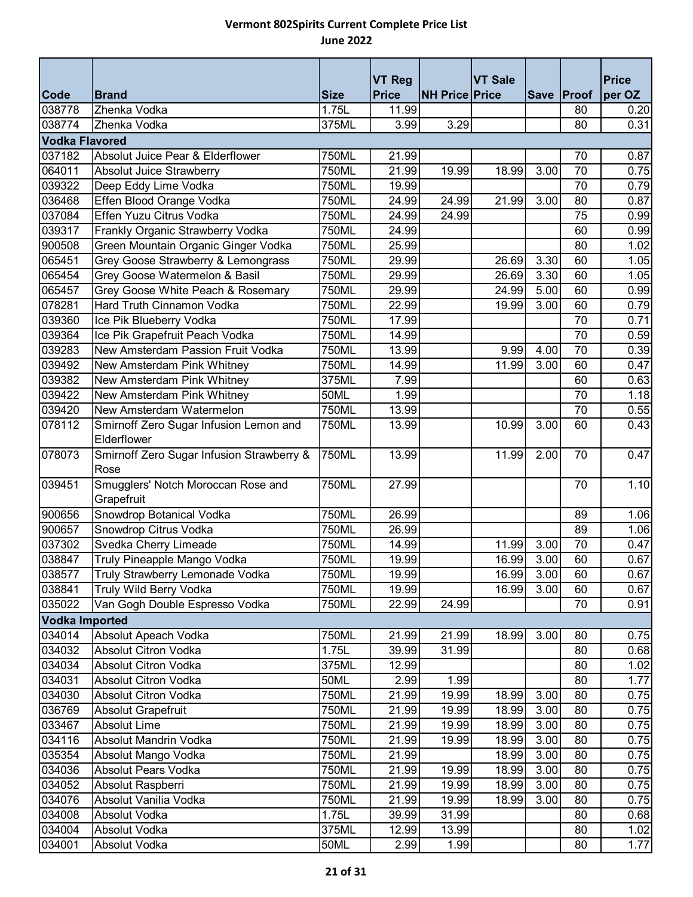# Vermont 802Spirits Current Complete Price List
## June 2022

| Code | Brand | Size | VT Reg Price | NH Price | VT Sale Price | Save | Proof | Price per OZ |
|---|---|---|---|---|---|---|---|---|
| 038778 | Zhenka Vodka | 1.75L | 11.99 | | | | 80 | 0.20 |
| 038774 | Zhenka Vodka | 375ML | 3.99 | 3.29 | | | 80 | 0.31 |
| **Vodka Flavored** | | | | | | | | |
| 037182 | Absolut Juice Pear & Elderflower | 750ML | 21.99 | | | | 70 | 0.87 |
| 064011 | Absolut Juice Strawberry | 750ML | 21.99 | 19.99 | 18.99 | 3.00 | 70 | 0.75 |
| 039322 | Deep Eddy Lime Vodka | 750ML | 19.99 | | | | 70 | 0.79 |
| 036468 | Effen Blood Orange Vodka | 750ML | 24.99 | 24.99 | 21.99 | 3.00 | 80 | 0.87 |
| 037084 | Effen Yuzu Citrus Vodka | 750ML | 24.99 | 24.99 | | | 75 | 0.99 |
| 039317 | Frankly Organic Strawberry Vodka | 750ML | 24.99 | | | | 60 | 0.99 |
| 900508 | Green Mountain Organic Ginger Vodka | 750ML | 25.99 | | | | 80 | 1.02 |
| 065451 | Grey Goose Strawberry & Lemongrass | 750ML | 29.99 | | 26.69 | 3.30 | 60 | 1.05 |
| 065454 | Grey Goose Watermelon & Basil | 750ML | 29.99 | | 26.69 | 3.30 | 60 | 1.05 |
| 065457 | Grey Goose White Peach & Rosemary | 750ML | 29.99 | | 24.99 | 5.00 | 60 | 0.99 |
| 078281 | Hard Truth Cinnamon Vodka | 750ML | 22.99 | | 19.99 | 3.00 | 60 | 0.79 |
| 039360 | Ice Pik Blueberry Vodka | 750ML | 17.99 | | | | 70 | 0.71 |
| 039364 | Ice Pik Grapefruit Peach Vodka | 750ML | 14.99 | | | | 70 | 0.59 |
| 039283 | New Amsterdam Passion Fruit Vodka | 750ML | 13.99 | | 9.99 | 4.00 | 70 | 0.39 |
| 039492 | New Amsterdam Pink Whitney | 750ML | 14.99 | | 11.99 | 3.00 | 60 | 0.47 |
| 039382 | New Amsterdam Pink Whitney | 375ML | 7.99 | | | | 60 | 0.63 |
| 039422 | New Amsterdam Pink Whitney | 50ML | 1.99 | | | | 70 | 1.18 |
| 039420 | New Amsterdam Watermelon | 750ML | 13.99 | | | | 70 | 0.55 |
| 078112 | Smirnoff Zero Sugar Infusion Lemon and Elderflower | 750ML | 13.99 | | 10.99 | 3.00 | 60 | 0.43 |
| 078073 | Smirnoff Zero Sugar Infusion Strawberry & Rose | 750ML | 13.99 | | 11.99 | 2.00 | 70 | 0.47 |
| 039451 | Smugglers' Notch Moroccan Rose and Grapefruit | 750ML | 27.99 | | | | 70 | 1.10 |
| 900656 | Snowdrop Botanical Vodka | 750ML | 26.99 | | | | 89 | 1.06 |
| 900657 | Snowdrop Citrus Vodka | 750ML | 26.99 | | | | 89 | 1.06 |
| 037302 | Svedka Cherry Limeade | 750ML | 14.99 | | 11.99 | 3.00 | 70 | 0.47 |
| 038847 | Truly Pineapple Mango Vodka | 750ML | 19.99 | | 16.99 | 3.00 | 60 | 0.67 |
| 038577 | Truly Strawberry Lemonade Vodka | 750ML | 19.99 | | 16.99 | 3.00 | 60 | 0.67 |
| 038841 | Truly Wild Berry Vodka | 750ML | 19.99 | | 16.99 | 3.00 | 60 | 0.67 |
| 035022 | Van Gogh Double Espresso Vodka | 750ML | 22.99 | 24.99 | | | 70 | 0.91 |
| **Vodka Imported** | | | | | | | | |
| 034014 | Absolut Apeach Vodka | 750ML | 21.99 | 21.99 | 18.99 | 3.00 | 80 | 0.75 |
| 034032 | Absolut Citron Vodka | 1.75L | 39.99 | 31.99 | | | 80 | 0.68 |
| 034034 | Absolut Citron Vodka | 375ML | 12.99 | | | | 80 | 1.02 |
| 034031 | Absolut Citron Vodka | 50ML | 2.99 | 1.99 | | | 80 | 1.77 |
| 034030 | Absolut Citron Vodka | 750ML | 21.99 | 19.99 | 18.99 | 3.00 | 80 | 0.75 |
| 036769 | Absolut Grapefruit | 750ML | 21.99 | 19.99 | 18.99 | 3.00 | 80 | 0.75 |
| 033467 | Absolut Lime | 750ML | 21.99 | 19.99 | 18.99 | 3.00 | 80 | 0.75 |
| 034116 | Absolut Mandrin Vodka | 750ML | 21.99 | 19.99 | 18.99 | 3.00 | 80 | 0.75 |
| 035354 | Absolut Mango Vodka | 750ML | 21.99 | | 18.99 | 3.00 | 80 | 0.75 |
| 034036 | Absolut Pears Vodka | 750ML | 21.99 | 19.99 | 18.99 | 3.00 | 80 | 0.75 |
| 034052 | Absolut Raspberri | 750ML | 21.99 | 19.99 | 18.99 | 3.00 | 80 | 0.75 |
| 034076 | Absolut Vanilia Vodka | 750ML | 21.99 | 19.99 | 18.99 | 3.00 | 80 | 0.75 |
| 034008 | Absolut Vodka | 1.75L | 39.99 | 31.99 | | | 80 | 0.68 |
| 034004 | Absolut Vodka | 375ML | 12.99 | 13.99 | | | 80 | 1.02 |
| 034001 | Absolut Vodka | 50ML | 2.99 | 1.99 | | | 80 | 1.77 |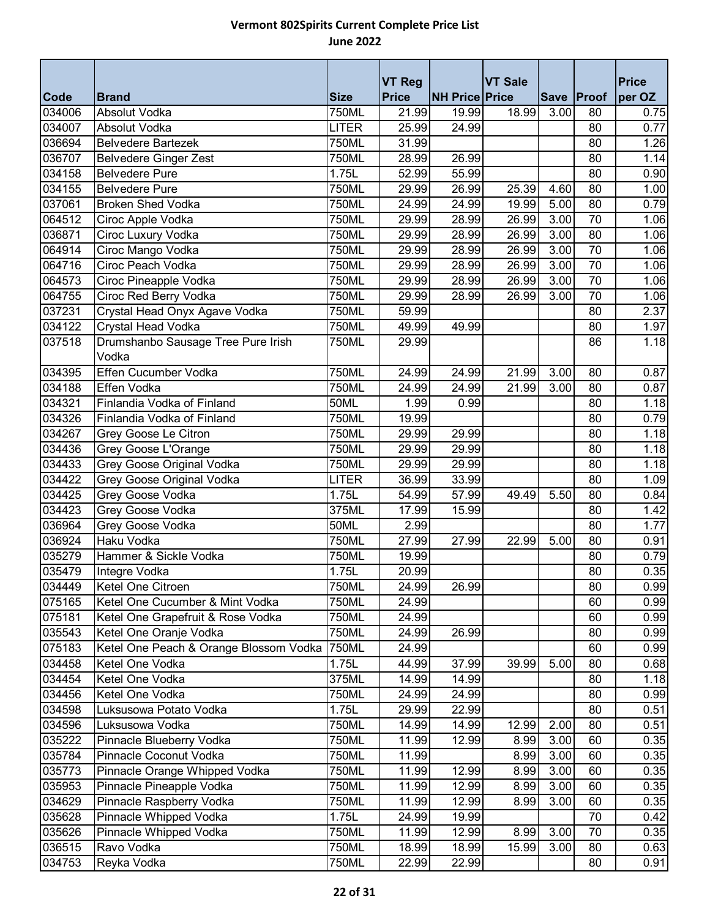# Vermont 802Spirits Current Complete Price List

## June 2022

| Code | Brand | Size | VT Reg Price | NH Price | VT Sale Price | Save | Proof | Price per OZ |
|---|---|---|---|---|---|---|---|---|
| 034006 | Absolut Vodka | 750ML | 21.99 | 19.99 | 18.99 | 3.00 | 80 | 0.75 |
| 034007 | Absolut Vodka | LITER | 25.99 | 24.99 | | | 80 | 0.77 |
| 036694 | Belvedere Bartezek | 750ML | 31.99 | | | | 80 | 1.26 |
| 036707 | Belvedere Ginger Zest | 750ML | 28.99 | 26.99 | | | 80 | 1.14 |
| 034158 | Belvedere Pure | 1.75L | 52.99 | 55.99 | | | 80 | 0.90 |
| 034155 | Belvedere Pure | 750ML | 29.99 | 26.99 | 25.39 | 4.60 | 80 | 1.00 |
| 037061 | Broken Shed Vodka | 750ML | 24.99 | 24.99 | 19.99 | 5.00 | 80 | 0.79 |
| 064512 | Ciroc Apple Vodka | 750ML | 29.99 | 28.99 | 26.99 | 3.00 | 70 | 1.06 |
| 036871 | Ciroc Luxury Vodka | 750ML | 29.99 | 28.99 | 26.99 | 3.00 | 80 | 1.06 |
| 064914 | Ciroc Mango Vodka | 750ML | 29.99 | 28.99 | 26.99 | 3.00 | 70 | 1.06 |
| 064716 | Ciroc Peach Vodka | 750ML | 29.99 | 28.99 | 26.99 | 3.00 | 70 | 1.06 |
| 064573 | Ciroc Pineapple Vodka | 750ML | 29.99 | 28.99 | 26.99 | 3.00 | 70 | 1.06 |
| 064755 | Ciroc Red Berry Vodka | 750ML | 29.99 | 28.99 | 26.99 | 3.00 | 70 | 1.06 |
| 037231 | Crystal Head Onyx Agave Vodka | 750ML | 59.99 | | | | 80 | 2.37 |
| 034122 | Crystal Head Vodka | 750ML | 49.99 | 49.99 | | | 80 | 1.97 |
| 037518 | Drumshanbo Sausage Tree Pure Irish Vodka | 750ML | 29.99 | | | | 86 | 1.18 |
| 034395 | Effen Cucumber Vodka | 750ML | 24.99 | 24.99 | 21.99 | 3.00 | 80 | 0.87 |
| 034188 | Effen Vodka | 750ML | 24.99 | 24.99 | 21.99 | 3.00 | 80 | 0.87 |
| 034321 | Finlandia Vodka of Finland | 50ML | 1.99 | 0.99 | | | 80 | 1.18 |
| 034326 | Finlandia Vodka of Finland | 750ML | 19.99 | | | | 80 | 0.79 |
| 034267 | Grey Goose Le Citron | 750ML | 29.99 | 29.99 | | | 80 | 1.18 |
| 034436 | Grey Goose L'Orange | 750ML | 29.99 | 29.99 | | | 80 | 1.18 |
| 034433 | Grey Goose Original Vodka | 750ML | 29.99 | 29.99 | | | 80 | 1.18 |
| 034422 | Grey Goose Original Vodka | LITER | 36.99 | 33.99 | | | 80 | 1.09 |
| 034425 | Grey Goose Vodka | 1.75L | 54.99 | 57.99 | 49.49 | 5.50 | 80 | 0.84 |
| 034423 | Grey Goose Vodka | 375ML | 17.99 | 15.99 | | | 80 | 1.42 |
| 036964 | Grey Goose Vodka | 50ML | 2.99 | | | | 80 | 1.77 |
| 036924 | Haku Vodka | 750ML | 27.99 | 27.99 | 22.99 | 5.00 | 80 | 0.91 |
| 035279 | Hammer & Sickle Vodka | 750ML | 19.99 | | | | 80 | 0.79 |
| 035479 | Integre Vodka | 1.75L | 20.99 | | | | 80 | 0.35 |
| 034449 | Ketel One Citroen | 750ML | 24.99 | 26.99 | | | 80 | 0.99 |
| 075165 | Ketel One Cucumber & Mint Vodka | 750ML | 24.99 | | | | 60 | 0.99 |
| 075181 | Ketel One Grapefruit & Rose Vodka | 750ML | 24.99 | | | | 60 | 0.99 |
| 035543 | Ketel One Oranje Vodka | 750ML | 24.99 | 26.99 | | | 80 | 0.99 |
| 075183 | Ketel One Peach & Orange Blossom Vodka | 750ML | 24.99 | | | | 60 | 0.99 |
| 034458 | Ketel One Vodka | 1.75L | 44.99 | 37.99 | 39.99 | 5.00 | 80 | 0.68 |
| 034454 | Ketel One Vodka | 375ML | 14.99 | 14.99 | | | 80 | 1.18 |
| 034456 | Ketel One Vodka | 750ML | 24.99 | 24.99 | | | 80 | 0.99 |
| 034598 | Luksusowa Potato Vodka | 1.75L | 29.99 | 22.99 | | | 80 | 0.51 |
| 034596 | Luksusowa Vodka | 750ML | 14.99 | 14.99 | 12.99 | 2.00 | 80 | 0.51 |
| 035222 | Pinnacle Blueberry Vodka | 750ML | 11.99 | 12.99 | 8.99 | 3.00 | 60 | 0.35 |
| 035784 | Pinnacle Coconut Vodka | 750ML | 11.99 | | 8.99 | 3.00 | 60 | 0.35 |
| 035773 | Pinnacle Orange Whipped Vodka | 750ML | 11.99 | 12.99 | 8.99 | 3.00 | 60 | 0.35 |
| 035953 | Pinnacle Pineapple Vodka | 750ML | 11.99 | 12.99 | 8.99 | 3.00 | 60 | 0.35 |
| 034629 | Pinnacle Raspberry Vodka | 750ML | 11.99 | 12.99 | 8.99 | 3.00 | 60 | 0.35 |
| 035628 | Pinnacle Whipped Vodka | 1.75L | 24.99 | 19.99 | | | 70 | 0.42 |
| 035626 | Pinnacle Whipped Vodka | 750ML | 11.99 | 12.99 | 8.99 | 3.00 | 70 | 0.35 |
| 036515 | Ravo Vodka | 750ML | 18.99 | 18.99 | 15.99 | 3.00 | 80 | 0.63 |
| 034753 | Reyka Vodka | 750ML | 22.99 | 22.99 | | | 80 | 0.91 |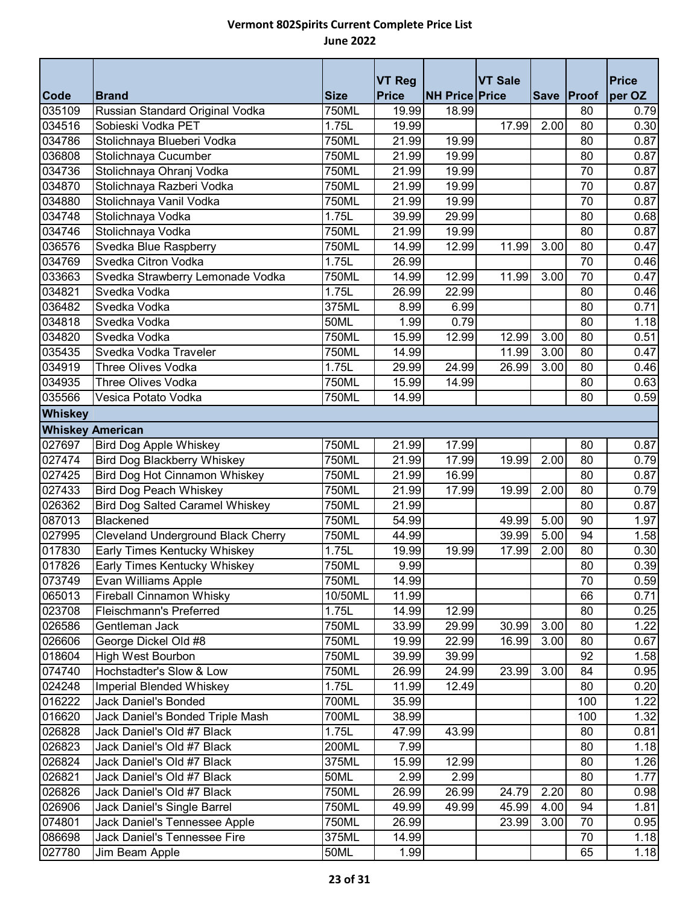# Vermont 802Spirits Current Complete Price List

**June 2022**

| Code | Brand | Size | VT Reg Price | NH Price | VT Sale Price | Save | Proof | Price per OZ |
|---|---|---|---|---|---|---|---|---|
| 035109 | Russian Standard Original Vodka | 750ML | 19.99 | 18.99 | | | 80 | 0.79 |
| 034516 | Sobieski Vodka PET | 1.75L | 19.99 | | 17.99 | 2.00 | 80 | 0.30 |
| 034786 | Stolichnaya Blueberi Vodka | 750ML | 21.99 | 19.99 | | | 80 | 0.87 |
| 036808 | Stolichnaya Cucumber | 750ML | 21.99 | 19.99 | | | 80 | 0.87 |
| 034736 | Stolichnaya Ohranj Vodka | 750ML | 21.99 | 19.99 | | | 70 | 0.87 |
| 034870 | Stolichnaya Razberi Vodka | 750ML | 21.99 | 19.99 | | | 70 | 0.87 |
| 034880 | Stolichnaya Vanil Vodka | 750ML | 21.99 | 19.99 | | | 70 | 0.87 |
| 034748 | Stolichnaya Vodka | 1.75L | 39.99 | 29.99 | | | 80 | 0.68 |
| 034746 | Stolichnaya Vodka | 750ML | 21.99 | 19.99 | | | 80 | 0.87 |
| 036576 | Svedka Blue Raspberry | 750ML | 14.99 | 12.99 | 11.99 | 3.00 | 80 | 0.47 |
| 034769 | Svedka Citron Vodka | 1.75L | 26.99 | | | | 70 | 0.46 |
| 033663 | Svedka Strawberry Lemonade Vodka | 750ML | 14.99 | 12.99 | 11.99 | 3.00 | 70 | 0.47 |
| 034821 | Svedka Vodka | 1.75L | 26.99 | 22.99 | | | 80 | 0.46 |
| 036482 | Svedka Vodka | 375ML | 8.99 | 6.99 | | | 80 | 0.71 |
| 034818 | Svedka Vodka | 50ML | 1.99 | 0.79 | | | 80 | 1.18 |
| 034820 | Svedka Vodka | 750ML | 15.99 | 12.99 | 12.99 | 3.00 | 80 | 0.51 |
| 035435 | Svedka Vodka Traveler | 750ML | 14.99 | | 11.99 | 3.00 | 80 | 0.47 |
| 034919 | Three Olives Vodka | 1.75L | 29.99 | 24.99 | 26.99 | 3.00 | 80 | 0.46 |
| 034935 | Three Olives Vodka | 750ML | 15.99 | 14.99 | | | 80 | 0.63 |
| 035566 | Vesica Potato Vodka | 750ML | 14.99 | | | | 80 | 0.59 |
| **Whiskey** | | | | | | | | |
| **Whiskey American** | | | | | | | | |
| 027697 | Bird Dog Apple Whiskey | 750ML | 21.99 | 17.99 | | | 80 | 0.87 |
| 027474 | Bird Dog Blackberry Whiskey | 750ML | 21.99 | 17.99 | 19.99 | 2.00 | 80 | 0.79 |
| 027425 | Bird Dog Hot Cinnamon Whiskey | 750ML | 21.99 | 16.99 | | | 80 | 0.87 |
| 027433 | Bird Dog Peach Whiskey | 750ML | 21.99 | 17.99 | 19.99 | 2.00 | 80 | 0.79 |
| 026362 | Bird Dog Salted Caramel Whiskey | 750ML | 21.99 | | | | 80 | 0.87 |
| 087013 | Blackened | 750ML | 54.99 | | 49.99 | 5.00 | 90 | 1.97 |
| 027995 | Cleveland Underground Black Cherry | 750ML | 44.99 | | 39.99 | 5.00 | 94 | 1.58 |
| 017830 | Early Times Kentucky Whiskey | 1.75L | 19.99 | 19.99 | 17.99 | 2.00 | 80 | 0.30 |
| 017826 | Early Times Kentucky Whiskey | 750ML | 9.99 | | | | 80 | 0.39 |
| 073749 | Evan Williams Apple | 750ML | 14.99 | | | | 70 | 0.59 |
| 065013 | Fireball Cinnamon Whisky | 10/50ML | 11.99 | | | | 66 | 0.71 |
| 023708 | Fleischmann's Preferred | 1.75L | 14.99 | 12.99 | | | 80 | 0.25 |
| 026586 | Gentleman Jack | 750ML | 33.99 | 29.99 | 30.99 | 3.00 | 80 | 1.22 |
| 026606 | George Dickel Old #8 | 750ML | 19.99 | 22.99 | 16.99 | 3.00 | 80 | 0.67 |
| 018604 | High West Bourbon | 750ML | 39.99 | 39.99 | | | 92 | 1.58 |
| 074740 | Hochstadter's Slow & Low | 750ML | 26.99 | 24.99 | 23.99 | 3.00 | 84 | 0.95 |
| 024248 | Imperial Blended Whiskey | 1.75L | 11.99 | 12.49 | | | 80 | 0.20 |
| 016222 | Jack Daniel's Bonded | 700ML | 35.99 | | | | 100 | 1.22 |
| 016620 | Jack Daniel's Bonded Triple Mash | 700ML | 38.99 | | | | 100 | 1.32 |
| 026828 | Jack Daniel's Old #7 Black | 1.75L | 47.99 | 43.99 | | | 80 | 0.81 |
| 026823 | Jack Daniel's Old #7 Black | 200ML | 7.99 | | | | 80 | 1.18 |
| 026824 | Jack Daniel's Old #7 Black | 375ML | 15.99 | 12.99 | | | 80 | 1.26 |
| 026821 | Jack Daniel's Old #7 Black | 50ML | 2.99 | 2.99 | | | 80 | 1.77 |
| 026826 | Jack Daniel's Old #7 Black | 750ML | 26.99 | 26.99 | 24.79 | 2.20 | 80 | 0.98 |
| 026906 | Jack Daniel's Single Barrel | 750ML | 49.99 | 49.99 | 45.99 | 4.00 | 94 | 1.81 |
| 074801 | Jack Daniel's Tennessee Apple | 750ML | 26.99 | | 23.99 | 3.00 | 70 | 0.95 |
| 086698 | Jack Daniel's Tennessee Fire | 375ML | 14.99 | | | | 70 | 1.18 |
| 027780 | Jim Beam Apple | 50ML | 1.99 | | | | 65 | 1.18 |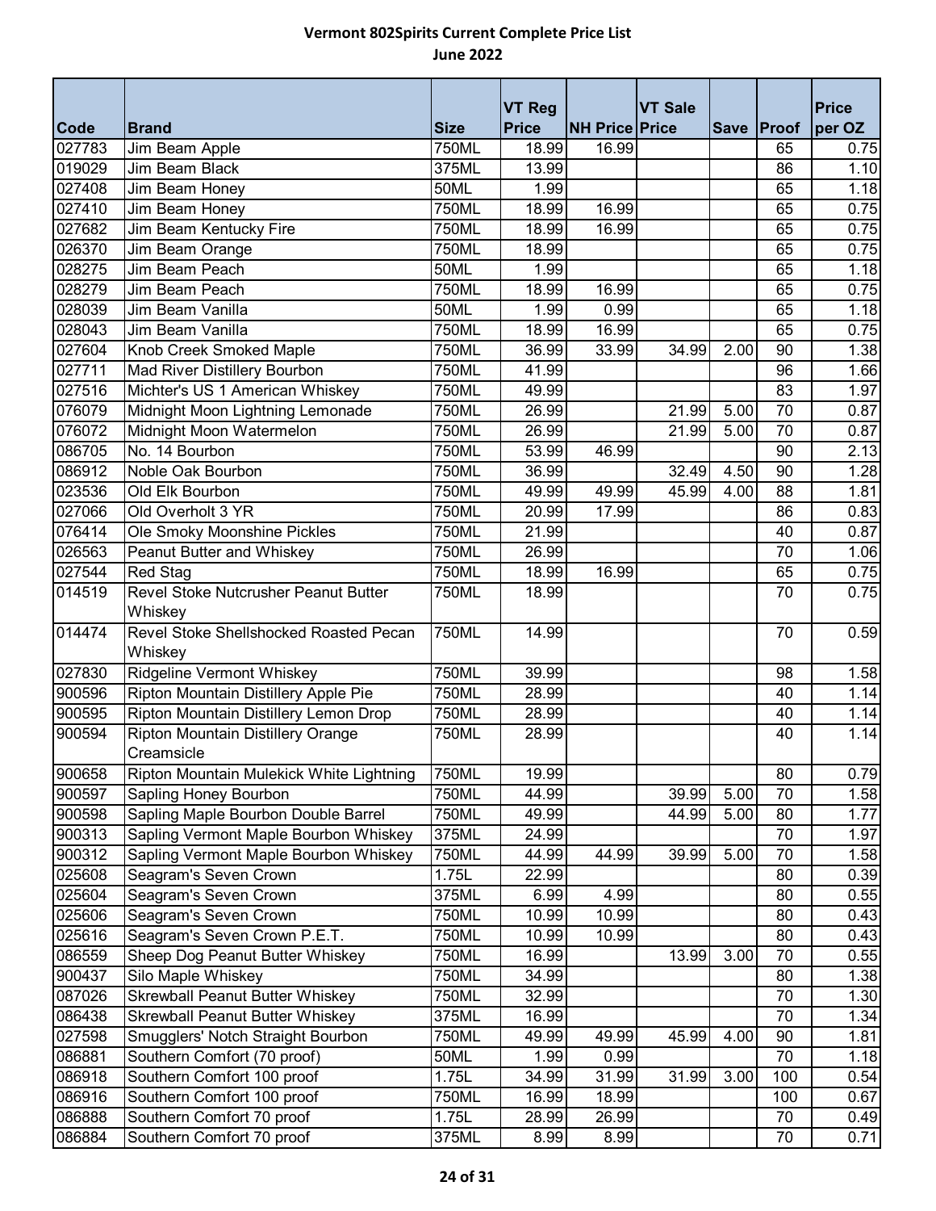# Vermont 802Spirits Current Complete Price List

## June 2022

| Code | Brand | Size | VT Reg Price | NH Price | VT Sale Price | Save | Proof | Price per OZ |
|---|---|---|---|---|---|---|---|---|
| 027783 | Jim Beam Apple | 750ML | 18.99 | 16.99 | | | 65 | 0.75 |
| 019029 | Jim Beam Black | 375ML | 13.99 | | | | 86 | 1.10 |
| 027408 | Jim Beam Honey | 50ML | 1.99 | | | | 65 | 1.18 |
| 027410 | Jim Beam Honey | 750ML | 18.99 | 16.99 | | | 65 | 0.75 |
| 027682 | Jim Beam Kentucky Fire | 750ML | 18.99 | 16.99 | | | 65 | 0.75 |
| 026370 | Jim Beam Orange | 750ML | 18.99 | | | | 65 | 0.75 |
| 028275 | Jim Beam Peach | 50ML | 1.99 | | | | 65 | 1.18 |
| 028279 | Jim Beam Peach | 750ML | 18.99 | 16.99 | | | 65 | 0.75 |
| 028039 | Jim Beam Vanilla | 50ML | 1.99 | 0.99 | | | 65 | 1.18 |
| 028043 | Jim Beam Vanilla | 750ML | 18.99 | 16.99 | | | 65 | 0.75 |
| 027604 | Knob Creek Smoked Maple | 750ML | 36.99 | 33.99 | 34.99 | 2.00 | 90 | 1.38 |
| 027711 | Mad River Distillery Bourbon | 750ML | 41.99 | | | | 96 | 1.66 |
| 027516 | Michter's US 1 American Whiskey | 750ML | 49.99 | | | | 83 | 1.97 |
| 076079 | Midnight Moon Lightning Lemonade | 750ML | 26.99 | | 21.99 | 5.00 | 70 | 0.87 |
| 076072 | Midnight Moon Watermelon | 750ML | 26.99 | | 21.99 | 5.00 | 70 | 0.87 |
| 086705 | No. 14 Bourbon | 750ML | 53.99 | 46.99 | | | 90 | 2.13 |
| 086912 | Noble Oak Bourbon | 750ML | 36.99 | | 32.49 | 4.50 | 90 | 1.28 |
| 023536 | Old Elk Bourbon | 750ML | 49.99 | 49.99 | 45.99 | 4.00 | 88 | 1.81 |
| 027066 | Old Overholt 3 YR | 750ML | 20.99 | 17.99 | | | 86 | 0.83 |
| 076414 | Ole Smoky Moonshine Pickles | 750ML | 21.99 | | | | 40 | 0.87 |
| 026563 | Peanut Butter and Whiskey | 750ML | 26.99 | | | | 70 | 1.06 |
| 027544 | Red Stag | 750ML | 18.99 | 16.99 | | | 65 | 0.75 |
| 014519 | Revel Stoke Nutcrusher Peanut Butter Whiskey | 750ML | 18.99 | | | | 70 | 0.75 |
| 014474 | Revel Stoke Shellshocked Roasted Pecan Whiskey | 750ML | 14.99 | | | | 70 | 0.59 |
| 027830 | Ridgeline Vermont Whiskey | 750ML | 39.99 | | | | 98 | 1.58 |
| 900596 | Ripton Mountain Distillery Apple Pie | 750ML | 28.99 | | | | 40 | 1.14 |
| 900595 | Ripton Mountain Distillery Lemon Drop | 750ML | 28.99 | | | | 40 | 1.14 |
| 900594 | Ripton Mountain Distillery Orange Creamsicle | 750ML | 28.99 | | | | 40 | 1.14 |
| 900658 | Ripton Mountain Mulekick White Lightning | 750ML | 19.99 | | | | 80 | 0.79 |
| 900597 | Sapling Honey Bourbon | 750ML | 44.99 | | 39.99 | 5.00 | 70 | 1.58 |
| 900598 | Sapling Maple Bourbon Double Barrel | 750ML | 49.99 | | 44.99 | 5.00 | 80 | 1.77 |
| 900313 | Sapling Vermont Maple Bourbon Whiskey | 375ML | 24.99 | | | | 70 | 1.97 |
| 900312 | Sapling Vermont Maple Bourbon Whiskey | 750ML | 44.99 | 44.99 | 39.99 | 5.00 | 70 | 1.58 |
| 025608 | Seagram's Seven Crown | 1.75L | 22.99 | | | | 80 | 0.39 |
| 025604 | Seagram's Seven Crown | 375ML | 6.99 | 4.99 | | | 80 | 0.55 |
| 025606 | Seagram's Seven Crown | 750ML | 10.99 | 10.99 | | | 80 | 0.43 |
| 025616 | Seagram's Seven Crown P.E.T. | 750ML | 10.99 | 10.99 | | | 80 | 0.43 |
| 086559 | Sheep Dog Peanut Butter Whiskey | 750ML | 16.99 | | 13.99 | 3.00 | 70 | 0.55 |
| 900437 | Silo Maple Whiskey | 750ML | 34.99 | | | | 80 | 1.38 |
| 087026 | Skrewball Peanut Butter Whiskey | 750ML | 32.99 | | | | 70 | 1.30 |
| 086438 | Skrewball Peanut Butter Whiskey | 375ML | 16.99 | | | | 70 | 1.34 |
| 027598 | Smugglers' Notch Straight Bourbon | 750ML | 49.99 | 49.99 | 45.99 | 4.00 | 90 | 1.81 |
| 086881 | Southern Comfort (70 proof) | 50ML | 1.99 | 0.99 | | | 70 | 1.18 |
| 086918 | Southern Comfort 100 proof | 1.75L | 34.99 | 31.99 | 31.99 | 3.00 | 100 | 0.54 |
| 086916 | Southern Comfort 100 proof | 750ML | 16.99 | 18.99 | | | 100 | 0.67 |
| 086888 | Southern Comfort 70 proof | 1.75L | 28.99 | 26.99 | | | 70 | 0.49 |
| 086884 | Southern Comfort 70 proof | 375ML | 8.99 | 8.99 | | | 70 | 0.71 |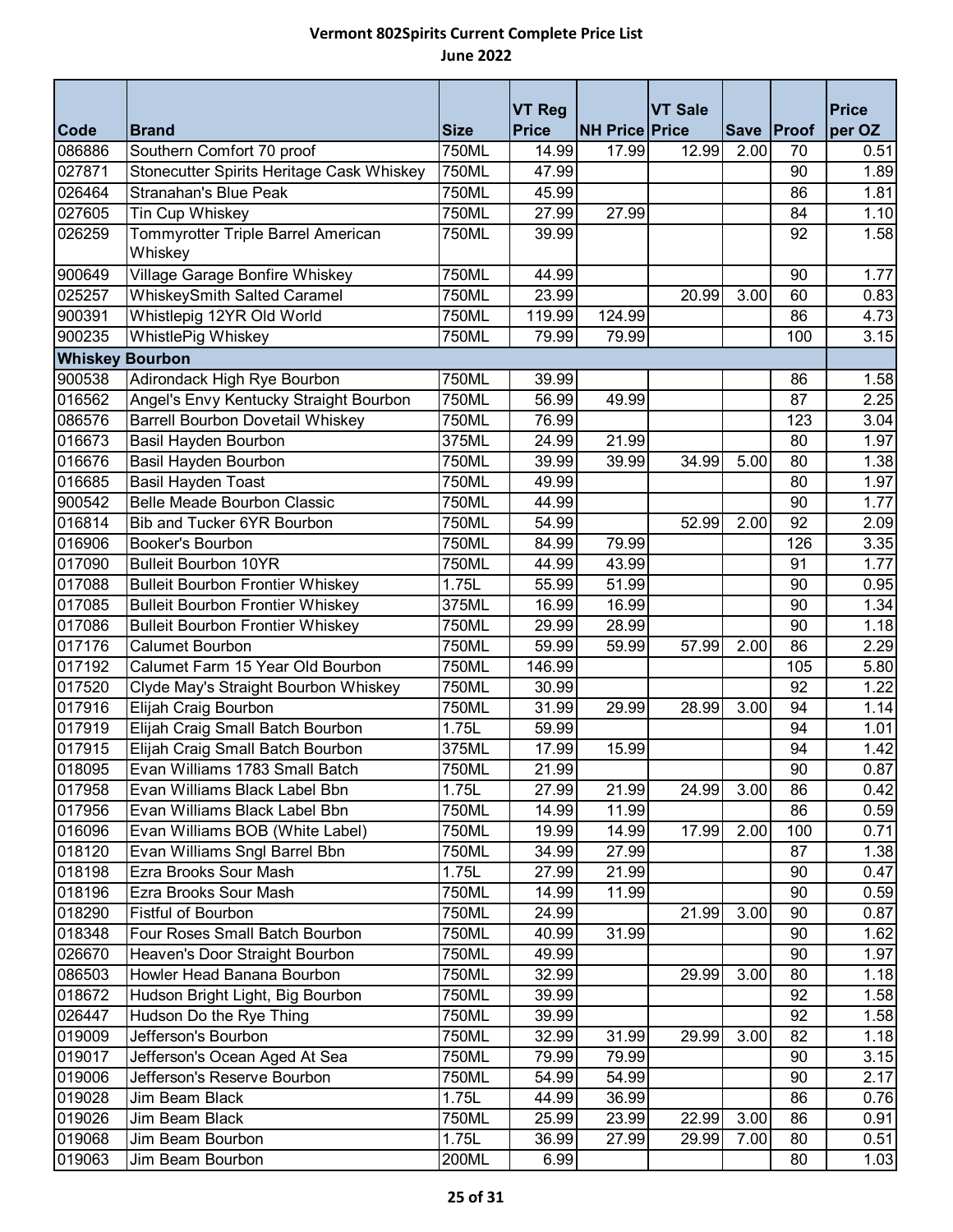# Vermont 802Spirits Current Complete Price List

**June 2022**

| Code | Brand | Size | VT Reg Price | NH Price | VT Sale Price | Save | Proof | Price per OZ |
|---|---|---|---|---|---|---|---|---|
| 086886 | Southern Comfort 70 proof | 750ML | 14.99 | 17.99 | 12.99 | 2.00 | 70 | 0.51 |
| 027871 | Stonecutter Spirits Heritage Cask Whiskey | 750ML | 47.99 | | | | 90 | 1.89 |
| 026464 | Stranahan's Blue Peak | 750ML | 45.99 | | | | 86 | 1.81 |
| 027605 | Tin Cup Whiskey | 750ML | 27.99 | 27.99 | | | 84 | 1.10 |
| 026259 | Tommyrotter Triple Barrel American Whiskey | 750ML | 39.99 | | | | 92 | 1.58 |
| 900649 | Village Garage Bonfire Whiskey | 750ML | 44.99 | | | | 90 | 1.77 |
| 025257 | WhiskeySmith Salted Caramel | 750ML | 23.99 | | 20.99 | 3.00 | 60 | 0.83 |
| 900391 | Whistlepig 12YR Old World | 750ML | 119.99 | 124.99 | | | 86 | 4.73 |
| 900235 | WhistlePig Whiskey | 750ML | 79.99 | 79.99 | | | 100 | 3.15 |
| **Whiskey Bourbon** | | | | | | | | |
| 900538 | Adirondack High Rye Bourbon | 750ML | 39.99 | | | | 86 | 1.58 |
| 016562 | Angel's Envy Kentucky Straight Bourbon | 750ML | 56.99 | 49.99 | | | 87 | 2.25 |
| 086576 | Barrell Bourbon Dovetail Whiskey | 750ML | 76.99 | | | | 123 | 3.04 |
| 016673 | Basil Hayden Bourbon | 375ML | 24.99 | 21.99 | | | 80 | 1.97 |
| 016676 | Basil Hayden Bourbon | 750ML | 39.99 | 39.99 | 34.99 | 5.00 | 80 | 1.38 |
| 016685 | Basil Hayden Toast | 750ML | 49.99 | | | | 80 | 1.97 |
| 900542 | Belle Meade Bourbon Classic | 750ML | 44.99 | | | | 90 | 1.77 |
| 016814 | Bib and Tucker 6YR Bourbon | 750ML | 54.99 | | 52.99 | 2.00 | 92 | 2.09 |
| 016906 | Booker's Bourbon | 750ML | 84.99 | 79.99 | | | 126 | 3.35 |
| 017090 | Bulleit Bourbon 10YR | 750ML | 44.99 | 43.99 | | | 91 | 1.77 |
| 017088 | Bulleit Bourbon Frontier Whiskey | 1.75L | 55.99 | 51.99 | | | 90 | 0.95 |
| 017085 | Bulleit Bourbon Frontier Whiskey | 375ML | 16.99 | 16.99 | | | 90 | 1.34 |
| 017086 | Bulleit Bourbon Frontier Whiskey | 750ML | 29.99 | 28.99 | | | 90 | 1.18 |
| 017176 | Calumet Bourbon | 750ML | 59.99 | 59.99 | 57.99 | 2.00 | 86 | 2.29 |
| 017192 | Calumet Farm 15 Year Old Bourbon | 750ML | 146.99 | | | | 105 | 5.80 |
| 017520 | Clyde May's Straight Bourbon Whiskey | 750ML | 30.99 | | | | 92 | 1.22 |
| 017916 | Elijah Craig Bourbon | 750ML | 31.99 | 29.99 | 28.99 | 3.00 | 94 | 1.14 |
| 017919 | Elijah Craig Small Batch Bourbon | 1.75L | 59.99 | | | | 94 | 1.01 |
| 017915 | Elijah Craig Small Batch Bourbon | 375ML | 17.99 | 15.99 | | | 94 | 1.42 |
| 018095 | Evan Williams 1783 Small Batch | 750ML | 21.99 | | | | 90 | 0.87 |
| 017958 | Evan Williams Black Label Bbn | 1.75L | 27.99 | 21.99 | 24.99 | 3.00 | 86 | 0.42 |
| 017956 | Evan Williams Black Label Bbn | 750ML | 14.99 | 11.99 | | | 86 | 0.59 |
| 016096 | Evan Williams BOB (White Label) | 750ML | 19.99 | 14.99 | 17.99 | 2.00 | 100 | 0.71 |
| 018120 | Evan Williams Sngl Barrel Bbn | 750ML | 34.99 | 27.99 | | | 87 | 1.38 |
| 018198 | Ezra Brooks Sour Mash | 1.75L | 27.99 | 21.99 | | | 90 | 0.47 |
| 018196 | Ezra Brooks Sour Mash | 750ML | 14.99 | 11.99 | | | 90 | 0.59 |
| 018290 | Fistful of Bourbon | 750ML | 24.99 | | 21.99 | 3.00 | 90 | 0.87 |
| 018348 | Four Roses Small Batch Bourbon | 750ML | 40.99 | 31.99 | | | 90 | 1.62 |
| 026670 | Heaven's Door Straight Bourbon | 750ML | 49.99 | | | | 90 | 1.97 |
| 086503 | Howler Head Banana Bourbon | 750ML | 32.99 | | 29.99 | 3.00 | 80 | 1.18 |
| 018672 | Hudson Bright Light, Big Bourbon | 750ML | 39.99 | | | | 92 | 1.58 |
| 026447 | Hudson Do the Rye Thing | 750ML | 39.99 | | | | 92 | 1.58 |
| 019009 | Jefferson's Bourbon | 750ML | 32.99 | 31.99 | 29.99 | 3.00 | 82 | 1.18 |
| 019017 | Jefferson's Ocean Aged At Sea | 750ML | 79.99 | 79.99 | | | 90 | 3.15 |
| 019006 | Jefferson's Reserve Bourbon | 750ML | 54.99 | 54.99 | | | 90 | 2.17 |
| 019028 | Jim Beam Black | 1.75L | 44.99 | 36.99 | | | 86 | 0.76 |
| 019026 | Jim Beam Black | 750ML | 25.99 | 23.99 | 22.99 | 3.00 | 86 | 0.91 |
| 019068 | Jim Beam Bourbon | 1.75L | 36.99 | 27.99 | 29.99 | 7.00 | 80 | 0.51 |
| 019063 | Jim Beam Bourbon | 200ML | 6.99 | | | | 80 | 1.03 |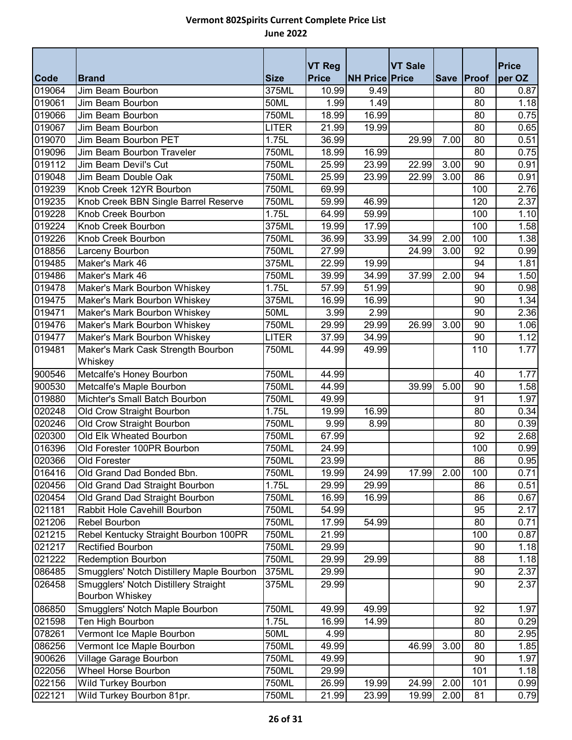# Vermont 802Spirits Current Complete Price List

## June 2022

| Code | Brand | Size | VT Reg Price | NH Price | VT Sale Price | Save | Proof | Price per OZ |
|---|---|---|---|---|---|---|---|---|
| 019064 | Jim Beam Bourbon | 375ML | 10.99 | 9.49 | | | 80 | 0.87 |
| 019061 | Jim Beam Bourbon | 50ML | 1.99 | 1.49 | | | 80 | 1.18 |
| 019066 | Jim Beam Bourbon | 750ML | 18.99 | 16.99 | | | 80 | 0.75 |
| 019067 | Jim Beam Bourbon | LITER | 21.99 | 19.99 | | | 80 | 0.65 |
| 019070 | Jim Beam Bourbon PET | 1.75L | 36.99 | | 29.99 | 7.00 | 80 | 0.51 |
| 019096 | Jim Beam Bourbon Traveler | 750ML | 18.99 | 16.99 | | | 80 | 0.75 |
| 019112 | Jim Beam Devil's Cut | 750ML | 25.99 | 23.99 | 22.99 | 3.00 | 90 | 0.91 |
| 019048 | Jim Beam Double Oak | 750ML | 25.99 | 23.99 | 22.99 | 3.00 | 86 | 0.91 |
| 019239 | Knob Creek 12YR Bourbon | 750ML | 69.99 | | | | 100 | 2.76 |
| 019235 | Knob Creek BBN Single Barrel Reserve | 750ML | 59.99 | 46.99 | | | 120 | 2.37 |
| 019228 | Knob Creek Bourbon | 1.75L | 64.99 | 59.99 | | | 100 | 1.10 |
| 019224 | Knob Creek Bourbon | 375ML | 19.99 | 17.99 | | | 100 | 1.58 |
| 019226 | Knob Creek Bourbon | 750ML | 36.99 | 33.99 | 34.99 | 2.00 | 100 | 1.38 |
| 018856 | Larceny Bourbon | 750ML | 27.99 | | 24.99 | 3.00 | 92 | 0.99 |
| 019485 | Maker's Mark 46 | 375ML | 22.99 | 19.99 | | | 94 | 1.81 |
| 019486 | Maker's Mark 46 | 750ML | 39.99 | 34.99 | 37.99 | 2.00 | 94 | 1.50 |
| 019478 | Maker's Mark Bourbon Whiskey | 1.75L | 57.99 | 51.99 | | | 90 | 0.98 |
| 019475 | Maker's Mark Bourbon Whiskey | 375ML | 16.99 | 16.99 | | | 90 | 1.34 |
| 019471 | Maker's Mark Bourbon Whiskey | 50ML | 3.99 | 2.99 | | | 90 | 2.36 |
| 019476 | Maker's Mark Bourbon Whiskey | 750ML | 29.99 | 29.99 | 26.99 | 3.00 | 90 | 1.06 |
| 019477 | Maker's Mark Bourbon Whiskey | LITER | 37.99 | 34.99 | | | 90 | 1.12 |
| 019481 | Maker's Mark Cask Strength Bourbon Whiskey | 750ML | 44.99 | 49.99 | | | 110 | 1.77 |
| 900546 | Metcalfe's Honey Bourbon | 750ML | 44.99 | | | | 40 | 1.77 |
| 900530 | Metcalfe's Maple Bourbon | 750ML | 44.99 | | 39.99 | 5.00 | 90 | 1.58 |
| 019880 | Michter's Small Batch Bourbon | 750ML | 49.99 | | | | 91 | 1.97 |
| 020248 | Old Crow Straight Bourbon | 1.75L | 19.99 | 16.99 | | | 80 | 0.34 |
| 020246 | Old Crow Straight Bourbon | 750ML | 9.99 | 8.99 | | | 80 | 0.39 |
| 020300 | Old Elk Wheated Bourbon | 750ML | 67.99 | | | | 92 | 2.68 |
| 016396 | Old Forester 100PR Bourbon | 750ML | 24.99 | | | | 100 | 0.99 |
| 020366 | Old Forester | 750ML | 23.99 | | | | 86 | 0.95 |
| 016416 | Old Grand Dad Bonded Bbn. | 750ML | 19.99 | 24.99 | 17.99 | 2.00 | 100 | 0.71 |
| 020456 | Old Grand Dad Straight Bourbon | 1.75L | 29.99 | 29.99 | | | 86 | 0.51 |
| 020454 | Old Grand Dad Straight Bourbon | 750ML | 16.99 | 16.99 | | | 86 | 0.67 |
| 021181 | Rabbit Hole Cavehill Bourbon | 750ML | 54.99 | | | | 95 | 2.17 |
| 021206 | Rebel Bourbon | 750ML | 17.99 | 54.99 | | | 80 | 0.71 |
| 021215 | Rebel Kentucky Straight Bourbon 100PR | 750ML | 21.99 | | | | 100 | 0.87 |
| 021217 | Rectified Bourbon | 750ML | 29.99 | | | | 90 | 1.18 |
| 021222 | Redemption Bourbon | 750ML | 29.99 | 29.99 | | | 88 | 1.18 |
| 086485 | Smugglers' Notch Distillery Maple Bourbon | 375ML | 29.99 | | | | 90 | 2.37 |
| 026458 | Smugglers' Notch Distillery Straight Bourbon Whiskey | 375ML | 29.99 | | | | 90 | 2.37 |
| 086850 | Smugglers' Notch Maple Bourbon | 750ML | 49.99 | 49.99 | | | 92 | 1.97 |
| 021598 | Ten High Bourbon | 1.75L | 16.99 | 14.99 | | | 80 | 0.29 |
| 078261 | Vermont Ice Maple Bourbon | 50ML | 4.99 | | | | 80 | 2.95 |
| 086256 | Vermont Ice Maple Bourbon | 750ML | 49.99 | | 46.99 | 3.00 | 80 | 1.85 |
| 900626 | Village Garage Bourbon | 750ML | 49.99 | | | | 90 | 1.97 |
| 022056 | Wheel Horse Bourbon | 750ML | 29.99 | | | | 101 | 1.18 |
| 022156 | Wild Turkey Bourbon | 750ML | 26.99 | 19.99 | 24.99 | 2.00 | 101 | 0.99 |
| 022121 | Wild Turkey Bourbon 81pr. | 750ML | 21.99 | 23.99 | 19.99 | 2.00 | 81 | 0.79 |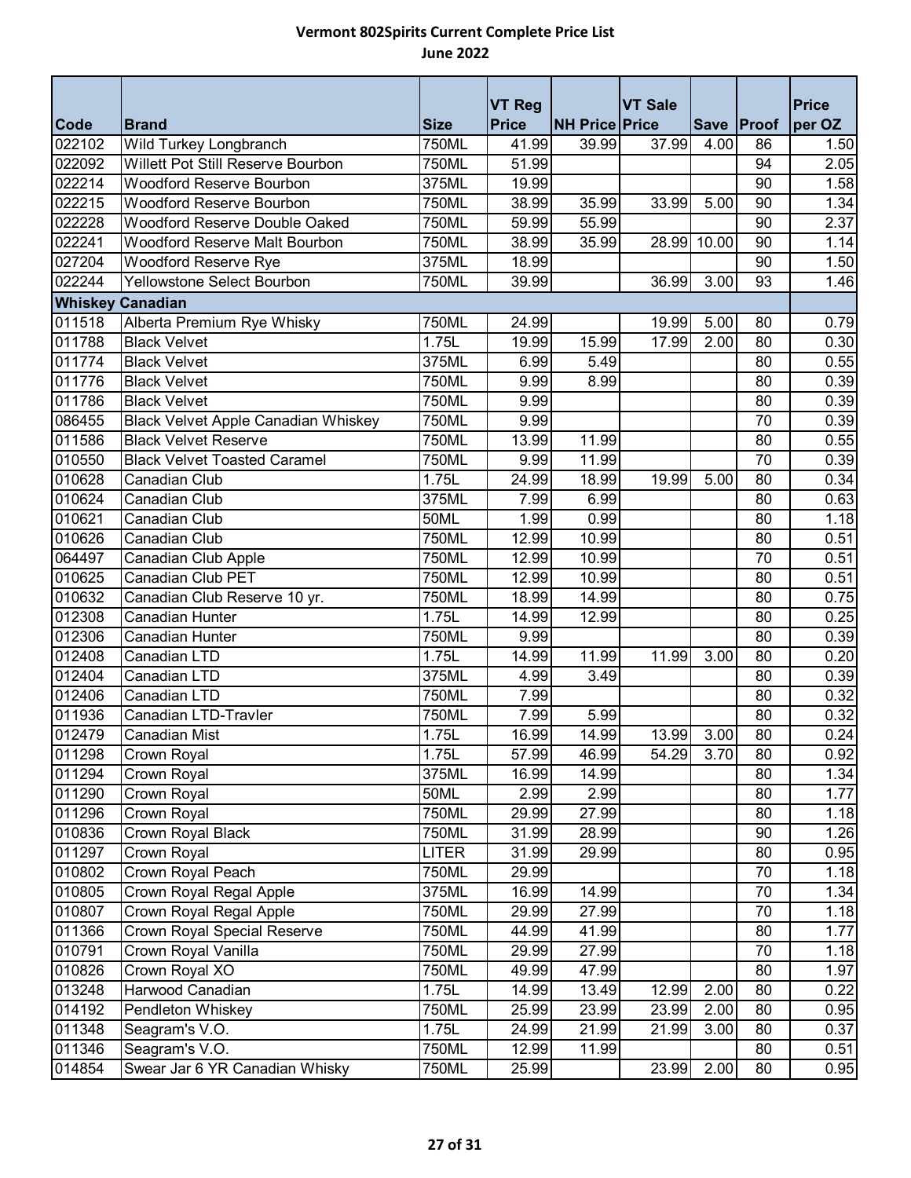# Vermont 802Spirits Current Complete Price List

## June 2022

| Code | Brand | Size | VT Reg Price | NH Price | VT Sale Price | Save | Proof | Price per OZ |
|---|---|---|---|---|---|---|---|---|
| 022102 | Wild Turkey Longbranch | 750ML | 41.99 | 39.99 | 37.99 | 4.00 | 86 | 1.50 |
| 022092 | Willett Pot Still Reserve Bourbon | 750ML | 51.99 | | | | 94 | 2.05 |
| 022214 | Woodford Reserve Bourbon | 375ML | 19.99 | | | | 90 | 1.58 |
| 022215 | Woodford Reserve Bourbon | 750ML | 38.99 | 35.99 | 33.99 | 5.00 | 90 | 1.34 |
| 022228 | Woodford Reserve Double Oaked | 750ML | 59.99 | 55.99 | | | 90 | 2.37 |
| 022241 | Woodford Reserve Malt Bourbon | 750ML | 38.99 | 35.99 | 28.99 | 10.00 | 90 | 1.14 |
| 027204 | Woodford Reserve Rye | 375ML | 18.99 | | | | 90 | 1.50 |
| 022244 | Yellowstone Select Bourbon | 750ML | 39.99 | | 36.99 | 3.00 | 93 | 1.46 |
| **Whiskey Canadian** | | | | | | | | |
| 011518 | Alberta Premium Rye Whisky | 750ML | 24.99 | | 19.99 | 5.00 | 80 | 0.79 |
| 011788 | Black Velvet | 1.75L | 19.99 | 15.99 | 17.99 | 2.00 | 80 | 0.30 |
| 011774 | Black Velvet | 375ML | 6.99 | 5.49 | | | 80 | 0.55 |
| 011776 | Black Velvet | 750ML | 9.99 | 8.99 | | | 80 | 0.39 |
| 011786 | Black Velvet | 750ML | 9.99 | | | | 80 | 0.39 |
| 086455 | Black Velvet Apple Canadian Whiskey | 750ML | 9.99 | | | | 70 | 0.39 |
| 011586 | Black Velvet Reserve | 750ML | 13.99 | 11.99 | | | 80 | 0.55 |
| 010550 | Black Velvet Toasted Caramel | 750ML | 9.99 | 11.99 | | | 70 | 0.39 |
| 010628 | Canadian Club | 1.75L | 24.99 | 18.99 | 19.99 | 5.00 | 80 | 0.34 |
| 010624 | Canadian Club | 375ML | 7.99 | 6.99 | | | 80 | 0.63 |
| 010621 | Canadian Club | 50ML | 1.99 | 0.99 | | | 80 | 1.18 |
| 010626 | Canadian Club | 750ML | 12.99 | 10.99 | | | 80 | 0.51 |
| 064497 | Canadian Club Apple | 750ML | 12.99 | 10.99 | | | 70 | 0.51 |
| 010625 | Canadian Club PET | 750ML | 12.99 | 10.99 | | | 80 | 0.51 |
| 010632 | Canadian Club Reserve 10 yr. | 750ML | 18.99 | 14.99 | | | 80 | 0.75 |
| 012308 | Canadian Hunter | 1.75L | 14.99 | 12.99 | | | 80 | 0.25 |
| 012306 | Canadian Hunter | 750ML | 9.99 | | | | 80 | 0.39 |
| 012408 | Canadian LTD | 1.75L | 14.99 | 11.99 | 11.99 | 3.00 | 80 | 0.20 |
| 012404 | Canadian LTD | 375ML | 4.99 | 3.49 | | | 80 | 0.39 |
| 012406 | Canadian LTD | 750ML | 7.99 | | | | 80 | 0.32 |
| 011936 | Canadian LTD-Travler | 750ML | 7.99 | 5.99 | | | 80 | 0.32 |
| 012479 | Canadian Mist | 1.75L | 16.99 | 14.99 | 13.99 | 3.00 | 80 | 0.24 |
| 011298 | Crown Royal | 1.75L | 57.99 | 46.99 | 54.29 | 3.70 | 80 | 0.92 |
| 011294 | Crown Royal | 375ML | 16.99 | 14.99 | | | 80 | 1.34 |
| 011290 | Crown Royal | 50ML | 2.99 | 2.99 | | | 80 | 1.77 |
| 011296 | Crown Royal | 750ML | 29.99 | 27.99 | | | 80 | 1.18 |
| 010836 | Crown Royal Black | 750ML | 31.99 | 28.99 | | | 90 | 1.26 |
| 011297 | Crown Royal | LITER | 31.99 | 29.99 | | | 80 | 0.95 |
| 010802 | Crown Royal Peach | 750ML | 29.99 | | | | 70 | 1.18 |
| 010805 | Crown Royal Regal Apple | 375ML | 16.99 | 14.99 | | | 70 | 1.34 |
| 010807 | Crown Royal Regal Apple | 750ML | 29.99 | 27.99 | | | 70 | 1.18 |
| 011366 | Crown Royal Special Reserve | 750ML | 44.99 | 41.99 | | | 80 | 1.77 |
| 010791 | Crown Royal Vanilla | 750ML | 29.99 | 27.99 | | | 70 | 1.18 |
| 010826 | Crown Royal XO | 750ML | 49.99 | 47.99 | | | 80 | 1.97 |
| 013248 | Harwood Canadian | 1.75L | 14.99 | 13.49 | 12.99 | 2.00 | 80 | 0.22 |
| 014192 | Pendleton Whiskey | 750ML | 25.99 | 23.99 | 23.99 | 2.00 | 80 | 0.95 |
| 011348 | Seagram's V.O. | 1.75L | 24.99 | 21.99 | 21.99 | 3.00 | 80 | 0.37 |
| 011346 | Seagram's V.O. | 750ML | 12.99 | 11.99 | | | 80 | 0.51 |
| 014854 | Swear Jar 6 YR Canadian Whisky | 750ML | 25.99 | | 23.99 | 2.00 | 80 | 0.95 |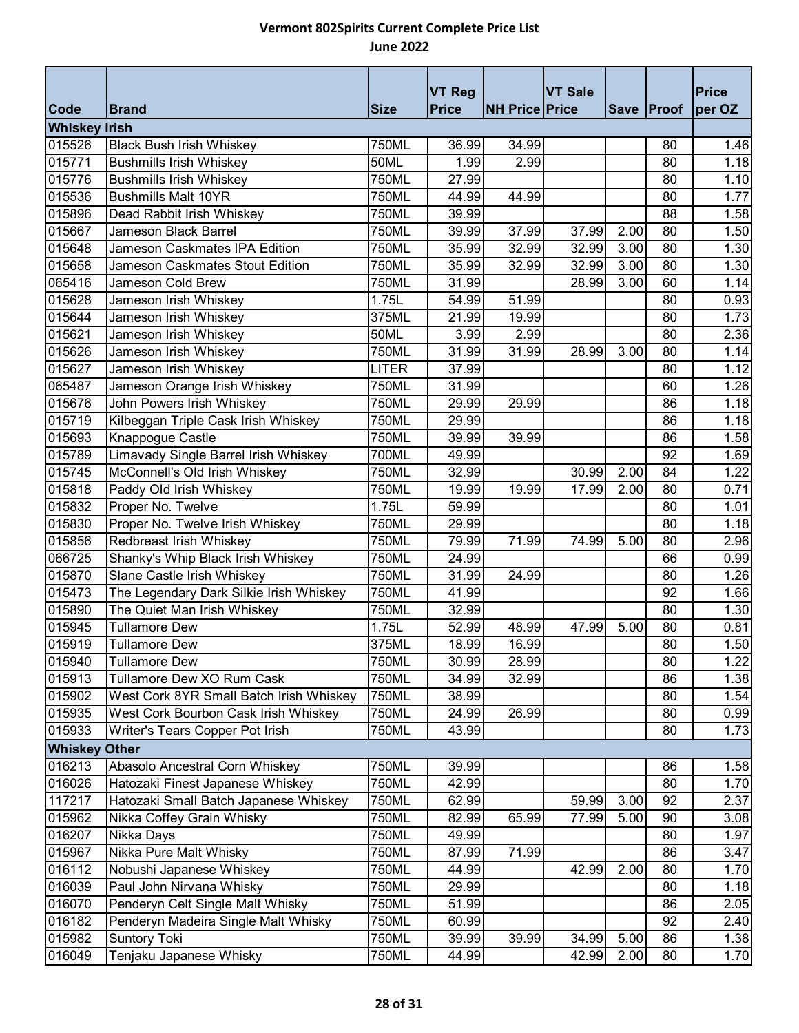# Vermont 802Spirits Current Complete Price List

## June 2022

| Code | Brand | Size | VT Reg Price | NH Price | VT Sale Price | Save | Proof | Price per OZ |
|---|---|---|---|---|---|---|---|---|
| **Whiskey Irish** | | | | | | | | |
| 015526 | Black Bush Irish Whiskey | 750ML | 36.99 | 34.99 | | | 80 | 1.46 |
| 015771 | Bushmills Irish Whiskey | 50ML | 1.99 | 2.99 | | | 80 | 1.18 |
| 015776 | Bushmills Irish Whiskey | 750ML | 27.99 | | | | 80 | 1.10 |
| 015536 | Bushmills Malt 10YR | 750ML | 44.99 | 44.99 | | | 80 | 1.77 |
| 015896 | Dead Rabbit Irish Whiskey | 750ML | 39.99 | | | | 88 | 1.58 |
| 015667 | Jameson Black Barrel | 750ML | 39.99 | 37.99 | 37.99 | 2.00 | 80 | 1.50 |
| 015648 | Jameson Caskmates IPA Edition | 750ML | 35.99 | 32.99 | 32.99 | 3.00 | 80 | 1.30 |
| 015658 | Jameson Caskmates Stout Edition | 750ML | 35.99 | 32.99 | 32.99 | 3.00 | 80 | 1.30 |
| 065416 | Jameson Cold Brew | 750ML | 31.99 | | 28.99 | 3.00 | 60 | 1.14 |
| 015628 | Jameson Irish Whiskey | 1.75L | 54.99 | 51.99 | | | 80 | 0.93 |
| 015644 | Jameson Irish Whiskey | 375ML | 21.99 | 19.99 | | | 80 | 1.73 |
| 015621 | Jameson Irish Whiskey | 50ML | 3.99 | 2.99 | | | 80 | 2.36 |
| 015626 | Jameson Irish Whiskey | 750ML | 31.99 | 31.99 | 28.99 | 3.00 | 80 | 1.14 |
| 015627 | Jameson Irish Whiskey | LITER | 37.99 | | | | 80 | 1.12 |
| 065487 | Jameson Orange Irish Whiskey | 750ML | 31.99 | | | | 60 | 1.26 |
| 015676 | John Powers Irish Whiskey | 750ML | 29.99 | 29.99 | | | 86 | 1.18 |
| 015719 | Kilbeggan Triple Cask Irish Whiskey | 750ML | 29.99 | | | | 86 | 1.18 |
| 015693 | Knappogue Castle | 750ML | 39.99 | 39.99 | | | 86 | 1.58 |
| 015789 | Limavady Single Barrel Irish Whiskey | 700ML | 49.99 | | | | 92 | 1.69 |
| 015745 | McConnell's Old Irish Whiskey | 750ML | 32.99 | | 30.99 | 2.00 | 84 | 1.22 |
| 015818 | Paddy Old Irish Whiskey | 750ML | 19.99 | 19.99 | 17.99 | 2.00 | 80 | 0.71 |
| 015832 | Proper No. Twelve | 1.75L | 59.99 | | | | 80 | 1.01 |
| 015830 | Proper No. Twelve Irish Whiskey | 750ML | 29.99 | | | | 80 | 1.18 |
| 015856 | Redbreast Irish Whiskey | 750ML | 79.99 | 71.99 | 74.99 | 5.00 | 80 | 2.96 |
| 066725 | Shanky's Whip Black Irish Whiskey | 750ML | 24.99 | | | | 66 | 0.99 |
| 015870 | Slane Castle Irish Whiskey | 750ML | 31.99 | 24.99 | | | 80 | 1.26 |
| 015473 | The Legendary Dark Silkie Irish Whiskey | 750ML | 41.99 | | | | 92 | 1.66 |
| 015890 | The Quiet Man Irish Whiskey | 750ML | 32.99 | | | | 80 | 1.30 |
| 015945 | Tullamore Dew | 1.75L | 52.99 | 48.99 | 47.99 | 5.00 | 80 | 0.81 |
| 015919 | Tullamore Dew | 375ML | 18.99 | 16.99 | | | 80 | 1.50 |
| 015940 | Tullamore Dew | 750ML | 30.99 | 28.99 | | | 80 | 1.22 |
| 015913 | Tullamore Dew XO Rum Cask | 750ML | 34.99 | 32.99 | | | 86 | 1.38 |
| 015902 | West Cork 8YR Small Batch Irish Whiskey | 750ML | 38.99 | | | | 80 | 1.54 |
| 015935 | West Cork Bourbon Cask Irish Whiskey | 750ML | 24.99 | 26.99 | | | 80 | 0.99 |
| 015933 | Writer's Tears Copper Pot Irish | 750ML | 43.99 | | | | 80 | 1.73 |
| **Whiskey Other** | | | | | | | | |
| 016213 | Abasolo Ancestral Corn Whiskey | 750ML | 39.99 | | | | 86 | 1.58 |
| 016026 | Hatozaki Finest Japanese Whiskey | 750ML | 42.99 | | | | 80 | 1.70 |
| 117217 | Hatozaki Small Batch Japanese Whiskey | 750ML | 62.99 | | 59.99 | 3.00 | 92 | 2.37 |
| 015962 | Nikka Coffey Grain Whisky | 750ML | 82.99 | 65.99 | 77.99 | 5.00 | 90 | 3.08 |
| 016207 | Nikka Days | 750ML | 49.99 | | | | 80 | 1.97 |
| 015967 | Nikka Pure Malt Whisky | 750ML | 87.99 | 71.99 | | | 86 | 3.47 |
| 016112 | Nobushi Japanese Whiskey | 750ML | 44.99 | | 42.99 | 2.00 | 80 | 1.70 |
| 016039 | Paul John Nirvana Whisky | 750ML | 29.99 | | | | 80 | 1.18 |
| 016070 | Penderyn Celt Single Malt Whisky | 750ML | 51.99 | | | | 86 | 2.05 |
| 016182 | Penderyn Madeira Single Malt Whisky | 750ML | 60.99 | | | | 92 | 2.40 |
| 015982 | Suntory Toki | 750ML | 39.99 | 39.99 | 34.99 | 5.00 | 86 | 1.38 |
| 016049 | Tenjaku Japanese Whisky | 750ML | 44.99 | | 42.99 | 2.00 | 80 | 1.70 |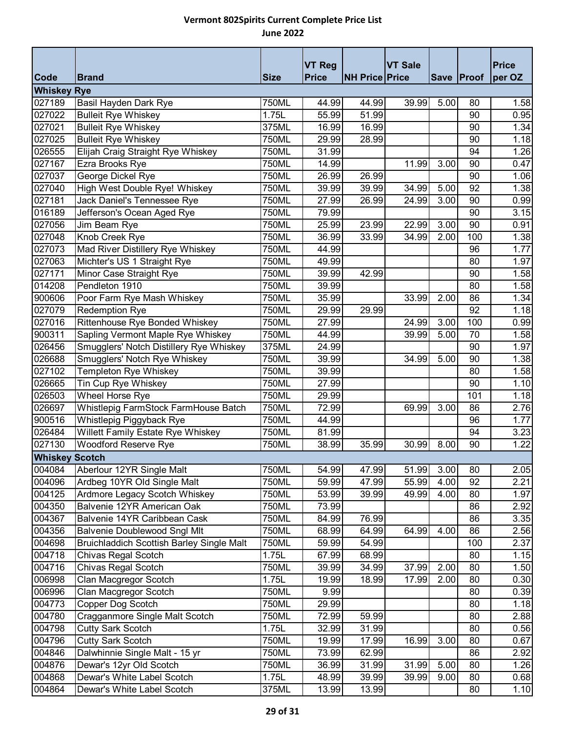# Vermont 802Spirits Current Complete Price List
## June 2022

| Code | Brand | Size | VT Reg Price | NH Price | VT Sale Price | Save | Proof | Price per OZ |
|---|---|---|---|---|---|---|---|---|
| **Whiskey Rye** | | | | | | | | |
| 027189 | Basil Hayden Dark Rye | 750ML | 44.99 | 44.99 | 39.99 | 5.00 | 80 | 1.58 |
| 027022 | Bulleit Rye Whiskey | 1.75L | 55.99 | 51.99 | | | 90 | 0.95 |
| 027021 | Bulleit Rye Whiskey | 375ML | 16.99 | 16.99 | | | 90 | 1.34 |
| 027025 | Bulleit Rye Whiskey | 750ML | 29.99 | 28.99 | | | 90 | 1.18 |
| 026555 | Elijah Craig Straight Rye Whiskey | 750ML | 31.99 | | | | 94 | 1.26 |
| 027167 | Ezra Brooks Rye | 750ML | 14.99 | | 11.99 | 3.00 | 90 | 0.47 |
| 027037 | George Dickel Rye | 750ML | 26.99 | 26.99 | | | 90 | 1.06 |
| 027040 | High West Double Rye! Whiskey | 750ML | 39.99 | 39.99 | 34.99 | 5.00 | 92 | 1.38 |
| 027181 | Jack Daniel's Tennessee Rye | 750ML | 27.99 | 26.99 | 24.99 | 3.00 | 90 | 0.99 |
| 016189 | Jefferson's Ocean Aged Rye | 750ML | 79.99 | | | | 90 | 3.15 |
| 027056 | Jim Beam Rye | 750ML | 25.99 | 23.99 | 22.99 | 3.00 | 90 | 0.91 |
| 027048 | Knob Creek Rye | 750ML | 36.99 | 33.99 | 34.99 | 2.00 | 100 | 1.38 |
| 027073 | Mad River Distillery Rye Whiskey | 750ML | 44.99 | | | | 96 | 1.77 |
| 027063 | Michter's US 1 Straight Rye | 750ML | 49.99 | | | | 80 | 1.97 |
| 027171 | Minor Case Straight Rye | 750ML | 39.99 | 42.99 | | | 90 | 1.58 |
| 014208 | Pendleton 1910 | 750ML | 39.99 | | | | 80 | 1.58 |
| 900606 | Poor Farm Rye Mash Whiskey | 750ML | 35.99 | | 33.99 | 2.00 | 86 | 1.34 |
| 027079 | Redemption Rye | 750ML | 29.99 | 29.99 | | | 92 | 1.18 |
| 027016 | Rittenhouse Rye Bonded Whiskey | 750ML | 27.99 | | 24.99 | 3.00 | 100 | 0.99 |
| 900311 | Sapling Vermont Maple Rye Whiskey | 750ML | 44.99 | | 39.99 | 5.00 | 70 | 1.58 |
| 026456 | Smugglers' Notch Distillery Rye Whiskey | 375ML | 24.99 | | | | 90 | 1.97 |
| 026688 | Smugglers' Notch Rye Whiskey | 750ML | 39.99 | | 34.99 | 5.00 | 90 | 1.38 |
| 027102 | Templeton Rye Whiskey | 750ML | 39.99 | | | | 80 | 1.58 |
| 026665 | Tin Cup Rye Whiskey | 750ML | 27.99 | | | | 90 | 1.10 |
| 026503 | Wheel Horse Rye | 750ML | 29.99 | | | | 101 | 1.18 |
| 026697 | Whistlepig FarmStock FarmHouse Batch | 750ML | 72.99 | | 69.99 | 3.00 | 86 | 2.76 |
| 900516 | Whistlepig Piggyback Rye | 750ML | 44.99 | | | | 96 | 1.77 |
| 026484 | Willett Family Estate Rye Whiskey | 750ML | 81.99 | | | | 94 | 3.23 |
| 027130 | Woodford Reserve Rye | 750ML | 38.99 | 35.99 | 30.99 | 8.00 | 90 | 1.22 |
| **Whiskey Scotch** | | | | | | | | |
| 004084 | Aberlour 12YR Single Malt | 750ML | 54.99 | 47.99 | 51.99 | 3.00 | 80 | 2.05 |
| 004096 | Ardbeg 10YR Old Single Malt | 750ML | 59.99 | 47.99 | 55.99 | 4.00 | 92 | 2.21 |
| 004125 | Ardmore Legacy Scotch Whiskey | 750ML | 53.99 | 39.99 | 49.99 | 4.00 | 80 | 1.97 |
| 004350 | Balvenie 12YR American Oak | 750ML | 73.99 | | | | 86 | 2.92 |
| 004367 | Balvenie 14YR Caribbean Cask | 750ML | 84.99 | 76.99 | | | 86 | 3.35 |
| 004356 | Balvenie Doublewood Sngl Mlt | 750ML | 68.99 | 64.99 | 64.99 | 4.00 | 86 | 2.56 |
| 004698 | Bruichladdich Scottish Barley Single Malt | 750ML | 59.99 | 54.99 | | | 100 | 2.37 |
| 004718 | Chivas Regal Scotch | 1.75L | 67.99 | 68.99 | | | 80 | 1.15 |
| 004716 | Chivas Regal Scotch | 750ML | 39.99 | 34.99 | 37.99 | 2.00 | 80 | 1.50 |
| 006998 | Clan Macgregor Scotch | 1.75L | 19.99 | 18.99 | 17.99 | 2.00 | 80 | 0.30 |
| 006996 | Clan Macgregor Scotch | 750ML | 9.99 | | | | 80 | 0.39 |
| 004773 | Copper Dog Scotch | 750ML | 29.99 | | | | 80 | 1.18 |
| 004780 | Cragganmore Single Malt Scotch | 750ML | 72.99 | 59.99 | | | 80 | 2.88 |
| 004798 | Cutty Sark Scotch | 1.75L | 32.99 | 31.99 | | | 80 | 0.56 |
| 004796 | Cutty Sark Scotch | 750ML | 19.99 | 17.99 | 16.99 | 3.00 | 80 | 0.67 |
| 004846 | Dalwhinnie Single Malt - 15 yr | 750ML | 73.99 | 62.99 | | | 86 | 2.92 |
| 004876 | Dewar's 12yr Old Scotch | 750ML | 36.99 | 31.99 | 31.99 | 5.00 | 80 | 1.26 |
| 004868 | Dewar's White Label Scotch | 1.75L | 48.99 | 39.99 | 39.99 | 9.00 | 80 | 0.68 |
| 004864 | Dewar's White Label Scotch | 375ML | 13.99 | 13.99 | | | 80 | 1.10 |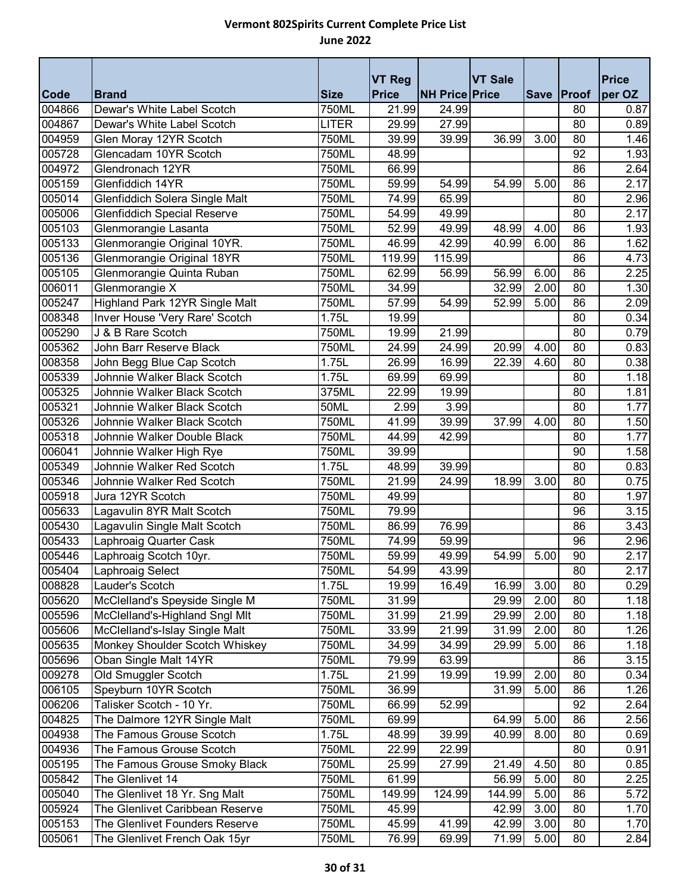# Vermont 802Spirits Current Complete Price List

## June 2022

| Code | Brand | Size | VT Reg Price | NH Price | VT Sale Price | Save | Proof | Price per OZ |
|---|---|---|---|---|---|---|---|---|
| 004866 | Dewar's White Label Scotch | 750ML | 21.99 | 24.99 | | | 80 | 0.87 |
| 004867 | Dewar's White Label Scotch | LITER | 29.99 | 27.99 | | | 80 | 0.89 |
| 004959 | Glen Moray 12YR Scotch | 750ML | 39.99 | 39.99 | 36.99 | 3.00 | 80 | 1.46 |
| 005728 | Glencadam 10YR Scotch | 750ML | 48.99 | | | | 92 | 1.93 |
| 004972 | Glendronach 12YR | 750ML | 66.99 | | | | 86 | 2.64 |
| 005159 | Glenfiddich 14YR | 750ML | 59.99 | 54.99 | 54.99 | 5.00 | 86 | 2.17 |
| 005014 | Glenfiddich Solera Single Malt | 750ML | 74.99 | 65.99 | | | 80 | 2.96 |
| 005006 | Glenfiddich Special Reserve | 750ML | 54.99 | 49.99 | | | 80 | 2.17 |
| 005103 | Glenmorangie Lasanta | 750ML | 52.99 | 49.99 | 48.99 | 4.00 | 86 | 1.93 |
| 005133 | Glenmorangie Original 10YR. | 750ML | 46.99 | 42.99 | 40.99 | 6.00 | 86 | 1.62 |
| 005136 | Glenmorangie Original 18YR | 750ML | 119.99 | 115.99 | | | 86 | 4.73 |
| 005105 | Glenmorangie Quinta Ruban | 750ML | 62.99 | 56.99 | 56.99 | 6.00 | 86 | 2.25 |
| 006011 | Glenmorangie X | 750ML | 34.99 | | 32.99 | 2.00 | 80 | 1.30 |
| 005247 | Highland Park 12YR Single Malt | 750ML | 57.99 | 54.99 | 52.99 | 5.00 | 86 | 2.09 |
| 008348 | Inver House 'Very Rare' Scotch | 1.75L | 19.99 | | | | 80 | 0.34 |
| 005290 | J & B Rare Scotch | 750ML | 19.99 | 21.99 | | | 80 | 0.79 |
| 005362 | John Barr Reserve Black | 750ML | 24.99 | 24.99 | 20.99 | 4.00 | 80 | 0.83 |
| 008358 | John Begg Blue Cap Scotch | 1.75L | 26.99 | 16.99 | 22.39 | 4.60 | 80 | 0.38 |
| 005339 | Johnnie Walker Black Scotch | 1.75L | 69.99 | 69.99 | | | 80 | 1.18 |
| 005325 | Johnnie Walker Black Scotch | 375ML | 22.99 | 19.99 | | | 80 | 1.81 |
| 005321 | Johnnie Walker Black Scotch | 50ML | 2.99 | 3.99 | | | 80 | 1.77 |
| 005326 | Johnnie Walker Black Scotch | 750ML | 41.99 | 39.99 | 37.99 | 4.00 | 80 | 1.50 |
| 005318 | Johnnie Walker Double Black | 750ML | 44.99 | 42.99 | | | 80 | 1.77 |
| 006041 | Johnnie Walker High Rye | 750ML | 39.99 | | | | 90 | 1.58 |
| 005349 | Johnnie Walker Red Scotch | 1.75L | 48.99 | 39.99 | | | 80 | 0.83 |
| 005346 | Johnnie Walker Red Scotch | 750ML | 21.99 | 24.99 | 18.99 | 3.00 | 80 | 0.75 |
| 005918 | Jura 12YR Scotch | 750ML | 49.99 | | | | 80 | 1.97 |
| 005633 | Lagavulin 8YR Malt Scotch | 750ML | 79.99 | | | | 96 | 3.15 |
| 005430 | Lagavulin Single Malt Scotch | 750ML | 86.99 | 76.99 | | | 86 | 3.43 |
| 005433 | Laphroaig Quarter Cask | 750ML | 74.99 | 59.99 | | | 96 | 2.96 |
| 005446 | Laphroaig Scotch 10yr. | 750ML | 59.99 | 49.99 | 54.99 | 5.00 | 90 | 2.17 |
| 005404 | Laphroaig Select | 750ML | 54.99 | 43.99 | | | 80 | 2.17 |
| 008828 | Lauder's Scotch | 1.75L | 19.99 | 16.49 | 16.99 | 3.00 | 80 | 0.29 |
| 005620 | McClelland's Speyside Single M | 750ML | 31.99 | | 29.99 | 2.00 | 80 | 1.18 |
| 005596 | McClelland's-Highland Sngl Mlt | 750ML | 31.99 | 21.99 | 29.99 | 2.00 | 80 | 1.18 |
| 005606 | McClelland's-Islay Single Malt | 750ML | 33.99 | 21.99 | 31.99 | 2.00 | 80 | 1.26 |
| 005635 | Monkey Shoulder Scotch Whiskey | 750ML | 34.99 | 34.99 | 29.99 | 5.00 | 86 | 1.18 |
| 005696 | Oban Single Malt 14YR | 750ML | 79.99 | 63.99 | | | 86 | 3.15 |
| 009278 | Old Smuggler Scotch | 1.75L | 21.99 | 19.99 | 19.99 | 2.00 | 80 | 0.34 |
| 006105 | Speyburn 10YR Scotch | 750ML | 36.99 | | 31.99 | 5.00 | 86 | 1.26 |
| 006206 | Talisker Scotch - 10 Yr. | 750ML | 66.99 | 52.99 | | | 92 | 2.64 |
| 004825 | The Dalmore 12YR Single Malt | 750ML | 69.99 | | 64.99 | 5.00 | 86 | 2.56 |
| 004938 | The Famous Grouse Scotch | 1.75L | 48.99 | 39.99 | 40.99 | 8.00 | 80 | 0.69 |
| 004936 | The Famous Grouse Scotch | 750ML | 22.99 | 22.99 | | | 80 | 0.91 |
| 005195 | The Famous Grouse Smoky Black | 750ML | 25.99 | 27.99 | 21.49 | 4.50 | 80 | 0.85 |
| 005842 | The Glenlivet 14 | 750ML | 61.99 | | 56.99 | 5.00 | 80 | 2.25 |
| 005040 | The Glenlivet 18 Yr. Sng Malt | 750ML | 149.99 | 124.99 | 144.99 | 5.00 | 86 | 5.72 |
| 005924 | The Glenlivet Caribbean Reserve | 750ML | 45.99 | | 42.99 | 3.00 | 80 | 1.70 |
| 005153 | The Glenlivet Founders Reserve | 750ML | 45.99 | 41.99 | 42.99 | 3.00 | 80 | 1.70 |
| 005061 | The Glenlivet French Oak 15yr | 750ML | 76.99 | 69.99 | 71.99 | 5.00 | 80 | 2.84 |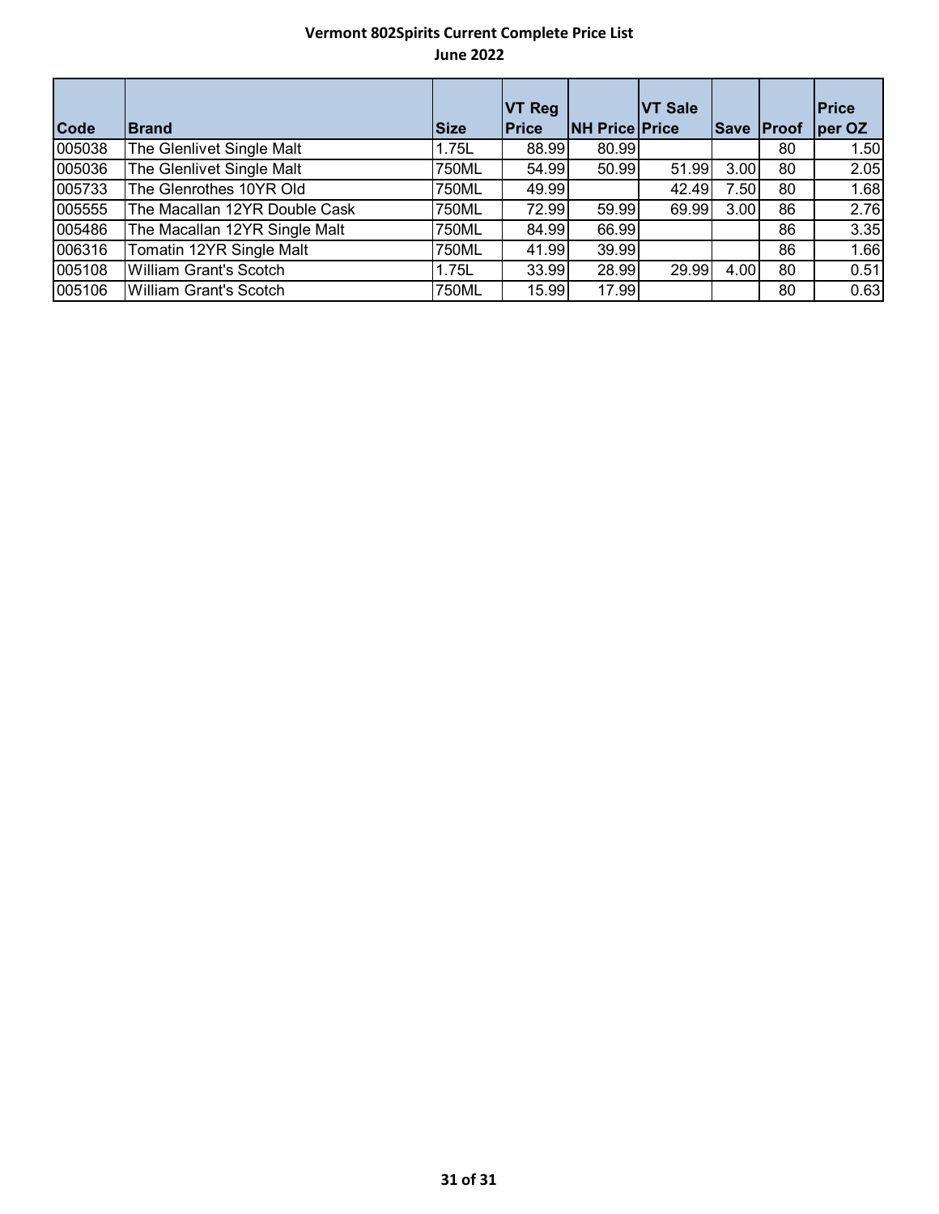**Vermont 802Spirits Current Complete Price List**
**June 2022**

| Code | Brand | Size | VT Reg Price | NH Price | VT Sale Price | Save | Proof | Price per OZ |
|---|---|---|---|---|---|---|---|---|
| 005038 | The Glenlivet Single Malt | 1.75L | 88.99 | 80.99 | | | 80 | 1.50 |
| 005036 | The Glenlivet Single Malt | 750ML | 54.99 | 50.99 | 51.99 | 3.00 | 80 | 2.05 |
| 005733 | The Glenrothes 10YR Old | 750ML | 49.99 | | 42.49 | 7.50 | 80 | 1.68 |
| 005555 | The Macallan 12YR Double Cask | 750ML | 72.99 | 59.99 | 69.99 | 3.00 | 86 | 2.76 |
| 005486 | The Macallan 12YR Single Malt | 750ML | 84.99 | 66.99 | | | 86 | 3.35 |
| 006316 | Tomatin 12YR Single Malt | 750ML | 41.99 | 39.99 | | | 86 | 1.66 |
| 005108 | William Grant's Scotch | 1.75L | 33.99 | 28.99 | 29.99 | 4.00 | 80 | 0.51 |
| 005106 | William Grant's Scotch | 750ML | 15.99 | 17.99 | | | 80 | 0.63 |